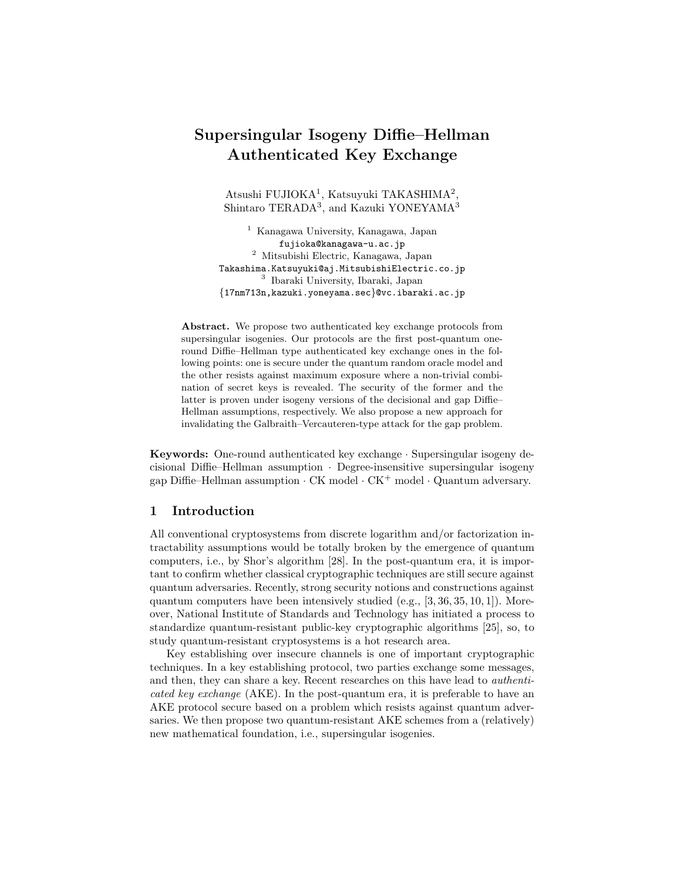# Supersingular Isogeny Diffie–Hellman Authenticated Key Exchange

Atsushi FUJIOKA[1], Katsuyuki TAKASHIMA[2], Shintaro TERADA[3], and Kazuki YONEYAMA[3]

[1] Kanagawa University, Kanagawa, Japan
fujioka@kanagawa-u.ac.jp
[2] Mitsubishi Electric, Kanagawa, Japan
Takashima.Katsuyuki@aj.MitsubishiElectric.co.jp
[3] Ibaraki University, Ibaraki, Japan
{17nm713n,kazuki.yoneyama.sec}@vc.ibaraki.ac.jp

**Abstract.** We propose two authenticated key exchange protocols from supersingular isogenies. Our protocols are the first post-quantum one-round Diffie–Hellman type authenticated key exchange ones in the following points: one is secure under the quantum random oracle model and the other resists against maximum exposure where a non-trivial combination of secret keys is revealed. The security of the former and the latter is proven under isogeny versions of the decisional and gap Diffie–Hellman assumptions, respectively. We also propose a new approach for invalidating the Galbraith–Vercauteren-type attack for the gap problem.

**Keywords:** One-round authenticated key exchange · Supersingular isogeny decisional Diffie–Hellman assumption · Degree-insensitive supersingular isogeny gap Diffie–Hellman assumption · CK model · CK$^+$ model · Quantum adversary.

## 1 Introduction

All conventional cryptosystems from discrete logarithm and/or factorization intractability assumptions would be totally broken by the emergence of quantum computers, i.e., by Shor's algorithm [28]. In the post-quantum era, it is important to confirm whether classical cryptographic techniques are still secure against quantum adversaries. Recently, strong security notions and constructions against quantum computers have been intensively studied (e.g., [3, 36, 35, 10, 1]). Moreover, National Institute of Standards and Technology has initiated a process to standardize quantum-resistant public-key cryptographic algorithms [25], so, to study quantum-resistant cryptosystems is a hot research area.

Key establishing over insecure channels is one of important cryptographic techniques. In a key establishing protocol, two parties exchange some messages, and then, they can share a key. Recent researches on this have lead to *authenticated key exchange* (AKE). In the post-quantum era, it is preferable to have an AKE protocol secure based on a problem which resists against quantum adversaries. We then propose two quantum-resistant AKE schemes from a (relatively) new mathematical foundation, i.e., supersingular isogenies.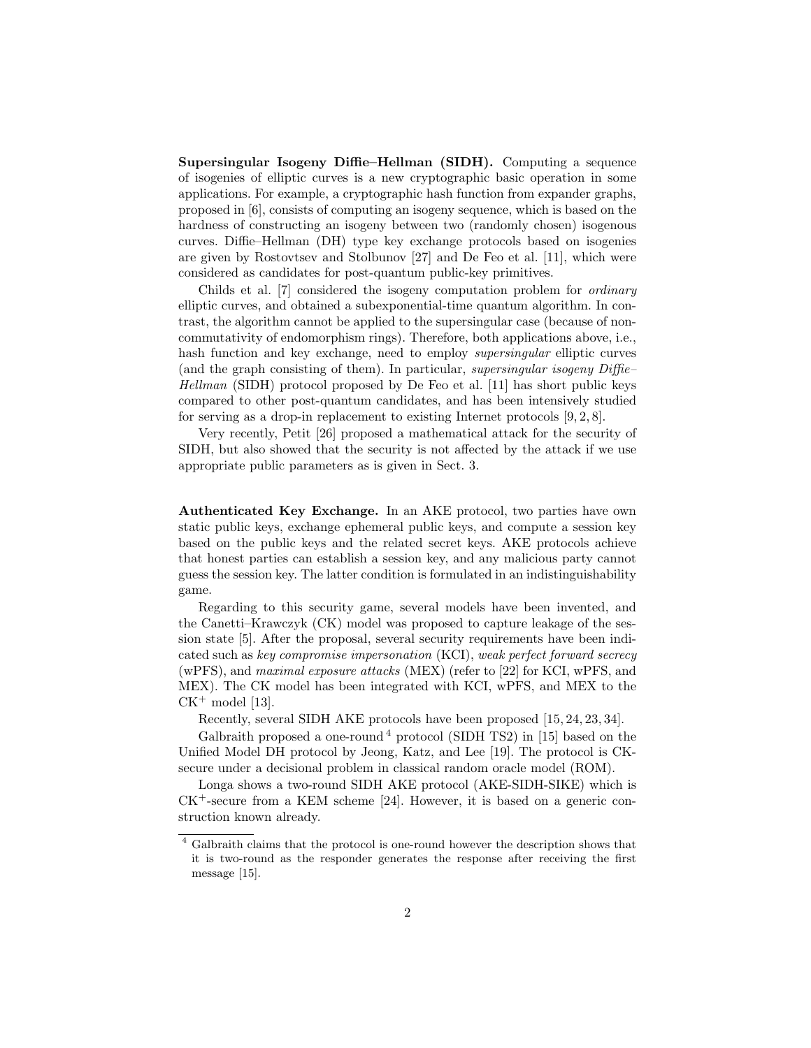**Supersingular Isogeny Diffie–Hellman (SIDH).** Computing a sequence of isogenies of elliptic curves is a new cryptographic basic operation in some applications. For example, a cryptographic hash function from expander graphs, proposed in [6], consists of computing an isogeny sequence, which is based on the hardness of constructing an isogeny between two (randomly chosen) isogenous curves. Diffie–Hellman (DH) type key exchange protocols based on isogenies are given by Rostovtsev and Stolbunov [27] and De Feo et al. [11], which were considered as candidates for post-quantum public-key primitives.

Childs et al. [7] considered the isogeny computation problem for *ordinary* elliptic curves, and obtained a subexponential-time quantum algorithm. In contrast, the algorithm cannot be applied to the supersingular case (because of non-commutativity of endomorphism rings). Therefore, both applications above, i.e., hash function and key exchange, need to employ *supersingular* elliptic curves (and the graph consisting of them). In particular, *supersingular isogeny Diffie–Hellman* (SIDH) protocol proposed by De Feo et al. [11] has short public keys compared to other post-quantum candidates, and has been intensively studied for serving as a drop-in replacement to existing Internet protocols [9, 2, 8].

Very recently, Petit [26] proposed a mathematical attack for the security of SIDH, but also showed that the security is not affected by the attack if we use appropriate public parameters as is given in Sect. 3.

**Authenticated Key Exchange.** In an AKE protocol, two parties have own static public keys, exchange ephemeral public keys, and compute a session key based on the public keys and the related secret keys. AKE protocols achieve that honest parties can establish a session key, and any malicious party cannot guess the session key. The latter condition is formulated in an indistinguishability game.

Regarding to this security game, several models have been invented, and the Canetti–Krawczyk (CK) model was proposed to capture leakage of the session state [5]. After the proposal, several security requirements have been indicated such as *key compromise impersonation* (KCI), *weak perfect forward secrecy* (wPFS), and *maximal exposure attacks* (MEX) (refer to [22] for KCI, wPFS, and MEX). The CK model has been integrated with KCI, wPFS, and MEX to the $\mathrm{CK}^+$ model [13].

Recently, several SIDH AKE protocols have been proposed [15, 24, 23, 34].

Galbraith proposed a one-round [4] protocol (SIDH TS2) in [15] based on the Unified Model DH protocol by Jeong, Katz, and Lee [19]. The protocol is CK-secure under a decisional problem in classical random oracle model (ROM).

Longa shows a two-round SIDH AKE protocol (AKE-SIDH-SIKE) which is $\mathrm{CK}^+$-secure from a KEM scheme [24]. However, it is based on a generic construction known already.

[4] Galbraith claims that the protocol is one-round however the description shows that it is two-round as the responder generates the response after receiving the first message [15].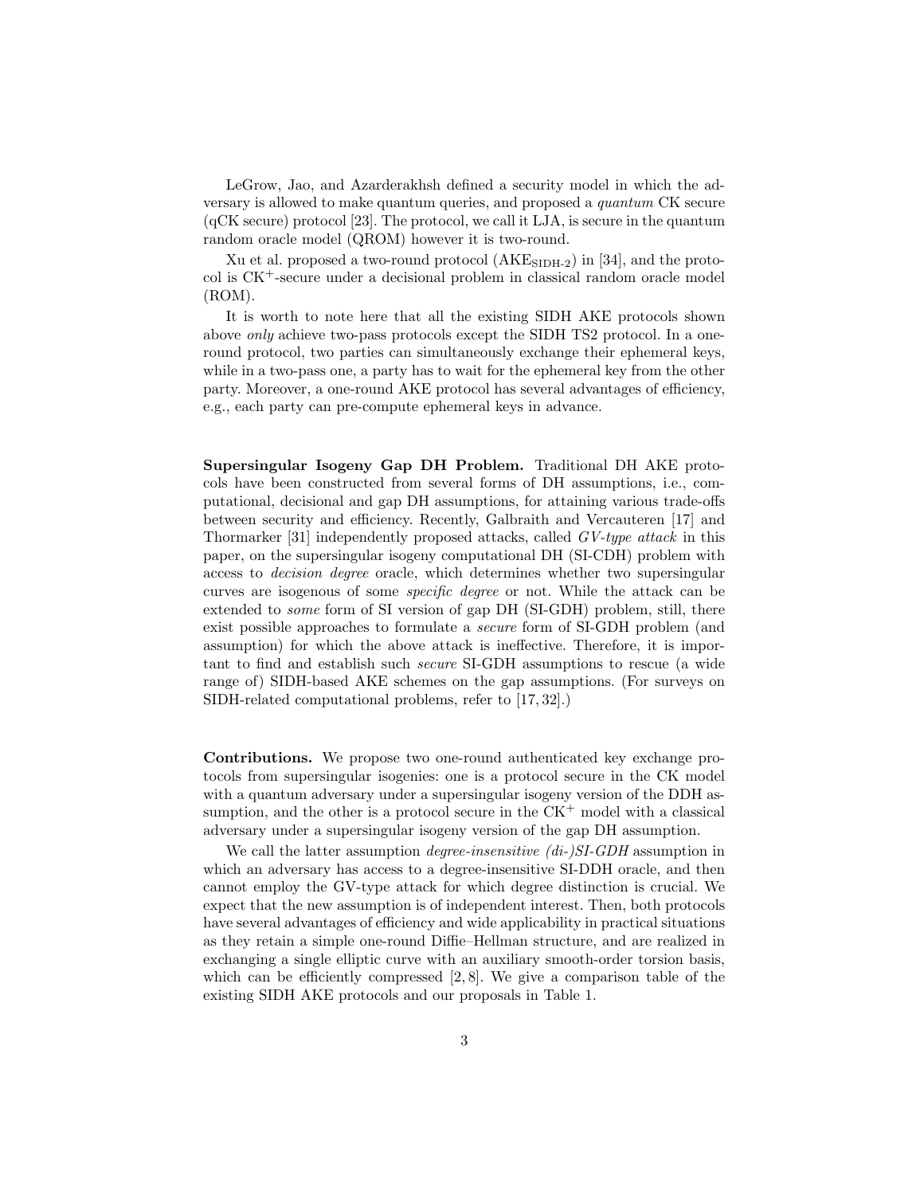LeGrow, Jao, and Azarderakhsh defined a security model in which the adversary is allowed to make quantum queries, and proposed a *quantum* CK secure (qCK secure) protocol [23]. The protocol, we call it LJA, is secure in the quantum random oracle model (QROM) however it is two-round.

Xu et al. proposed a two-round protocol ($\text{AKE}_{\text{SIDH-2}}$) in [34], and the protocol is $\text{CK}^+$-secure under a decisional problem in classical random oracle model (ROM).

It is worth to note here that all the existing SIDH AKE protocols shown above *only* achieve two-pass protocols except the SIDH TS2 protocol. In a one-round protocol, two parties can simultaneously exchange their ephemeral keys, while in a two-pass one, a party has to wait for the ephemeral key from the other party. Moreover, a one-round AKE protocol has several advantages of efficiency, e.g., each party can pre-compute ephemeral keys in advance.

**Supersingular Isogeny Gap DH Problem.** Traditional DH AKE protocols have been constructed from several forms of DH assumptions, i.e., computational, decisional and gap DH assumptions, for attaining various trade-offs between security and efficiency. Recently, Galbraith and Vercauteren [17] and Thormarker [31] independently proposed attacks, called *GV-type attack* in this paper, on the supersingular isogeny computational DH (SI-CDH) problem with access to *decision degree* oracle, which determines whether two supersingular curves are isogenous of some *specific degree* or not. While the attack can be extended to *some* form of SI version of gap DH (SI-GDH) problem, still, there exist possible approaches to formulate a *secure* form of SI-GDH problem (and assumption) for which the above attack is ineffective. Therefore, it is important to find and establish such *secure* SI-GDH assumptions to rescue (a wide range of) SIDH-based AKE schemes on the gap assumptions. (For surveys on SIDH-related computational problems, refer to [17, 32].)

**Contributions.** We propose two one-round authenticated key exchange protocols from supersingular isogenies: one is a protocol secure in the CK model with a quantum adversary under a supersingular isogeny version of the DDH assumption, and the other is a protocol secure in the $\text{CK}^+$ model with a classical adversary under a supersingular isogeny version of the gap DH assumption.

We call the latter assumption *degree-insensitive (di-)SI-GDH* assumption in which an adversary has access to a degree-insensitive SI-DDH oracle, and then cannot employ the GV-type attack for which degree distinction is crucial. We expect that the new assumption is of independent interest. Then, both protocols have several advantages of efficiency and wide applicability in practical situations as they retain a simple one-round Diffie–Hellman structure, and are realized in exchanging a single elliptic curve with an auxiliary smooth-order torsion basis, which can be efficiently compressed [2, 8]. We give a comparison table of the existing SIDH AKE protocols and our proposals in Table 1.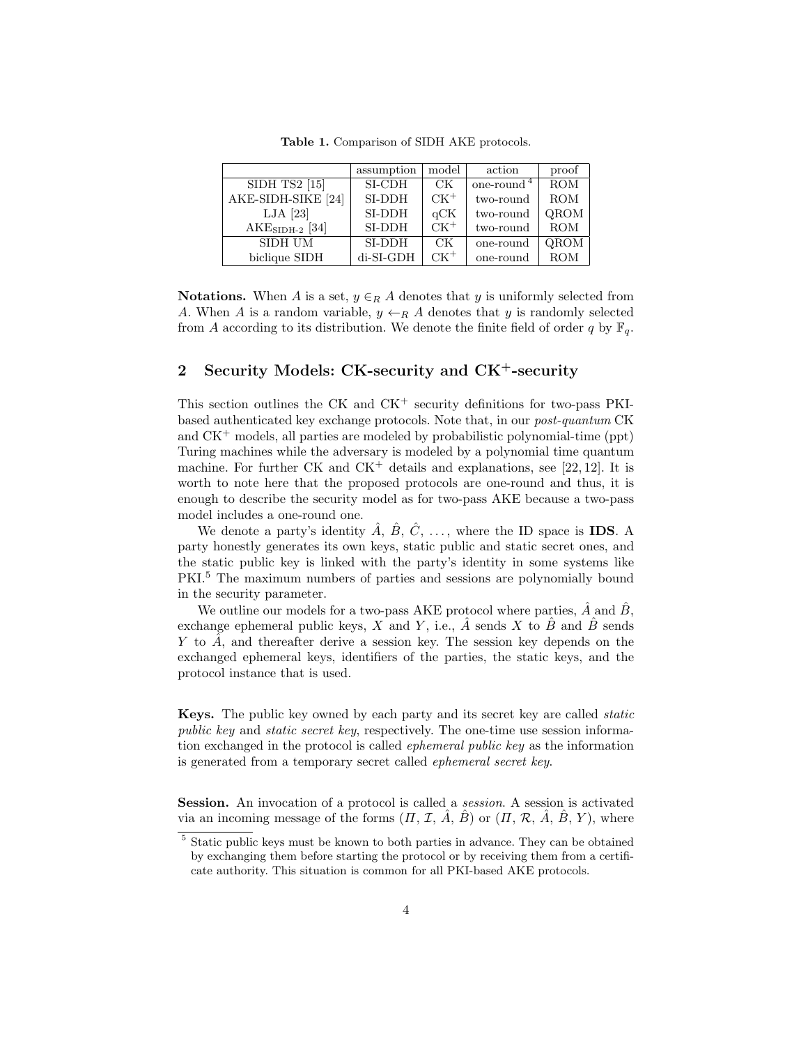**Table 1.** Comparison of SIDH AKE protocols.

| | assumption | model | action | proof |
|---|---|---|---|---|
| SIDH TS2 [15] | SI-CDH | CK | one-round [4] | ROM |
| AKE-SIDH-SIKE [24] | SI-DDH | CK$^+$ | two-round | ROM |
| LJA [23] | SI-DDH | qCK | two-round | QROM |
| AKE$_{\text{SIDH-2}}$ [34] | SI-DDH | CK$^+$ | two-round | ROM |
| SIDH UM | SI-DDH | CK | one-round | QROM |
| biclique SIDH | di-SI-GDH | CK$^+$ | one-round | ROM |

**Notations.** When $A$ is a set, $y \in_R A$ denotes that $y$ is uniformly selected from $A$. When $A$ is a random variable, $y \leftarrow_R A$ denotes that $y$ is randomly selected from $A$ according to its distribution. We denote the finite field of order $q$ by $\mathbb{F}_q$.

## 2 Security Models: CK-security and CK$^+$-security

This section outlines the CK and CK$^+$ security definitions for two-pass PKI-based authenticated key exchange protocols. Note that, in our *post-quantum* CK and CK$^+$ models, all parties are modeled by probabilistic polynomial-time (ppt) Turing machines while the adversary is modeled by a polynomial time quantum machine. For further CK and CK$^+$ details and explanations, see [22, 12]. It is worth to note here that the proposed protocols are one-round and thus, it is enough to describe the security model as for two-pass AKE because a two-pass model includes a one-round one.

We denote a party's identity $\hat{A}$, $\hat{B}$, $\hat{C}$, $\ldots$, where the ID space is **IDS**. A party honestly generates its own keys, static public and static secret ones, and the static public key is linked with the party's identity in some systems like PKI.[5] The maximum numbers of parties and sessions are polynomially bound in the security parameter.

We outline our models for a two-pass AKE protocol where parties, $\hat{A}$ and $\hat{B}$, exchange ephemeral public keys, $X$ and $Y$, i.e., $\hat{A}$ sends $X$ to $\hat{B}$ and $\hat{B}$ sends $Y$ to $\hat{A}$, and thereafter derive a session key. The session key depends on the exchanged ephemeral keys, identifiers of the parties, the static keys, and the protocol instance that is used.

**Keys.** The public key owned by each party and its secret key are called *static public key* and *static secret key*, respectively. The one-time use session information exchanged in the protocol is called *ephemeral public key* as the information is generated from a temporary secret called *ephemeral secret key*.

**Session.** An invocation of a protocol is called a *session*. A session is activated via an incoming message of the forms $(\Pi, \mathcal{I}, \hat{A}, \hat{B})$ or $(\Pi, \mathcal{R}, \hat{A}, \hat{B}, Y)$, where

[5] Static public keys must be known to both parties in advance. They can be obtained by exchanging them before starting the protocol or by receiving them from a certificate authority. This situation is common for all PKI-based AKE protocols.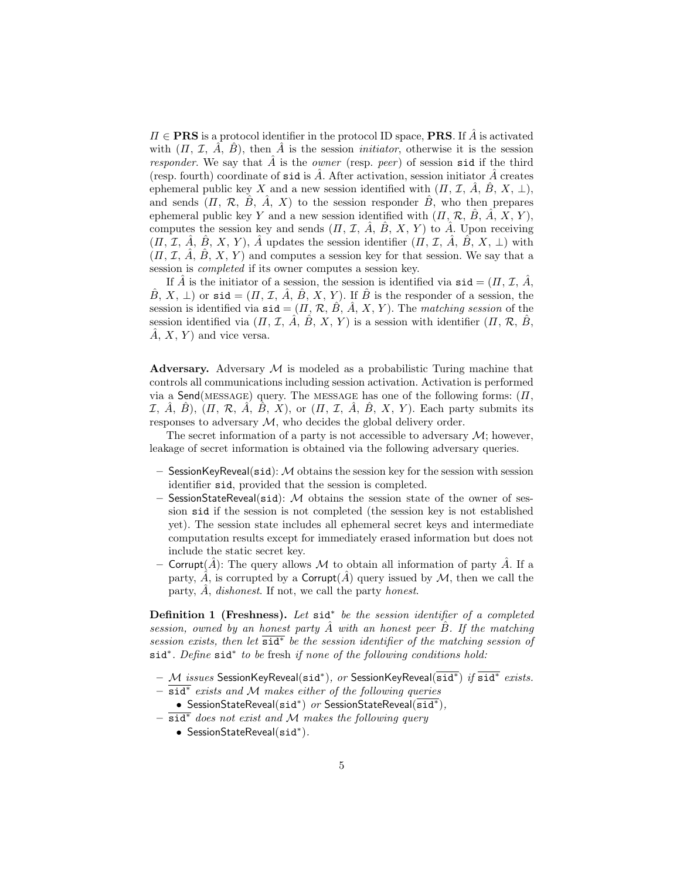$\Pi \in \mathbf{PRS}$ is a protocol identifier in the protocol ID space, $\mathbf{PRS}$. If $\hat{A}$ is activated with $(\Pi, \mathcal{I}, \hat{A}, \hat{B})$, then $\hat{A}$ is the session *initiator*, otherwise it is the session *responder*. We say that $\hat{A}$ is the *owner* (resp. *peer*) of session $\mathtt{sid}$ if the third (resp. fourth) coordinate of $\mathtt{sid}$ is $\hat{A}$. After activation, session initiator $\hat{A}$ creates ephemeral public key $X$ and a new session identified with $(\Pi, \mathcal{I}, \hat{A}, \hat{B}, X, \bot)$, and sends $(\Pi, \mathcal{R}, \hat{B}, \hat{A}, X)$ to the session responder $\hat{B}$, who then prepares ephemeral public key $Y$ and a new session identified with $(\Pi, \mathcal{R}, \hat{B}, \hat{A}, X, Y)$, computes the session key and sends $(\Pi, \mathcal{I}, \hat{A}, \hat{B}, X, Y)$ to $\hat{A}$. Upon receiving $(\Pi, \mathcal{I}, \hat{A}, \hat{B}, X, Y)$, $\hat{A}$ updates the session identifier $(\Pi, \mathcal{I}, \hat{A}, \hat{B}, X, \bot)$ with $(\Pi, \mathcal{I}, \hat{A}, \hat{B}, X, Y)$ and computes a session key for that session. We say that a session is *completed* if its owner computes a session key.

If $\hat{A}$ is the initiator of a session, the session is identified via $\mathtt{sid} = (\Pi, \mathcal{I}, \hat{A}, \hat{B}, X, \bot)$ or $\mathtt{sid} = (\Pi, \mathcal{I}, \hat{A}, \hat{B}, X, Y)$. If $\hat{B}$ is the responder of a session, the session is identified via $\mathtt{sid} = (\Pi, \mathcal{R}, \hat{B}, \hat{A}, X, Y)$. The *matching session* of the session identified via $(\Pi, \mathcal{I}, \hat{A}, \hat{B}, X, Y)$ is a session with identifier $(\Pi, \mathcal{R}, \hat{B}, \hat{A}, X, Y)$ and vice versa.

**Adversary.** Adversary $\mathcal{M}$ is modeled as a probabilistic Turing machine that controls all communications including session activation. Activation is performed via a Send(MESSAGE) query. The MESSAGE has one of the following forms: $(\Pi, \mathcal{I}, \hat{A}, \hat{B})$, $(\Pi, \mathcal{R}, \hat{A}, \hat{B}, X)$, or $(\Pi, \mathcal{I}, \hat{A}, \hat{B}, X, Y)$. Each party submits its responses to adversary $\mathcal{M}$, who decides the global delivery order.

The secret information of a party is not accessible to adversary $\mathcal{M}$; however, leakage of secret information is obtained via the following adversary queries.

- SessionKeyReveal($\mathtt{sid}$): $\mathcal{M}$ obtains the session key for the session with session identifier $\mathtt{sid}$, provided that the session is completed.
- SessionStateReveal($\mathtt{sid}$): $\mathcal{M}$ obtains the session state of the owner of session $\mathtt{sid}$ if the session is not completed (the session key is not established yet). The session state includes all ephemeral secret keys and intermediate computation results except for immediately erased information but does not include the static secret key.
- Corrupt($\hat{A}$): The query allows $\mathcal{M}$ to obtain all information of party $\hat{A}$. If a party, $\hat{A}$, is corrupted by a Corrupt($\hat{A}$) query issued by $\mathcal{M}$, then we call the party, $\hat{A}$, *dishonest*. If not, we call the party *honest*.

**Definition 1 (Freshness).** *Let $\mathtt{sid}^*$ be the session identifier of a completed session, owned by an honest party $\hat{A}$ with an honest peer $\hat{B}$. If the matching session exists, then let $\overline{\mathtt{sid}^*}$ be the session identifier of the matching session of $\mathtt{sid}^*$. Define $\mathtt{sid}^*$ to be* fresh *if none of the following conditions hold:*

- *$\mathcal{M}$ issues* SessionKeyReveal($\mathtt{sid}^*$)*, or* SessionKeyReveal($\overline{\mathtt{sid}^*}$) *if $\overline{\mathtt{sid}^*}$ exists.*
- *$\overline{\mathtt{sid}^*}$ exists and $\mathcal{M}$ makes either of the following queries*
  - SessionStateReveal($\mathtt{sid}^*$) *or* SessionStateReveal($\overline{\mathtt{sid}^*}$)*,*
- *$\overline{\mathtt{sid}^*}$ does not exist and $\mathcal{M}$ makes the following query*
  - SessionStateReveal($\mathtt{sid}^*$).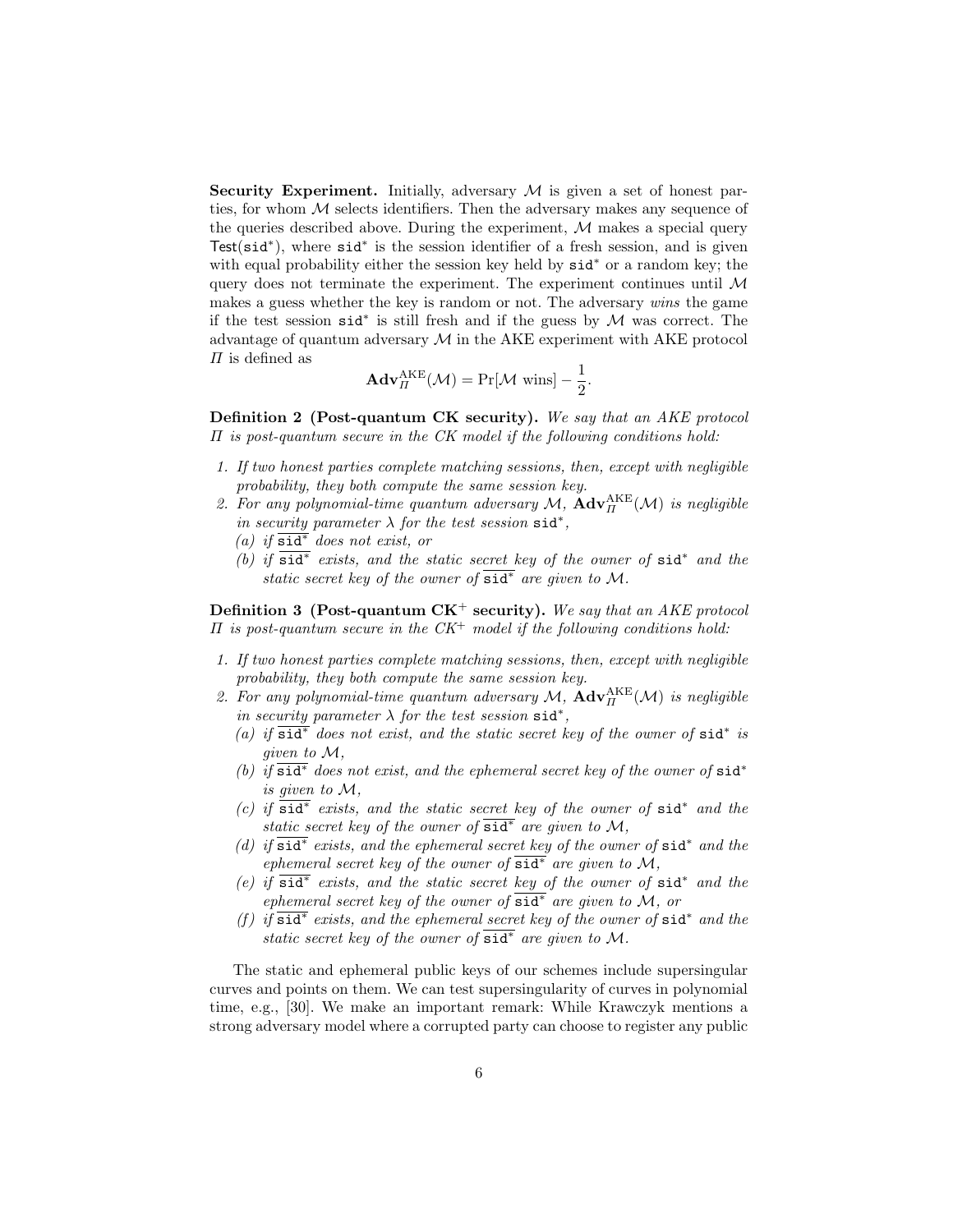**Security Experiment.** Initially, adversary $\mathcal{M}$ is given a set of honest parties, for whom $\mathcal{M}$ selects identifiers. Then the adversary makes any sequence of the queries described above. During the experiment, $\mathcal{M}$ makes a special query $\mathsf{Test}(\mathtt{sid}^*)$, where $\mathtt{sid}^*$ is the session identifier of a fresh session, and is given with equal probability either the session key held by $\mathtt{sid}^*$ or a random key; the query does not terminate the experiment. The experiment continues until $\mathcal{M}$ makes a guess whether the key is random or not. The adversary *wins* the game if the test session $\mathtt{sid}^*$ is still fresh and if the guess by $\mathcal{M}$ was correct. The advantage of quantum adversary $\mathcal{M}$ in the AKE experiment with AKE protocol $\Pi$ is defined as

$$\mathbf{Adv}_{\Pi}^{\mathrm{AKE}}(\mathcal{M}) = \Pr[\mathcal{M} \text{ wins}] - \frac{1}{2}.$$

**Definition 2 (Post-quantum CK security).** *We say that an AKE protocol $\Pi$ is post-quantum secure in the CK model if the following conditions hold:*

1. *If two honest parties complete matching sessions, then, except with negligible probability, they both compute the same session key.*
2. *For any polynomial-time quantum adversary $\mathcal{M}$, $\mathbf{Adv}_{\Pi}^{\mathrm{AKE}}(\mathcal{M})$ is negligible in security parameter $\lambda$ for the test session $\mathtt{sid}^*$,*
   - *(a) if $\overline{\mathtt{sid}^*}$ does not exist, or*
   - *(b) if $\overline{\mathtt{sid}^*}$ exists, and the static secret key of the owner of $\mathtt{sid}^*$ and the static secret key of the owner of $\overline{\mathtt{sid}^*}$ are given to $\mathcal{M}$.*

**Definition 3 (Post-quantum CK$^+$ security).** *We say that an AKE protocol $\Pi$ is post-quantum secure in the CK$^+$ model if the following conditions hold:*

1. *If two honest parties complete matching sessions, then, except with negligible probability, they both compute the same session key.*
2. *For any polynomial-time quantum adversary $\mathcal{M}$, $\mathbf{Adv}_{\Pi}^{\mathrm{AKE}}(\mathcal{M})$ is negligible in security parameter $\lambda$ for the test session $\mathtt{sid}^*$,*
   - *(a) if $\overline{\mathtt{sid}^*}$ does not exist, and the static secret key of the owner of $\mathtt{sid}^*$ is given to $\mathcal{M}$,*
   - *(b) if $\overline{\mathtt{sid}^*}$ does not exist, and the ephemeral secret key of the owner of $\mathtt{sid}^*$ is given to $\mathcal{M}$,*
   - *(c) if $\overline{\mathtt{sid}^*}$ exists, and the static secret key of the owner of $\mathtt{sid}^*$ and the static secret key of the owner of $\overline{\mathtt{sid}^*}$ are given to $\mathcal{M}$,*
   - *(d) if $\overline{\mathtt{sid}^*}$ exists, and the ephemeral secret key of the owner of $\mathtt{sid}^*$ and the ephemeral secret key of the owner of $\overline{\mathtt{sid}^*}$ are given to $\mathcal{M}$,*
   - *(e) if $\overline{\mathtt{sid}^*}$ exists, and the static secret key of the owner of $\mathtt{sid}^*$ and the ephemeral secret key of the owner of $\overline{\mathtt{sid}^*}$ are given to $\mathcal{M}$, or*
   - *(f) if $\overline{\mathtt{sid}^*}$ exists, and the ephemeral secret key of the owner of $\mathtt{sid}^*$ and the static secret key of the owner of $\overline{\mathtt{sid}^*}$ are given to $\mathcal{M}$.*

The static and ephemeral public keys of our schemes include supersingular curves and points on them. We can test supersingularity of curves in polynomial time, e.g., [30]. We make an important remark: While Krawczyk mentions a strong adversary model where a corrupted party can choose to register any public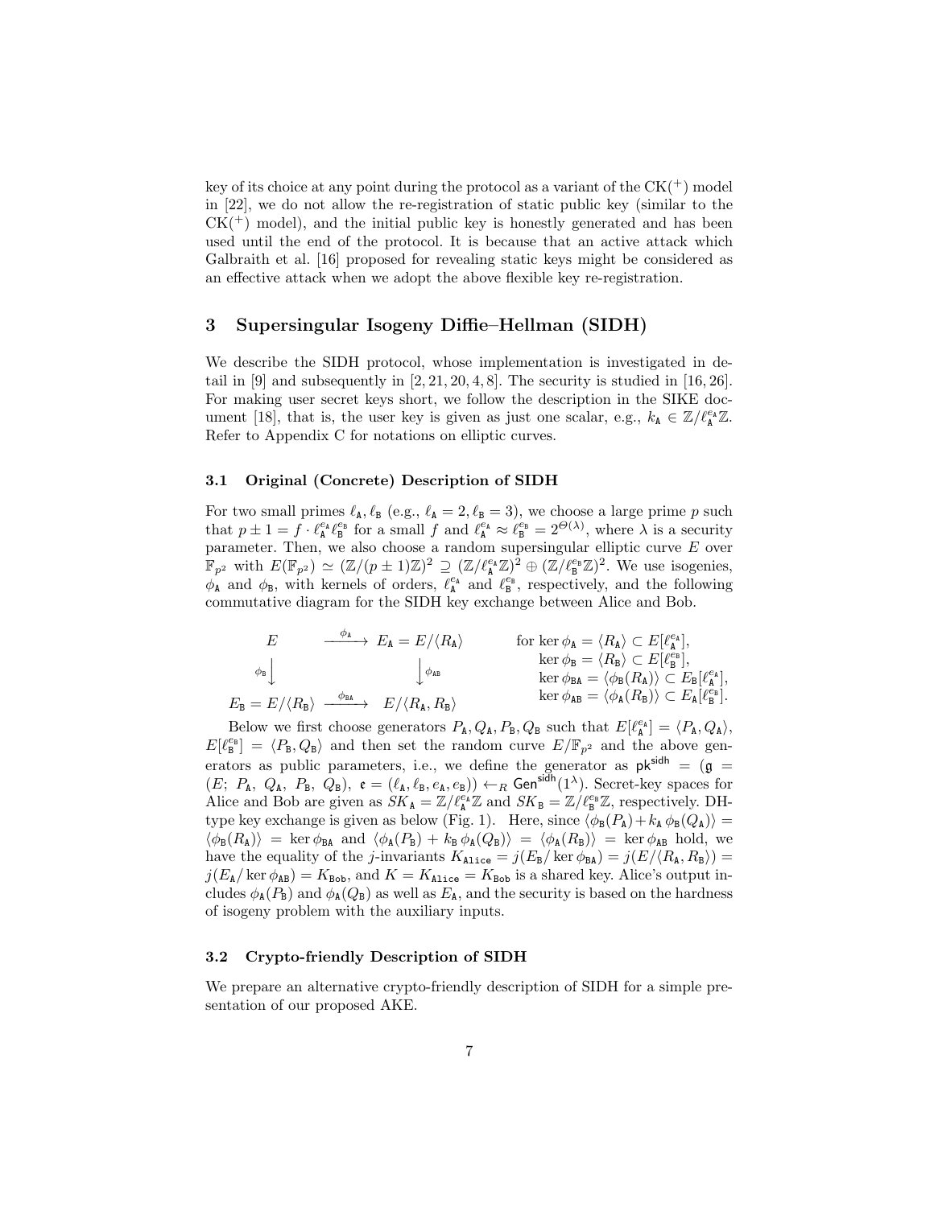key of its choice at any point during the protocol as a variant of the CK($^+$) model in [22], we do not allow the re-registration of static public key (similar to the CK($^+$) model), and the initial public key is honestly generated and has been used until the end of the protocol. It is because that an active attack which Galbraith et al. [16] proposed for revealing static keys might be considered as an effective attack when we adopt the above flexible key re-registration.

## 3 Supersingular Isogeny Diffie–Hellman (SIDH)

We describe the SIDH protocol, whose implementation is investigated in detail in [9] and subsequently in [2, 21, 20, 4, 8]. The security is studied in [16, 26]. For making user secret keys short, we follow the description in the SIKE document [18], that is, the user key is given as just one scalar, e.g., $k_{\mathtt{A}} \in \mathbb{Z}/\ell_{\mathtt{A}}^{e_{\mathtt{A}}}\mathbb{Z}$. Refer to Appendix C for notations on elliptic curves.

### 3.1 Original (Concrete) Description of SIDH

For two small primes $\ell_{\mathtt{A}}, \ell_{\mathtt{B}}$ (e.g., $\ell_{\mathtt{A}} = 2, \ell_{\mathtt{B}} = 3$), we choose a large prime $p$ such that $p \pm 1 = f \cdot \ell_{\mathtt{A}}^{e_{\mathtt{A}}} \ell_{\mathtt{B}}^{e_{\mathtt{B}}}$ for a small $f$ and $\ell_{\mathtt{A}}^{e_{\mathtt{A}}} \approx \ell_{\mathtt{B}}^{e_{\mathtt{B}}} = 2^{\Theta(\lambda)}$, where $\lambda$ is a security parameter. Then, we also choose a random supersingular elliptic curve $E$ over $\mathbb{F}_{p^2}$ with $E(\mathbb{F}_{p^2}) \simeq (\mathbb{Z}/(p \pm 1)\mathbb{Z})^2 \supseteq (\mathbb{Z}/\ell_{\mathtt{A}}^{e_{\mathtt{A}}}\mathbb{Z})^2 \oplus (\mathbb{Z}/\ell_{\mathtt{B}}^{e_{\mathtt{B}}}\mathbb{Z})^2$. We use isogenies, $\phi_{\mathtt{A}}$ and $\phi_{\mathtt{B}}$, with kernels of orders, $\ell_{\mathtt{A}}^{e_{\mathtt{A}}}$ and $\ell_{\mathtt{B}}^{e_{\mathtt{B}}}$, respectively, and the following commutative diagram for the SIDH key exchange between Alice and Bob.

$$
\begin{array}{ccc}
E & \xrightarrow{\ \phi_{\mathtt{A}}\ } & E_{\mathtt{A}} = E/\langle R_{\mathtt{A}} \rangle \\
{\scriptstyle \phi_{\mathtt{B}}}\downarrow & & \downarrow{\scriptstyle \phi_{\mathtt{AB}}} \\
E_{\mathtt{B}} = E/\langle R_{\mathtt{B}} \rangle & \xrightarrow{\ \phi_{\mathtt{BA}}\ } & E/\langle R_{\mathtt{A}}, R_{\mathtt{B}} \rangle
\end{array}
\qquad
\begin{array}{l}
\text{for } \ker \phi_{\mathtt{A}} = \langle R_{\mathtt{A}} \rangle \subset E[\ell_{\mathtt{A}}^{e_{\mathtt{A}}}], \\
\ker \phi_{\mathtt{B}} = \langle R_{\mathtt{B}} \rangle \subset E[\ell_{\mathtt{B}}^{e_{\mathtt{B}}}], \\
\ker \phi_{\mathtt{BA}} = \langle \phi_{\mathtt{B}}(R_{\mathtt{A}}) \rangle \subset E_{\mathtt{B}}[\ell_{\mathtt{A}}^{e_{\mathtt{A}}}], \\
\ker \phi_{\mathtt{AB}} = \langle \phi_{\mathtt{A}}(R_{\mathtt{B}}) \rangle \subset E_{\mathtt{A}}[\ell_{\mathtt{B}}^{e_{\mathtt{B}}}].
\end{array}
$$

Below we first choose generators $P_{\mathtt{A}}, Q_{\mathtt{A}}, P_{\mathtt{B}}, Q_{\mathtt{B}}$ such that $E[\ell_{\mathtt{A}}^{e_{\mathtt{A}}}] = \langle P_{\mathtt{A}}, Q_{\mathtt{A}} \rangle$, $E[\ell_{\mathtt{B}}^{e_{\mathtt{B}}}] = \langle P_{\mathtt{B}}, Q_{\mathtt{B}} \rangle$ and then set the random curve $E/\mathbb{F}_{p^2}$ and the above generators as public parameters, i.e., we define the generator as $\mathsf{pk}^{\mathsf{sidh}} = (\mathfrak{g} = (E;\ P_{\mathtt{A}},\ Q_{\mathtt{A}},\ P_{\mathtt{B}},\ Q_{\mathtt{B}}),\ \mathfrak{e} = (\ell_{\mathtt{A}}, \ell_{\mathtt{B}}, e_{\mathtt{A}}, e_{\mathtt{B}})) \leftarrow_R \mathsf{Gen}^{\mathsf{sidh}}(1^\lambda)$. Secret-key spaces for Alice and Bob are given as $SK_{\mathtt{A}} = \mathbb{Z}/\ell_{\mathtt{A}}^{e_{\mathtt{A}}}\mathbb{Z}$ and $SK_{\mathtt{B}} = \mathbb{Z}/\ell_{\mathtt{B}}^{e_{\mathtt{B}}}\mathbb{Z}$, respectively. DH-type key exchange is given as below (Fig. 1). Here, since $\langle \phi_{\mathtt{B}}(P_{\mathtt{A}}) + k_{\mathtt{A}}\, \phi_{\mathtt{B}}(Q_{\mathtt{A}}) \rangle = \langle \phi_{\mathtt{B}}(R_{\mathtt{A}}) \rangle = \ker \phi_{\mathtt{BA}}$ and $\langle \phi_{\mathtt{A}}(P_{\mathtt{B}}) + k_{\mathtt{B}}\, \phi_{\mathtt{A}}(Q_{\mathtt{B}}) \rangle = \langle \phi_{\mathtt{A}}(R_{\mathtt{B}}) \rangle = \ker \phi_{\mathtt{AB}}$ hold, we have the equality of the $j$-invariants $K_{\mathtt{Alice}} = j(E_{\mathtt{B}}/\ker \phi_{\mathtt{BA}}) = j(E/\langle R_{\mathtt{A}}, R_{\mathtt{B}} \rangle) = j(E_{\mathtt{A}}/\ker \phi_{\mathtt{AB}}) = K_{\mathtt{Bob}}$, and $K = K_{\mathtt{Alice}} = K_{\mathtt{Bob}}$ is a shared key. Alice's output includes $\phi_{\mathtt{A}}(P_{\mathtt{B}})$ and $\phi_{\mathtt{A}}(Q_{\mathtt{B}})$ as well as $E_{\mathtt{A}}$, and the security is based on the hardness of isogeny problem with the auxiliary inputs.

### 3.2 Crypto-friendly Description of SIDH

We prepare an alternative crypto-friendly description of SIDH for a simple presentation of our proposed AKE.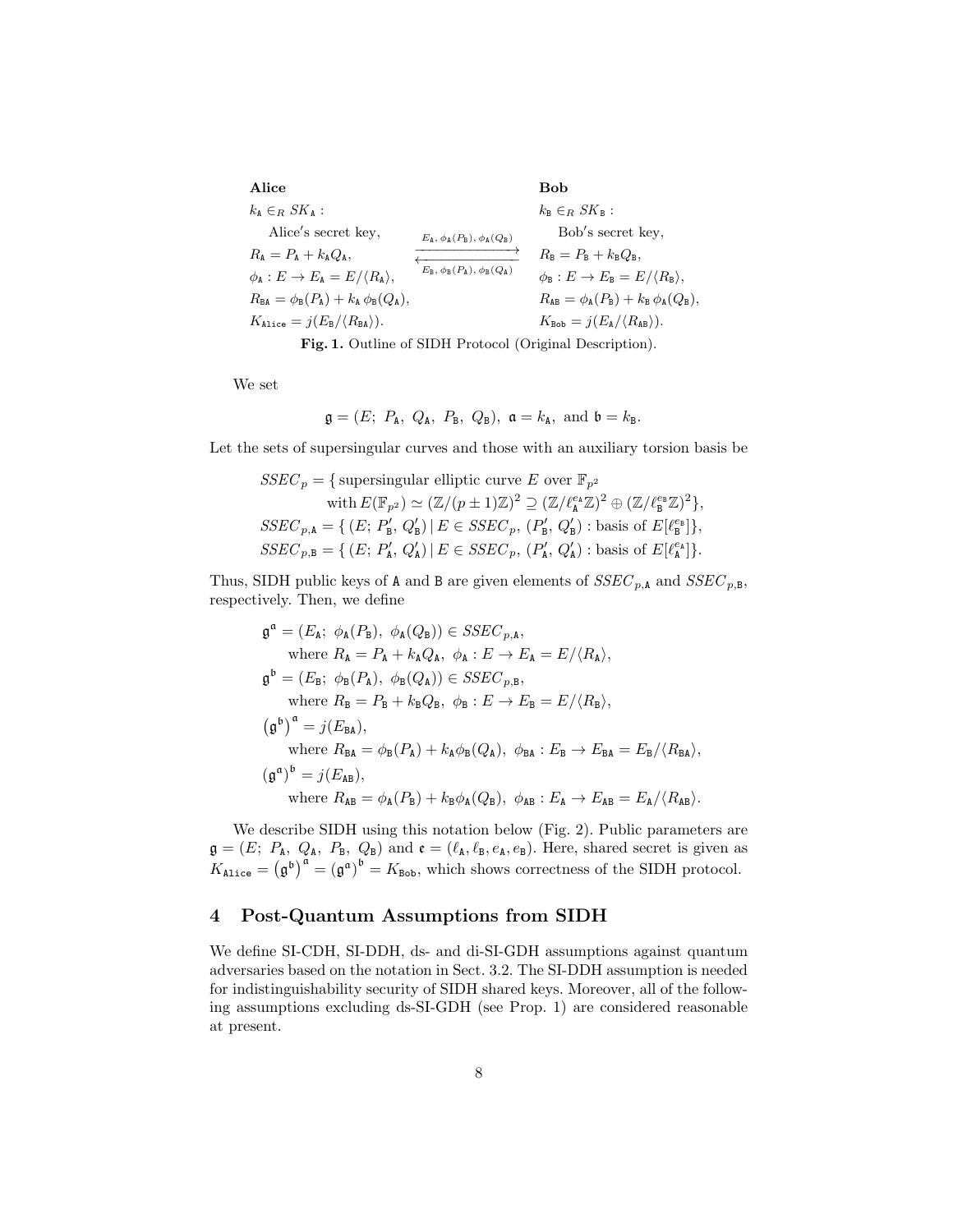| **Alice** | | **Bob** |
|---|---|---|
| $k_{\mathtt{A}} \in_R SK_{\mathtt{A}}$ : | | $k_{\mathtt{B}} \in_R SK_{\mathtt{B}}$ : |
| Alice′s secret key, | $\xrightarrow{E_{\mathtt{A}},\, \phi_{\mathtt{A}}(P_{\mathtt{B}}),\, \phi_{\mathtt{A}}(Q_{\mathtt{B}})}$ | Bob′s secret key, |
| $R_{\mathtt{A}} = P_{\mathtt{A}} + k_{\mathtt{A}} Q_{\mathtt{A}}$, | $\xleftarrow[E_{\mathtt{B}},\, \phi_{\mathtt{B}}(P_{\mathtt{A}}),\, \phi_{\mathtt{B}}(Q_{\mathtt{A}})]{}$ | $R_{\mathtt{B}} = P_{\mathtt{B}} + k_{\mathtt{B}} Q_{\mathtt{B}}$, |
| $\phi_{\mathtt{A}} : E \to E_{\mathtt{A}} = E/\langle R_{\mathtt{A}} \rangle$, | | $\phi_{\mathtt{B}} : E \to E_{\mathtt{B}} = E/\langle R_{\mathtt{B}} \rangle$, |
| $R_{\mathtt{BA}} = \phi_{\mathtt{B}}(P_{\mathtt{A}}) + k_{\mathtt{A}}\, \phi_{\mathtt{B}}(Q_{\mathtt{A}})$, | | $R_{\mathtt{AB}} = \phi_{\mathtt{A}}(P_{\mathtt{B}}) + k_{\mathtt{B}}\, \phi_{\mathtt{A}}(Q_{\mathtt{B}})$, |
| $K_{\mathtt{Alice}} = j(E_{\mathtt{B}}/\langle R_{\mathtt{BA}} \rangle)$. | | $K_{\mathtt{Bob}} = j(E_{\mathtt{A}}/\langle R_{\mathtt{AB}} \rangle)$. |

**Fig. 1.** Outline of SIDH Protocol (Original Description).

We set

$$\mathfrak{g} = (E;\ P_{\mathtt{A}},\ Q_{\mathtt{A}},\ P_{\mathtt{B}},\ Q_{\mathtt{B}}),\ \mathfrak{a} = k_{\mathtt{A}},\ \text{and}\ \mathfrak{b} = k_{\mathtt{B}}.$$

Let the sets of supersingular curves and those with an auxiliary torsion basis be

$$\begin{aligned}
SSEC_p = \{ &\text{supersingular elliptic curve } E \text{ over } \mathbb{F}_{p^2} \\
&\text{with } E(\mathbb{F}_{p^2}) \simeq (\mathbb{Z}/(p \pm 1)\mathbb{Z})^2 \supseteq (\mathbb{Z}/\ell_{\mathtt{A}}^{e_{\mathtt{A}}}\mathbb{Z})^2 \oplus (\mathbb{Z}/\ell_{\mathtt{B}}^{e_{\mathtt{B}}}\mathbb{Z})^2 \}, \\
SSEC_{p,\mathtt{A}} = \{ &(E;\ P'_{\mathtt{B}},\ Q'_{\mathtt{B}}) \mid E \in SSEC_p,\ (P'_{\mathtt{B}},\ Q'_{\mathtt{B}}) : \text{basis of } E[\ell_{\mathtt{B}}^{e_{\mathtt{B}}}] \}, \\
SSEC_{p,\mathtt{B}} = \{ &(E;\ P'_{\mathtt{A}},\ Q'_{\mathtt{A}}) \mid E \in SSEC_p,\ (P'_{\mathtt{A}},\ Q'_{\mathtt{A}}) : \text{basis of } E[\ell_{\mathtt{A}}^{e_{\mathtt{A}}}] \}.
\end{aligned}$$

Thus, SIDH public keys of A and B are given elements of $SSEC_{p,\mathtt{A}}$ and $SSEC_{p,\mathtt{B}}$, respectively. Then, we define

$$\begin{aligned}
\mathfrak{g}^{\mathfrak{a}} &= (E_{\mathtt{A}};\ \phi_{\mathtt{A}}(P_{\mathtt{B}}),\ \phi_{\mathtt{A}}(Q_{\mathtt{B}})) \in SSEC_{p,\mathtt{A}}, \\
&\quad \text{where } R_{\mathtt{A}} = P_{\mathtt{A}} + k_{\mathtt{A}} Q_{\mathtt{A}},\ \phi_{\mathtt{A}} : E \to E_{\mathtt{A}} = E/\langle R_{\mathtt{A}} \rangle, \\
\mathfrak{g}^{\mathfrak{b}} &= (E_{\mathtt{B}};\ \phi_{\mathtt{B}}(P_{\mathtt{A}}),\ \phi_{\mathtt{B}}(Q_{\mathtt{A}})) \in SSEC_{p,\mathtt{B}}, \\
&\quad \text{where } R_{\mathtt{B}} = P_{\mathtt{B}} + k_{\mathtt{B}} Q_{\mathtt{B}},\ \phi_{\mathtt{B}} : E \to E_{\mathtt{B}} = E/\langle R_{\mathtt{B}} \rangle, \\
\left(\mathfrak{g}^{\mathfrak{b}}\right)^{\mathfrak{a}} &= j(E_{\mathtt{BA}}), \\
&\quad \text{where } R_{\mathtt{BA}} = \phi_{\mathtt{B}}(P_{\mathtt{A}}) + k_{\mathtt{A}} \phi_{\mathtt{B}}(Q_{\mathtt{A}}),\ \phi_{\mathtt{BA}} : E_{\mathtt{B}} \to E_{\mathtt{BA}} = E_{\mathtt{B}}/\langle R_{\mathtt{BA}} \rangle, \\
\left(\mathfrak{g}^{\mathfrak{a}}\right)^{\mathfrak{b}} &= j(E_{\mathtt{AB}}), \\
&\quad \text{where } R_{\mathtt{AB}} = \phi_{\mathtt{A}}(P_{\mathtt{B}}) + k_{\mathtt{B}} \phi_{\mathtt{A}}(Q_{\mathtt{B}}),\ \phi_{\mathtt{AB}} : E_{\mathtt{A}} \to E_{\mathtt{AB}} = E_{\mathtt{A}}/\langle R_{\mathtt{AB}} \rangle.
\end{aligned}$$

We describe SIDH using this notation below (Fig. 2). Public parameters are $\mathfrak{g} = (E;\ P_{\mathtt{A}},\ Q_{\mathtt{A}},\ P_{\mathtt{B}},\ Q_{\mathtt{B}})$ and $\mathfrak{e} = (\ell_{\mathtt{A}}, \ell_{\mathtt{B}}, e_{\mathtt{A}}, e_{\mathtt{B}})$. Here, shared secret is given as $K_{\mathtt{Alice}} = \left(\mathfrak{g}^{\mathfrak{b}}\right)^{\mathfrak{a}} = \left(\mathfrak{g}^{\mathfrak{a}}\right)^{\mathfrak{b}} = K_{\mathtt{Bob}}$, which shows correctness of the SIDH protocol.

## 4 Post-Quantum Assumptions from SIDH

We define SI-CDH, SI-DDH, ds- and di-SI-GDH assumptions against quantum adversaries based on the notation in Sect. 3.2. The SI-DDH assumption is needed for indistinguishability security of SIDH shared keys. Moreover, all of the following assumptions excluding ds-SI-GDH (see Prop. 1) are considered reasonable at present.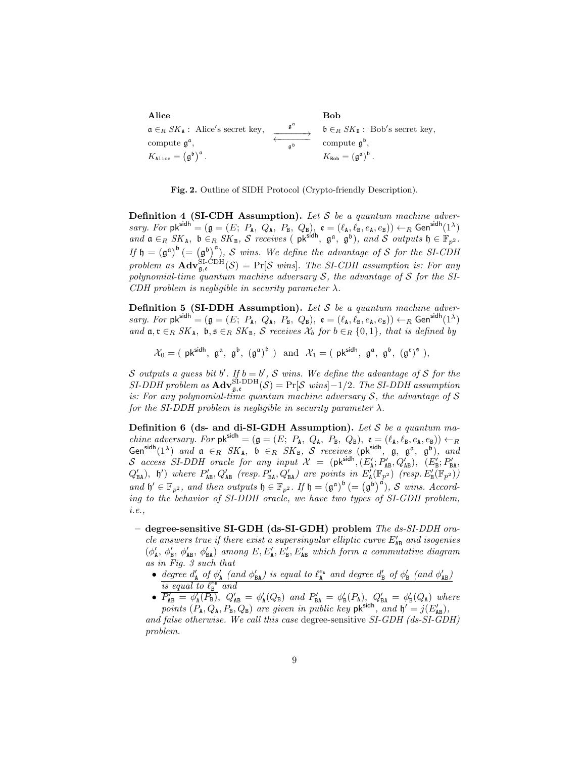| **Alice** | | **Bob** |
|---|---|---|
| $\mathfrak{a} \in_R SK_{\mathtt{A}}$ : Alice's secret key, | $\xrightarrow{\mathfrak{g}^{\mathfrak{a}}}$ | $\mathfrak{b} \in_R SK_{\mathtt{B}}$ : Bob's secret key, |
| compute $\mathfrak{g}^{\mathfrak{a}}$, | $\xleftarrow[\mathfrak{g}^{\mathfrak{b}}]{}$ | compute $\mathfrak{g}^{\mathfrak{b}}$, |
| $K_{\mathtt{Alice}} = \left(\mathfrak{g}^{\mathfrak{b}}\right)^{\mathfrak{a}}$. | | $K_{\mathtt{Bob}} = \left(\mathfrak{g}^{\mathfrak{a}}\right)^{\mathfrak{b}}$. |

**Fig. 2.** Outline of SIDH Protocol (Crypto-friendly Description).

**Definition 4 (SI-CDH Assumption).** *Let $\mathcal{S}$ be a quantum machine adversary. For $\mathsf{pk}^{\mathsf{sidh}} = (\mathfrak{g} = (E;\ P_{\mathtt{A}},\ Q_{\mathtt{A}},\ P_{\mathtt{B}},\ Q_{\mathtt{B}}),\ \mathfrak{e} = (\ell_{\mathtt{A}}, \ell_{\mathtt{B}}, e_{\mathtt{A}}, e_{\mathtt{B}})) \leftarrow_R \mathsf{Gen}^{\mathsf{sidh}}(1^{\lambda})$ and $\mathfrak{a} \in_R SK_{\mathtt{A}},\ \mathfrak{b} \in_R SK_{\mathtt{B}}$, $\mathcal{S}$ receives $(\ \mathsf{pk}^{\mathsf{sidh}},\ \mathfrak{g}^{\mathfrak{a}},\ \mathfrak{g}^{\mathfrak{b}})$, and $\mathcal{S}$ outputs $\mathfrak{h} \in \mathbb{F}_{p^2}$. If $\mathfrak{h} = \left(\mathfrak{g}^{\mathfrak{a}}\right)^{\mathfrak{b}} \left(= \left(\mathfrak{g}^{\mathfrak{b}}\right)^{\mathfrak{a}}\right)$, $\mathcal{S}$ wins. We define the advantage of $\mathcal{S}$ for the SI-CDH problem as $\mathbf{Adv}^{\text{SI-CDH}}_{\mathfrak{g},\mathfrak{e}}(\mathcal{S}) = \Pr[\mathcal{S}\ wins]$. The SI-CDH assumption is: For any polynomial-time quantum machine adversary $\mathcal{S}$, the advantage of $\mathcal{S}$ for the SI-CDH problem is negligible in security parameter $\lambda$.*

**Definition 5 (SI-DDH Assumption).** *Let $\mathcal{S}$ be a quantum machine adversary. For $\mathsf{pk}^{\mathsf{sidh}} = (\mathfrak{g} = (E;\ P_{\mathtt{A}},\ Q_{\mathtt{A}},\ P_{\mathtt{B}},\ Q_{\mathtt{B}}),\ \mathfrak{e} = (\ell_{\mathtt{A}}, \ell_{\mathtt{B}}, e_{\mathtt{A}}, e_{\mathtt{B}})) \leftarrow_R \mathsf{Gen}^{\mathsf{sidh}}(1^{\lambda})$ and $\mathfrak{a}, \mathfrak{r} \in_R SK_{\mathtt{A}},\ \mathfrak{b}, \mathfrak{s} \in_R SK_{\mathtt{B}}$, $\mathcal{S}$ receives $\mathcal{X}_b$ for $b \in_R \{0, 1\}$, that is defined by*

$$\mathcal{X}_0 = (\ \mathsf{pk}^{\mathsf{sidh}},\ \mathfrak{g}^{\mathfrak{a}},\ \mathfrak{g}^{\mathfrak{b}},\ (\mathfrak{g}^{\mathfrak{a}})^{\mathfrak{b}}\ ) \ \text{ and } \ \mathcal{X}_1 = (\ \mathsf{pk}^{\mathsf{sidh}},\ \mathfrak{g}^{\mathfrak{a}},\ \mathfrak{g}^{\mathfrak{b}},\ (\mathfrak{g}^{\mathfrak{r}})^{\mathfrak{s}}\ ),$$

*$\mathcal{S}$ outputs a guess bit $b'$. If $b = b'$, $\mathcal{S}$ wins. We define the advantage of $\mathcal{S}$ for the SI-DDH problem as $\mathbf{Adv}^{\text{SI-DDH}}_{\mathfrak{g},\mathfrak{e}}(\mathcal{S}) = \Pr[\mathcal{S}\ wins] - 1/2$. The SI-DDH assumption is: For any polynomial-time quantum machine adversary $\mathcal{S}$, the advantage of $\mathcal{S}$ for the SI-DDH problem is negligible in security parameter $\lambda$.*

**Definition 6 (ds- and di-SI-GDH Assumption).** *Let $\mathcal{S}$ be a quantum machine adversary. For $\mathsf{pk}^{\mathsf{sidh}} = (\mathfrak{g} = (E;\ P_{\mathtt{A}},\ Q_{\mathtt{A}},\ P_{\mathtt{B}},\ Q_{\mathtt{B}}),\ \mathfrak{e} = (\ell_{\mathtt{A}}, \ell_{\mathtt{B}}, e_{\mathtt{A}}, e_{\mathtt{B}})) \leftarrow_R \mathsf{Gen}^{\mathsf{sidh}}(1^{\lambda})$ and $\mathfrak{a} \in_R SK_{\mathtt{A}},\ \mathfrak{b} \in_R SK_{\mathtt{B}}$, $\mathcal{S}$ receives $(\mathsf{pk}^{\mathsf{sidh}},\ \mathfrak{g},\ \mathfrak{g}^{\mathfrak{a}},\ \mathfrak{g}^{\mathfrak{b}})$, and $\mathcal{S}$ access SI-DDH oracle for any input $\mathcal{X} = (\mathsf{pk}^{\mathsf{sidh}}, (E'_{\mathtt{A}}; P'_{\mathtt{AB}}, Q'_{\mathtt{AB}}),\ (E'_{\mathtt{B}}; P'_{\mathtt{BA}}, Q'_{\mathtt{BA}}),\ \mathfrak{h}')$ where $P'_{\mathtt{AB}}, Q'_{\mathtt{AB}}$ (resp. $P'_{\mathtt{BA}}, Q'_{\mathtt{BA}}$) are points in $E'_{\mathtt{A}}(\mathbb{F}_{p^2})$ (resp. $E'_{\mathtt{B}}(\mathbb{F}_{p^2})$) and $\mathfrak{h}' \in \mathbb{F}_{p^2}$, and then outputs $\mathfrak{h} \in \mathbb{F}_{p^2}$. If $\mathfrak{h} = \left(\mathfrak{g}^{\mathfrak{a}}\right)^{\mathfrak{b}} \left(= \left(\mathfrak{g}^{\mathfrak{b}}\right)^{\mathfrak{a}}\right)$, $\mathcal{S}$ wins. According to the behavior of SI-DDH oracle, we have two types of SI-GDH problem, i.e.,*

- **degree-sensitive SI-GDH (ds-SI-GDH) problem** *The ds-SI-DDH oracle answers true if there exist a supersingular elliptic curve $E'_{\mathtt{AB}}$ and isogenies $(\phi'_{\mathtt{A}},\ \phi'_{\mathtt{B}},\ \phi'_{\mathtt{AB}},\ \phi'_{\mathtt{BA}})$ among $E, E'_{\mathtt{A}}, E'_{\mathtt{B}}, E'_{\mathtt{AB}}$ which form a commutative diagram as in Fig. 3 such that*
  - *degree $d'_{\mathtt{A}}$ of $\phi'_{\mathtt{A}}$ (and $\phi'_{\mathtt{BA}}$) is equal to $\ell_{\mathtt{A}}^{e_{\mathtt{A}}}$ and degree $d'_{\mathtt{B}}$ of $\phi'_{\mathtt{B}}$ (and $\phi'_{\mathtt{AB}}$) is equal to $\ell_{\mathtt{B}}^{e_{\mathtt{B}}}$ and*
  - *$P'_{\mathtt{AB}} = \phi'_{\mathtt{A}}(P_{\mathtt{B}}),\ Q'_{\mathtt{AB}} = \phi'_{\mathtt{A}}(Q_{\mathtt{B}})$ and $P'_{\mathtt{BA}} = \phi'_{\mathtt{B}}(P_{\mathtt{A}}),\ Q'_{\mathtt{BA}} = \phi'_{\mathtt{B}}(Q_{\mathtt{A}})$ where points $(P_{\mathtt{A}}, Q_{\mathtt{A}}, P_{\mathtt{B}}, Q_{\mathtt{B}})$ are given in public key $\mathsf{pk}^{\mathsf{sidh}}$, and $\mathfrak{h}' = j(E'_{\mathtt{AB}})$,*

  *and false otherwise. We call this case* degree-sensitive *SI-GDH (ds-SI-GDH) problem.*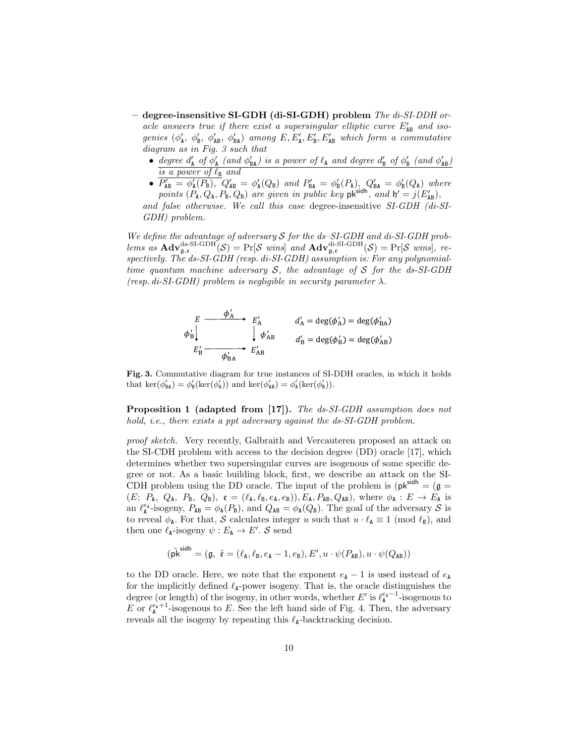– **degree-insensitive SI-GDH (di-SI-GDH) problem** *The di-SI-DDH oracle answers true if there exist a supersingular elliptic curve $E'_{AB}$ and isogenies ($\phi'_A$, $\phi'_B$, $\phi'_{AB}$, $\phi'_{BA}$) among $E, E'_A, E'_B, E'_{AB}$ which form a commutative diagram as in Fig. 3 such that*
  - *degree $d'_A$ of $\phi'_A$ (and $\phi'_{BA}$) is a power of $\ell_A$ and degree $d'_B$ of $\phi'_B$ (and $\phi'_{AB}$) is a power of $\ell_B$ and*
  - *$P'_{AB} = \phi'_A(P_B)$, $Q'_{AB} = \phi'_A(Q_B)$ and $P'_{BA} = \phi'_B(P_A)$, $Q'_{BA} = \phi'_B(Q_A)$ where points $(P_A, Q_A, P_B, Q_B)$ are given in public key $\mathsf{pk}^{\mathsf{sidh}}$, and $\mathfrak{h}' = j(E'_{AB})$,*

  *and false otherwise. We call this case* degree-insensitive *SI-GDH (di-SI-GDH) problem.*

*We define the advantage of adversary $\mathcal{S}$ for the ds–SI-GDH and di-SI-GDH problems as $\mathbf{Adv}^{\text{ds-SI-GDH}}_{\mathfrak{g},\mathfrak{e}}(\mathcal{S}) = \Pr[\mathcal{S}$ wins$]$ and $\mathbf{Adv}^{\text{di-SI-GDH}}_{\mathfrak{g},\mathfrak{e}}(\mathcal{S}) = \Pr[\mathcal{S}$ wins$]$, respectively. The ds-SI-GDH (resp. di-SI-GDH) assumption is: For any polynomial-time quantum machine adversary $\mathcal{S}$, the advantage of $\mathcal{S}$ for the ds-SI-GDH (resp. di-SI-GDH) problem is negligible in security parameter $\lambda$.*

$$
\begin{array}{ccc}
E & \xrightarrow{\phi'_A} & E'_A \\
\phi'_B \downarrow & & \downarrow \phi'_{AB} \\
E'_B & \xrightarrow[\phi'_{BA}]{} & E'_{AB}
\end{array}
\qquad
\begin{array}{l}
d'_A = \deg(\phi'_A) = \deg(\phi'_{BA}) \\
d'_B = \deg(\phi'_B) = \deg(\phi'_{AB})
\end{array}
$$

**Fig. 3.** Commutative diagram for true instances of SI-DDH oracles, in which it holds that $\ker(\phi'_{BA}) = \phi'_B(\ker(\phi'_A))$ and $\ker(\phi'_{AB}) = \phi'_A(\ker(\phi'_B))$.

**Proposition 1 (adapted from [17]).** *The ds-SI-GDH assumption does not hold, i.e., there exists a ppt adversary against the ds-SI-GDH problem.*

*proof sketch.* Very recently, Galbraith and Vercauteren proposed an attack on the SI-CDH problem with access to the decision degree (DD) oracle [17], which determines whether two supersingular curves are isogenous of some specific degree or not. As a basic building block, first, we describe an attack on the SI-CDH problem using the DD oracle. The input of the problem is ($\mathsf{pk}^{\mathsf{sidh}} = (\mathfrak{g} = (E;\ P_A,\ Q_A,\ P_B,\ Q_B),\ \mathfrak{e} = (\ell_A, \ell_B, e_A, e_B)), E_A, P_{AB}, Q_{AB}$), where $\phi_A : E \to E_A$ is an $\ell_A^{e_A}$-isogeny, $P_{AB} = \phi_A(P_B)$, and $Q_{AB} = \phi_A(Q_B)$. The goal of the adversary $\mathcal{S}$ is to reveal $\phi_A$. For that, $\mathcal{S}$ calculates integer $u$ such that $u \cdot \ell_A \equiv 1 \pmod{\ell_B}$, and then one $\ell_A$-isogeny $\psi : E_A \to E'$. $\mathcal{S}$ send

$$(\tilde{\mathsf{pk}}^{\mathsf{sidh}} = (\mathfrak{g},\ \tilde{\mathfrak{e}} = (\ell_A, \ell_B, e_A - 1, e_B), E', u \cdot \psi(P_{AB}), u \cdot \psi(Q_{AB}))$$

to the DD oracle. Here, we note that the exponent $e_A - 1$ is used instead of $e_A$ for the implicitly defined $\ell_A$-power isogeny. That is, the oracle distinguishes the degree (or length) of the isogeny, in other words, whether $E'$ is $\ell_A^{e_A-1}$-isogenous to $E$ or $\ell_A^{e_A+1}$-isogenous to $E$. See the left hand side of Fig. 4. Then, the adversary reveals all the isogeny by repeating this $\ell_A$-backtracking decision.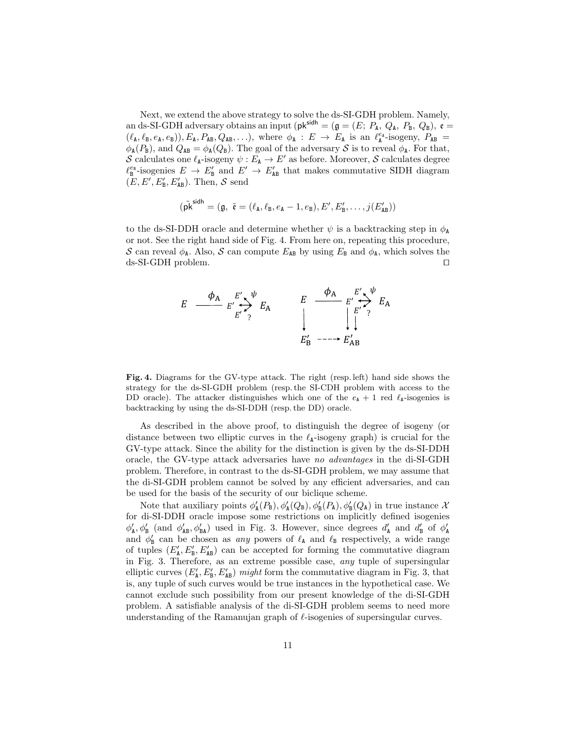Next, we extend the above strategy to solve the ds-SI-GDH problem. Namely, an ds-SI-GDH adversary obtains an input ($\mathsf{pk}^{\mathsf{sidh}} = (\mathfrak{g} = (E;\ P_{\mathtt{A}},\ Q_{\mathtt{A}},\ P_{\mathtt{B}},\ Q_{\mathtt{B}}),\ \mathfrak{e} = (\ell_{\mathtt{A}}, \ell_{\mathtt{B}}, e_{\mathtt{A}}, e_{\mathtt{B}})), E_{\mathtt{A}}, P_{\mathtt{AB}}, Q_{\mathtt{AB}}, \ldots)$, where $\phi_{\mathtt{A}} : E \to E_{\mathtt{A}}$ is an $\ell_{\mathtt{A}}^{e_{\mathtt{A}}}$-isogeny, $P_{\mathtt{AB}} = \phi_{\mathtt{A}}(P_{\mathtt{B}})$, and $Q_{\mathtt{AB}} = \phi_{\mathtt{A}}(Q_{\mathtt{B}})$. The goal of the adversary $\mathcal{S}$ is to reveal $\phi_{\mathtt{A}}$. For that, $\mathcal{S}$ calculates one $\ell_{\mathtt{A}}$-isogeny $\psi : E_{\mathtt{A}} \to E'$ as before. Moreover, $\mathcal{S}$ calculates degree $\ell_{\mathtt{B}}^{e_{\mathtt{B}}}$-isogenies $E \to E'_{\mathtt{B}}$ and $E' \to E'_{\mathtt{AB}}$ that makes commutative SIDH diagram $(E, E', E'_{\mathtt{B}}, E'_{\mathtt{AB}})$. Then, $\mathcal{S}$ send

$$(\tilde{\mathsf{pk}}^{\mathsf{sidh}} = (\mathfrak{g},\ \tilde{\mathfrak{e}} = (\ell_{\mathtt{A}}, \ell_{\mathtt{B}}, e_{\mathtt{A}} - 1, e_{\mathtt{B}}), E', E'_{\mathtt{B}}, \ldots, j(E'_{\mathtt{AB}}))$$

to the ds-SI-DDH oracle and determine whether $\psi$ is a backtracking step in $\phi_{\mathtt{A}}$ or not. See the right hand side of Fig. 4. From here on, repeating this procedure, $\mathcal{S}$ can reveal $\phi_{\mathtt{A}}$. Also, $\mathcal{S}$ can compute $E_{\mathtt{AB}}$ by using $E_{\mathtt{B}}$ and $\phi_{\mathtt{A}}$, which solves the ds-SI-GDH problem. □

**Fig. 4.** Diagrams for the GV-type attack. The right (resp. left) hand side shows the strategy for the ds-SI-GDH problem (resp. the SI-CDH problem with access to the DD oracle). The attacker distinguishes which one of the $e_{\mathtt{A}} + 1$ red $\ell_{\mathtt{A}}$-isogenies is backtracking by using the ds-SI-DDH (resp. the DD) oracle.

As described in the above proof, to distinguish the degree of isogeny (or distance between two elliptic curves in the $\ell_{\mathtt{A}}$-isogeny graph) is crucial for the GV-type attack. Since the ability for the distinction is given by the ds-SI-DDH oracle, the GV-type attack adversaries have *no advantages* in the di-SI-GDH problem. Therefore, in contrast to the ds-SI-GDH problem, we may assume that the di-SI-GDH problem cannot be solved by any efficient adversaries, and can be used for the basis of the security of our biclique scheme.

Note that auxiliary points $\phi'_{\mathtt{A}}(P_{\mathtt{B}}), \phi'_{\mathtt{A}}(Q_{\mathtt{B}}), \phi'_{\mathtt{B}}(P_{\mathtt{A}}), \phi'_{\mathtt{B}}(Q_{\mathtt{A}})$ in true instance $\mathcal{X}$ for di-SI-DDH oracle impose some restrictions on implicitly defined isogenies $\phi'_{\mathtt{A}}, \phi'_{\mathtt{B}}$ (and $\phi'_{\mathtt{AB}}, \phi'_{\mathtt{BA}}$) used in Fig. 3. However, since degrees $d'_{\mathtt{A}}$ and $d'_{\mathtt{B}}$ of $\phi'_{\mathtt{A}}$ and $\phi'_{\mathtt{B}}$ can be chosen as *any* powers of $\ell_{\mathtt{A}}$ and $\ell_{\mathtt{B}}$ respectively, a wide range of tuples $(E'_{\mathtt{A}}, E'_{\mathtt{B}}, E'_{\mathtt{AB}})$ can be accepted for forming the commutative diagram in Fig. 3. Therefore, as an extreme possible case, *any* tuple of supersingular elliptic curves $(E'_{\mathtt{A}}, E'_{\mathtt{B}}, E'_{\mathtt{AB}})$ *might* form the commutative diagram in Fig. 3, that is, any tuple of such curves would be true instances in the hypothetical case. We cannot exclude such possibility from our present knowledge of the di-SI-GDH problem. A satisfiable analysis of the di-SI-GDH problem seems to need more understanding of the Ramanujan graph of $\ell$-isogenies of supersingular curves.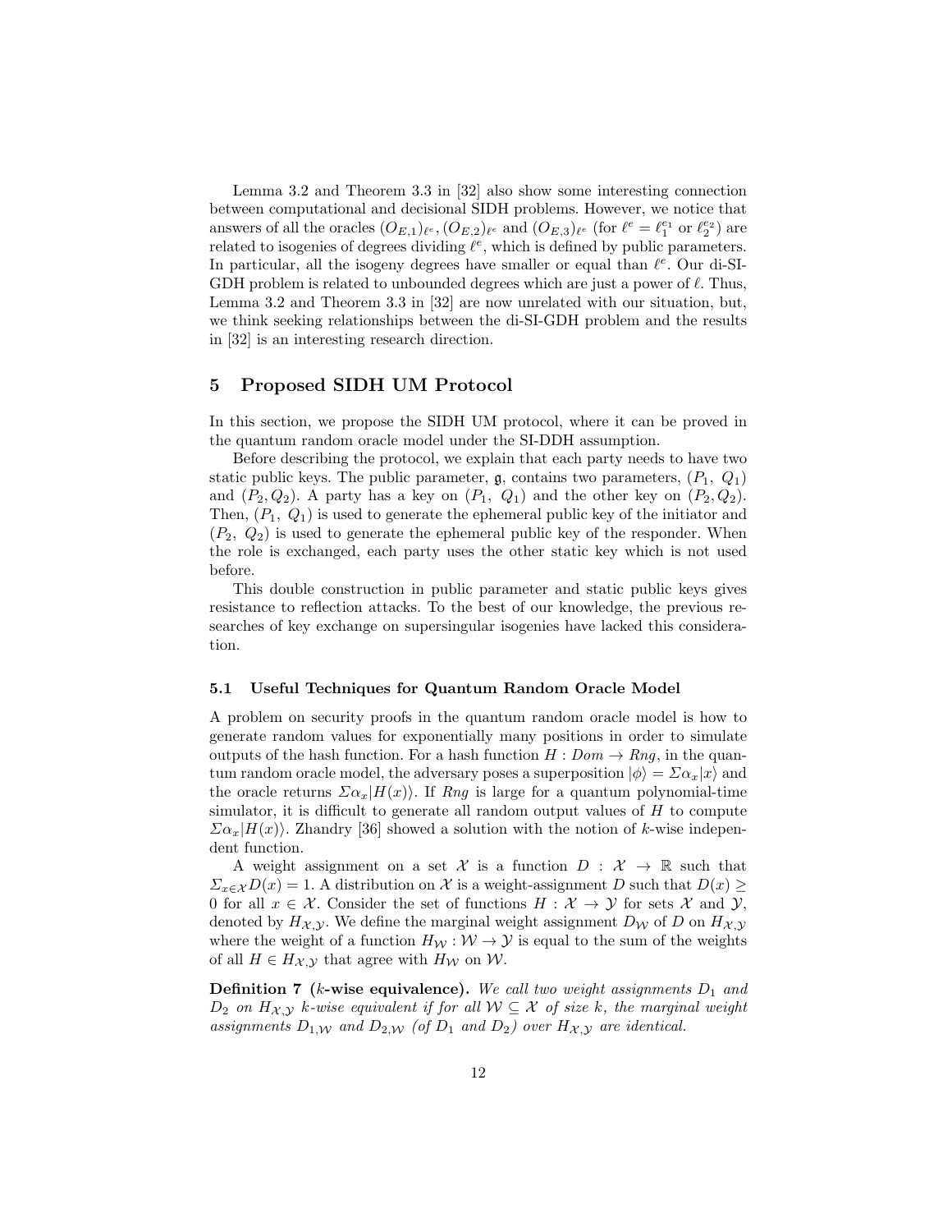Lemma 3.2 and Theorem 3.3 in [32] also show some interesting connection between computational and decisional SIDH problems. However, we notice that answers of all the oracles $(O_{E,1})_{\ell^e}, (O_{E,2})_{\ell^e}$ and $(O_{E,3})_{\ell^e}$ (for $\ell^e = \ell_1^{e_1}$ or $\ell_2^{e_2}$) are related to isogenies of degrees dividing $\ell^e$, which is defined by public parameters. In particular, all the isogeny degrees have smaller or equal than $\ell^e$. Our di-SI-GDH problem is related to unbounded degrees which are just a power of $\ell$. Thus, Lemma 3.2 and Theorem 3.3 in [32] are now unrelated with our situation, but, we think seeking relationships between the di-SI-GDH problem and the results in [32] is an interesting research direction.

## 5 Proposed SIDH UM Protocol

In this section, we propose the SIDH UM protocol, where it can be proved in the quantum random oracle model under the SI-DDH assumption.

Before describing the protocol, we explain that each party needs to have two static public keys. The public parameter, $\mathfrak{g}$, contains two parameters, $(P_1, Q_1)$ and $(P_2, Q_2)$. A party has a key on $(P_1, Q_1)$ and the other key on $(P_2, Q_2)$. Then, $(P_1, Q_1)$ is used to generate the ephemeral public key of the initiator and $(P_2, Q_2)$ is used to generate the ephemeral public key of the responder. When the role is exchanged, each party uses the other static key which is not used before.

This double construction in public parameter and static public keys gives resistance to reflection attacks. To the best of our knowledge, the previous researches of key exchange on supersingular isogenies have lacked this consideration.

### 5.1 Useful Techniques for Quantum Random Oracle Model

A problem on security proofs in the quantum random oracle model is how to generate random values for exponentially many positions in order to simulate outputs of the hash function. For a hash function $H : Dom \rightarrow Rng$, in the quantum random oracle model, the adversary poses a superposition $|\phi\rangle = \Sigma \alpha_x |x\rangle$ and the oracle returns $\Sigma \alpha_x |H(x)\rangle$. If $Rng$ is large for a quantum polynomial-time simulator, it is difficult to generate all random output values of $H$ to compute $\Sigma \alpha_x |H(x)\rangle$. Zhandry [36] showed a solution with the notion of $k$-wise independent function.

A weight assignment on a set $\mathcal{X}$ is a function $D : \mathcal{X} \rightarrow \mathbb{R}$ such that $\Sigma_{x \in \mathcal{X}} D(x) = 1$. A distribution on $\mathcal{X}$ is a weight-assignment $D$ such that $D(x) \geq 0$ for all $x \in \mathcal{X}$. Consider the set of functions $H : \mathcal{X} \rightarrow \mathcal{Y}$ for sets $\mathcal{X}$ and $\mathcal{Y}$, denoted by $H_{\mathcal{X},\mathcal{Y}}$. We define the marginal weight assignment $D_{\mathcal{W}}$ of $D$ on $H_{\mathcal{X},\mathcal{Y}}$ where the weight of a function $H_{\mathcal{W}} : \mathcal{W} \rightarrow \mathcal{Y}$ is equal to the sum of the weights of all $H \in H_{\mathcal{X},\mathcal{Y}}$ that agree with $H_{\mathcal{W}}$ on $\mathcal{W}$.

**Definition 7 ($k$-wise equivalence).** *We call two weight assignments $D_1$ and $D_2$ on $H_{\mathcal{X},\mathcal{Y}}$ $k$-wise equivalent if for all $\mathcal{W} \subseteq \mathcal{X}$ of size $k$, the marginal weight assignments $D_{1,\mathcal{W}}$ and $D_{2,\mathcal{W}}$ (of $D_1$ and $D_2$) over $H_{\mathcal{X},\mathcal{Y}}$ are identical.*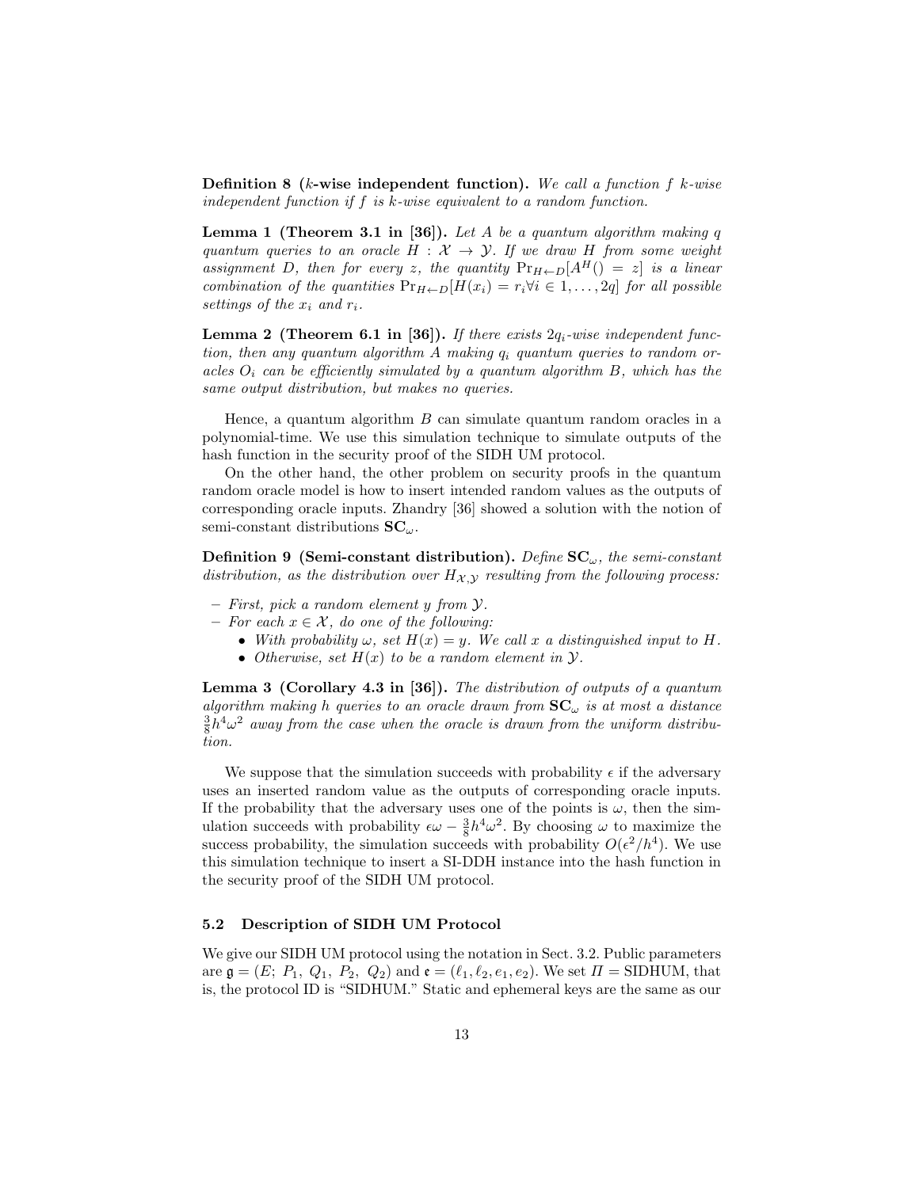**Definition 8 (*k*-wise independent function).** *We call a function $f$ $k$-wise independent function if $f$ is $k$-wise equivalent to a random function.*

**Lemma 1 (Theorem 3.1 in [36]).** *Let $A$ be a quantum algorithm making $q$ quantum queries to an oracle $H : \mathcal{X} \to \mathcal{Y}$. If we draw $H$ from some weight assignment $D$, then for every $z$, the quantity $\Pr_{H \leftarrow D}[A^H() = z]$ is a linear combination of the quantities $\Pr_{H \leftarrow D}[H(x_i) = r_i \forall i \in 1, \ldots, 2q]$ for all possible settings of the $x_i$ and $r_i$.*

**Lemma 2 (Theorem 6.1 in [36]).** *If there exists $2q_i$-wise independent function, then any quantum algorithm $A$ making $q_i$ quantum queries to random oracles $O_i$ can be efficiently simulated by a quantum algorithm $B$, which has the same output distribution, but makes no queries.*

Hence, a quantum algorithm $B$ can simulate quantum random oracles in a polynomial-time. We use this simulation technique to simulate outputs of the hash function in the security proof of the SIDH UM protocol.

On the other hand, the other problem on security proofs in the quantum random oracle model is how to insert intended random values as the outputs of corresponding oracle inputs. Zhandry [36] showed a solution with the notion of semi-constant distributions $\mathbf{SC}_\omega$.

**Definition 9 (Semi-constant distribution).** *Define $\mathbf{SC}_\omega$, the semi-constant distribution, as the distribution over $H_{\mathcal{X},\mathcal{Y}}$ resulting from the following process:*

- *First, pick a random element $y$ from $\mathcal{Y}$.*
- *For each $x \in \mathcal{X}$, do one of the following:*
  - *With probability $\omega$, set $H(x) = y$. We call $x$ a distinguished input to $H$.*
  - *Otherwise, set $H(x)$ to be a random element in $\mathcal{Y}$.*

**Lemma 3 (Corollary 4.3 in [36]).** *The distribution of outputs of a quantum algorithm making $h$ queries to an oracle drawn from $\mathbf{SC}_\omega$ is at most a distance $\frac{3}{8}h^4\omega^2$ away from the case when the oracle is drawn from the uniform distribution.*

We suppose that the simulation succeeds with probability $\epsilon$ if the adversary uses an inserted random value as the outputs of corresponding oracle inputs. If the probability that the adversary uses one of the points is $\omega$, then the simulation succeeds with probability $\epsilon\omega - \frac{3}{8}h^4\omega^2$. By choosing $\omega$ to maximize the success probability, the simulation succeeds with probability $O(\epsilon^2/h^4)$. We use this simulation technique to insert a SI-DDH instance into the hash function in the security proof of the SIDH UM protocol.

### 5.2 Description of SIDH UM Protocol

We give our SIDH UM protocol using the notation in Sect. 3.2. Public parameters are $\mathfrak{g} = (E;\ P_1,\ Q_1,\ P_2,\ Q_2)$ and $\mathfrak{e} = (\ell_1, \ell_2, e_1, e_2)$. We set $\Pi = \text{SIDHUM}$, that is, the protocol ID is "SIDHUM." Static and ephemeral keys are the same as our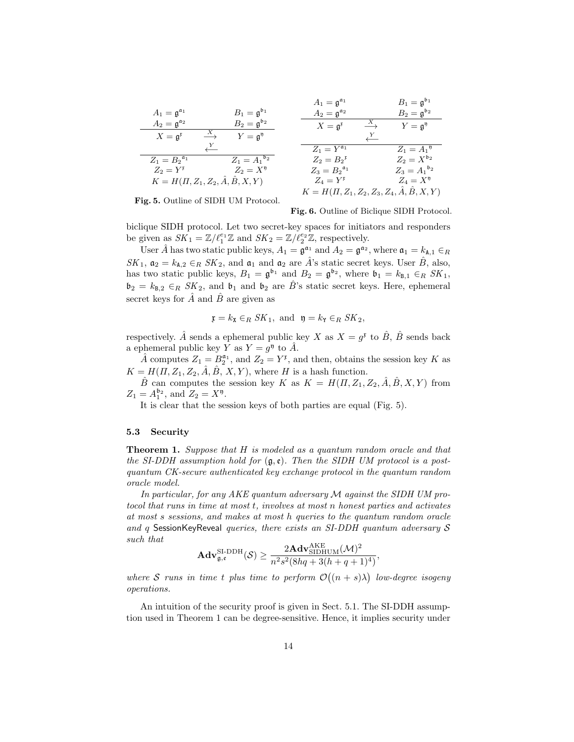| $A_1 = \mathfrak{g}^{\mathfrak{a}_1}$ | | $B_1 = \mathfrak{g}^{\mathfrak{b}_1}$ |
|---|---|---|
| $A_2 = \mathfrak{g}^{\mathfrak{a}_2}$ | | $B_2 = \mathfrak{g}^{\mathfrak{b}_2}$ |
| $X = \mathfrak{g}^{\mathfrak{x}}$ | $\xrightarrow{X}$ | $Y = \mathfrak{g}^{\mathfrak{y}}$ |
| | $\xleftarrow{Y}$ | |
| $Z_1 = {B_2}^{\mathfrak{a}_1}$ | | $Z_1 = {A_1}^{\mathfrak{b}_2}$ |
| $Z_2 = Y^{\mathfrak{x}}$ | | $Z_2 = X^{\mathfrak{y}}$ |
| $K = H(\Pi, Z_1, Z_2, \hat{A}, \hat{B}, X, Y)$ | | |

**Fig. 5.** Outline of SIDH UM Protocol.

| $A_1 = \mathfrak{g}^{\mathfrak{a}_1}$ | | $B_1 = \mathfrak{g}^{\mathfrak{b}_1}$ |
|---|---|---|
| $A_2 = \mathfrak{g}^{\mathfrak{a}_2}$ | | $B_2 = \mathfrak{g}^{\mathfrak{b}_2}$ |
| $X = \mathfrak{g}^{\mathfrak{x}}$ | $\xrightarrow{X}$ | $Y = \mathfrak{g}^{\mathfrak{y}}$ |
| | $\xleftarrow{Y}$ | |
| $Z_1 = Y^{\mathfrak{a}_1}$ | | $Z_1 = {A_1}^{\mathfrak{y}}$ |
| $Z_2 = {B_2}^{\mathfrak{x}}$ | | $Z_2 = X^{\mathfrak{b}_2}$ |
| $Z_3 = {B_2}^{\mathfrak{a}_1}$ | | $Z_3 = {A_1}^{\mathfrak{b}_2}$ |
| $Z_4 = Y^{\mathfrak{x}}$ | | $Z_4 = X^{\mathfrak{y}}$ |
| $K = H(\Pi, Z_1, Z_2, Z_3, Z_4, \hat{A}, \hat{B}, X, Y)$ | | |

**Fig. 6.** Outline of Biclique SIDH Protocol.

biclique SIDH protocol. Let two secret-key spaces for initiators and responders be given as $SK_1 = \mathbb{Z}/\ell_1^{e_1}\mathbb{Z}$ and $SK_2 = \mathbb{Z}/\ell_2^{e_2}\mathbb{Z}$, respectively.

User $\hat{A}$ has two static public keys, $A_1 = \mathfrak{g}^{\mathfrak{a}_1}$ and $A_2 = \mathfrak{g}^{\mathfrak{a}_2}$, where $\mathfrak{a}_1 = k_{\mathtt{A},1} \in_R SK_1$, $\mathfrak{a}_2 = k_{\mathtt{A},2} \in_R SK_2$, and $\mathfrak{a}_1$ and $\mathfrak{a}_2$ are $\hat{A}$'s static secret keys. User $\hat{B}$, also, has two static public keys, $B_1 = \mathfrak{g}^{\mathfrak{b}_1}$ and $B_2 = \mathfrak{g}^{\mathfrak{b}_2}$, where $\mathfrak{b}_1 = k_{\mathtt{B},1} \in_R SK_1$, $\mathfrak{b}_2 = k_{\mathtt{B},2} \in_R SK_2$, and $\mathfrak{b}_1$ and $\mathfrak{b}_2$ are $\hat{B}$'s static secret keys. Here, ephemeral secret keys for $\hat{A}$ and $\hat{B}$ are given as

$$\mathfrak{x} = k_{\mathtt{X}} \in_R SK_1, \text{ and } \mathfrak{y} = k_{\mathtt{Y}} \in_R SK_2,$$

respectively. $\hat{A}$ sends a ephemeral public key $X$ as $X = g^{\mathfrak{x}}$ to $\hat{B}$, $\hat{B}$ sends back a ephemeral public key $Y$ as $Y = g^{\mathfrak{y}}$ to $\hat{A}$.

$\hat{A}$ computes $Z_1 = B_2^{\mathfrak{a}_1}$, and $Z_2 = Y^{\mathfrak{x}}$, and then, obtains the session key $K$ as $K = H(\Pi, Z_1, Z_2, \hat{A}, \hat{B}, X, Y)$, where $H$ is a hash function.

$\hat{B}$ can computes the session key $K$ as $K = H(\Pi, Z_1, Z_2, \hat{A}, \hat{B}, X, Y)$ from $Z_1 = A_1^{\mathfrak{b}_2}$, and $Z_2 = X^{\mathfrak{y}}$.

It is clear that the session keys of both parties are equal (Fig. 5).

### 5.3 Security

**Theorem 1.** *Suppose that $H$ is modeled as a quantum random oracle and that the SI-DDH assumption hold for $(\mathfrak{g}, \mathfrak{e})$. Then the SIDH UM protocol is a post-quantum CK-secure authenticated key exchange protocol in the quantum random oracle model.*

*In particular, for any AKE quantum adversary $\mathcal{M}$ against the SIDH UM protocol that runs in time at most $t$, involves at most $n$ honest parties and activates at most $s$ sessions, and makes at most $h$ queries to the quantum random oracle and $q$ SessionKeyReveal queries, there exists an SI-DDH quantum adversary $\mathcal{S}$ such that*

$$\mathbf{Adv}^{\text{SI-DDH}}_{\mathfrak{g},\mathfrak{e}}(\mathcal{S}) \geq \frac{2\mathbf{Adv}^{\text{AKE}}_{\text{SIDHUM}}(\mathcal{M})^2}{n^2 s^2 (8hq + 3(h+q+1)^4)},$$

*where $\mathcal{S}$ runs in time $t$ plus time to perform $\mathcal{O}\big((n+s)\lambda\big)$ low-degree isogeny operations.*

An intuition of the security proof is given in Sect. 5.1. The SI-DDH assumption used in Theorem 1 can be degree-sensitive. Hence, it implies security under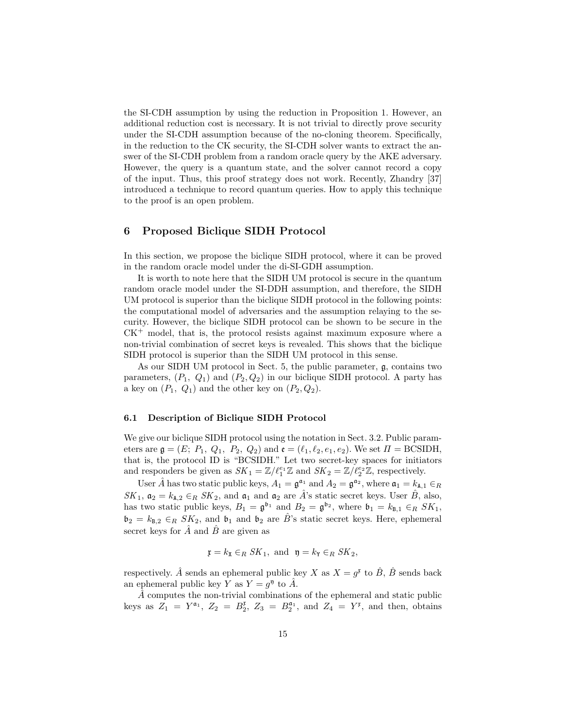the SI-CDH assumption by using the reduction in Proposition 1. However, an additional reduction cost is necessary. It is not trivial to directly prove security under the SI-CDH assumption because of the no-cloning theorem. Specifically, in the reduction to the CK security, the SI-CDH solver wants to extract the answer of the SI-CDH problem from a random oracle query by the AKE adversary. However, the query is a quantum state, and the solver cannot record a copy of the input. Thus, this proof strategy does not work. Recently, Zhandry [37] introduced a technique to record quantum queries. How to apply this technique to the proof is an open problem.

## 6 Proposed Biclique SIDH Protocol

In this section, we propose the biclique SIDH protocol, where it can be proved in the random oracle model under the di-SI-GDH assumption.

It is worth to note here that the SIDH UM protocol is secure in the quantum random oracle model under the SI-DDH assumption, and therefore, the SIDH UM protocol is superior than the biclique SIDH protocol in the following points: the computational model of adversaries and the assumption relaying to the security. However, the biclique SIDH protocol can be shown to be secure in the CK$^+$ model, that is, the protocol resists against maximum exposure where a non-trivial combination of secret keys is revealed. This shows that the biclique SIDH protocol is superior than the SIDH UM protocol in this sense.

As our SIDH UM protocol in Sect. 5, the public parameter, $\mathfrak{g}$, contains two parameters, $(P_1, Q_1)$ and $(P_2, Q_2)$ in our biclique SIDH protocol. A party has a key on $(P_1, Q_1)$ and the other key on $(P_2, Q_2)$.

### 6.1 Description of Biclique SIDH Protocol

We give our biclique SIDH protocol using the notation in Sect. 3.2. Public parameters are $\mathfrak{g} = (E;\ P_1,\ Q_1,\ P_2,\ Q_2)$ and $\mathfrak{e} = (\ell_1, \ell_2, e_1, e_2)$. We set $\Pi = \text{BCSIDH}$, that is, the protocol ID is "BCSIDH." Let two secret-key spaces for initiators and responders be given as $SK_1 = \mathbb{Z}/\ell_1^{e_1}\mathbb{Z}$ and $SK_2 = \mathbb{Z}/\ell_2^{e_2}\mathbb{Z}$, respectively.

User $\hat{A}$ has two static public keys, $A_1 = \mathfrak{g}^{\mathfrak{a}_1}$ and $A_2 = \mathfrak{g}^{\mathfrak{a}_2}$, where $\mathfrak{a}_1 = k_{\mathtt{A},1} \in_R SK_1$, $\mathfrak{a}_2 = k_{\mathtt{A},2} \in_R SK_2$, and $\mathfrak{a}_1$ and $\mathfrak{a}_2$ are $\hat{A}$'s static secret keys. User $\hat{B}$, also, has two static public keys, $B_1 = \mathfrak{g}^{\mathfrak{b}_1}$ and $B_2 = \mathfrak{g}^{\mathfrak{b}_2}$, where $\mathfrak{b}_1 = k_{\mathtt{B},1} \in_R SK_1$, $\mathfrak{b}_2 = k_{\mathtt{B},2} \in_R SK_2$, and $\mathfrak{b}_1$ and $\mathfrak{b}_2$ are $\hat{B}$'s static secret keys. Here, ephemeral secret keys for $\hat{A}$ and $\hat{B}$ are given as

$$\mathfrak{x} = k_{\mathtt{X}} \in_R SK_1, \text{ and } \mathfrak{y} = k_{\mathtt{Y}} \in_R SK_2,$$

respectively. $\hat{A}$ sends an ephemeral public key $X$ as $X = g^{\mathfrak{x}}$ to $\hat{B}$, $\hat{B}$ sends back an ephemeral public key $Y$ as $Y = g^{\mathfrak{y}}$ to $\hat{A}$.

$\hat{A}$ computes the non-trivial combinations of the ephemeral and static public keys as $Z_1 = Y^{\mathfrak{a}_1}$, $Z_2 = B_2^{\mathfrak{x}}$, $Z_3 = B_2^{\mathfrak{a}_1}$, and $Z_4 = Y^{\mathfrak{x}}$, and then, obtains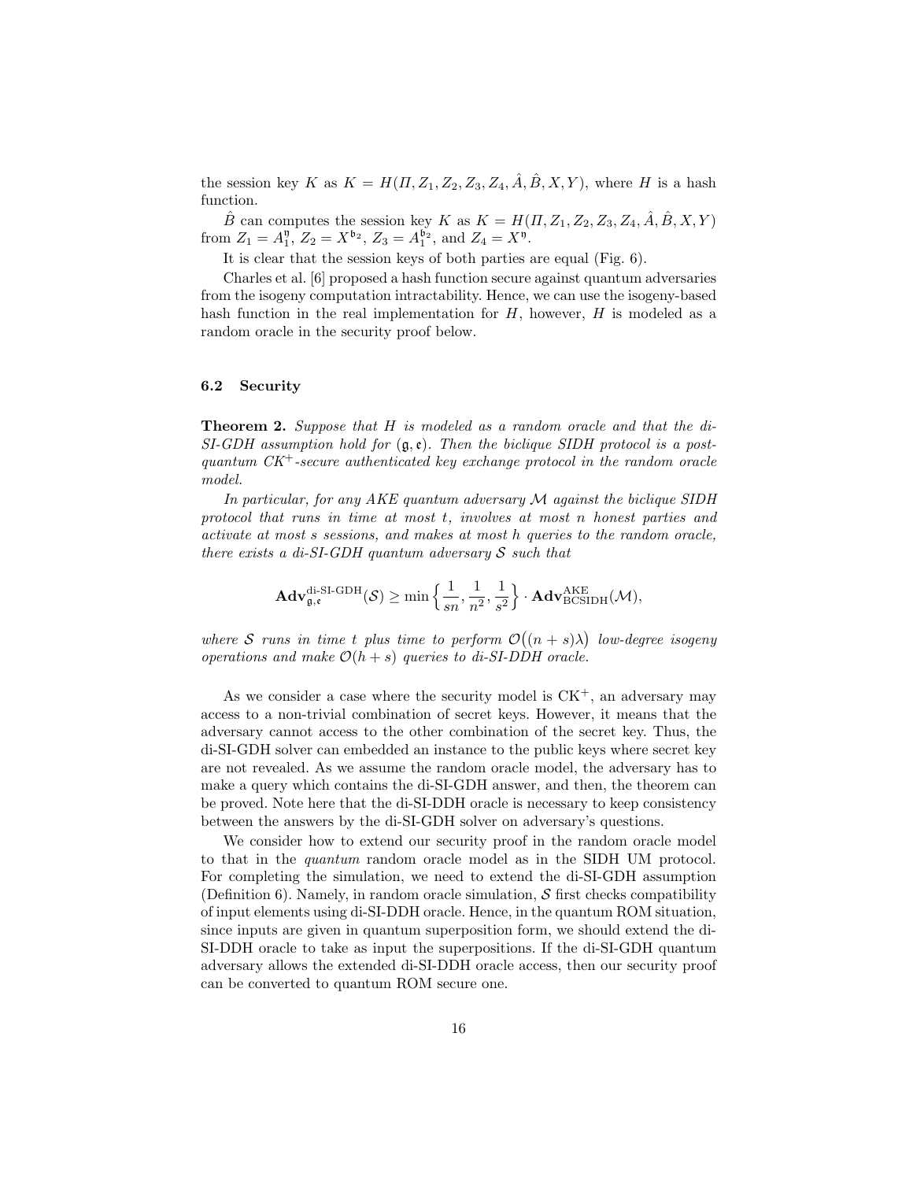the session key $K$ as $K = H(\Pi, Z_1, Z_2, Z_3, Z_4, \hat{A}, \hat{B}, X, Y)$, where $H$ is a hash function.

$\hat{B}$ can computes the session key $K$ as $K = H(\Pi, Z_1, Z_2, Z_3, Z_4, \hat{A}, \hat{B}, X, Y)$ from $Z_1 = A_1^{\mathfrak{y}}$, $Z_2 = X^{\mathfrak{b}_2}$, $Z_3 = A_1^{\mathfrak{b}_2}$, and $Z_4 = X^{\mathfrak{y}}$.

It is clear that the session keys of both parties are equal (Fig. 6).

Charles et al. [6] proposed a hash function secure against quantum adversaries from the isogeny computation intractability. Hence, we can use the isogeny-based hash function in the real implementation for $H$, however, $H$ is modeled as a random oracle in the security proof below.

### 6.2 Security

**Theorem 2.** *Suppose that $H$ is modeled as a random oracle and that the di-SI-GDH assumption hold for $(\mathfrak{g}, \mathfrak{e})$. Then the biclique SIDH protocol is a post-quantum CK$^+$-secure authenticated key exchange protocol in the random oracle model.*

*In particular, for any AKE quantum adversary $\mathcal{M}$ against the biclique SIDH protocol that runs in time at most $t$, involves at most $n$ honest parties and activate at most $s$ sessions, and makes at most $h$ queries to the random oracle, there exists a di-SI-GDH quantum adversary $\mathcal{S}$ such that*

$$\mathbf{Adv}^{\text{di-SI-GDH}}_{\mathfrak{g},\mathfrak{e}}(\mathcal{S}) \geq \min\left\{\frac{1}{sn}, \frac{1}{n^2}, \frac{1}{s^2}\right\} \cdot \mathbf{Adv}^{\text{AKE}}_{\text{BCSIDH}}(\mathcal{M}),$$

*where $\mathcal{S}$ runs in time $t$ plus time to perform $\mathcal{O}\big((n+s)\lambda\big)$ low-degree isogeny operations and make $\mathcal{O}(h+s)$ queries to di-SI-DDH oracle.*

As we consider a case where the security model is CK$^+$, an adversary may access to a non-trivial combination of secret keys. However, it means that the adversary cannot access to the other combination of the secret key. Thus, the di-SI-GDH solver can embedded an instance to the public keys where secret key are not revealed. As we assume the random oracle model, the adversary has to make a query which contains the di-SI-GDH answer, and then, the theorem can be proved. Note here that the di-SI-DDH oracle is necessary to keep consistency between the answers by the di-SI-GDH solver on adversary's questions.

We consider how to extend our security proof in the random oracle model to that in the *quantum* random oracle model as in the SIDH UM protocol. For completing the simulation, we need to extend the di-SI-GDH assumption (Definition 6). Namely, in random oracle simulation, $\mathcal{S}$ first checks compatibility of input elements using di-SI-DDH oracle. Hence, in the quantum ROM situation, since inputs are given in quantum superposition form, we should extend the di-SI-DDH oracle to take as input the superpositions. If the di-SI-GDH quantum adversary allows the extended di-SI-DDH oracle access, then our security proof can be converted to quantum ROM secure one.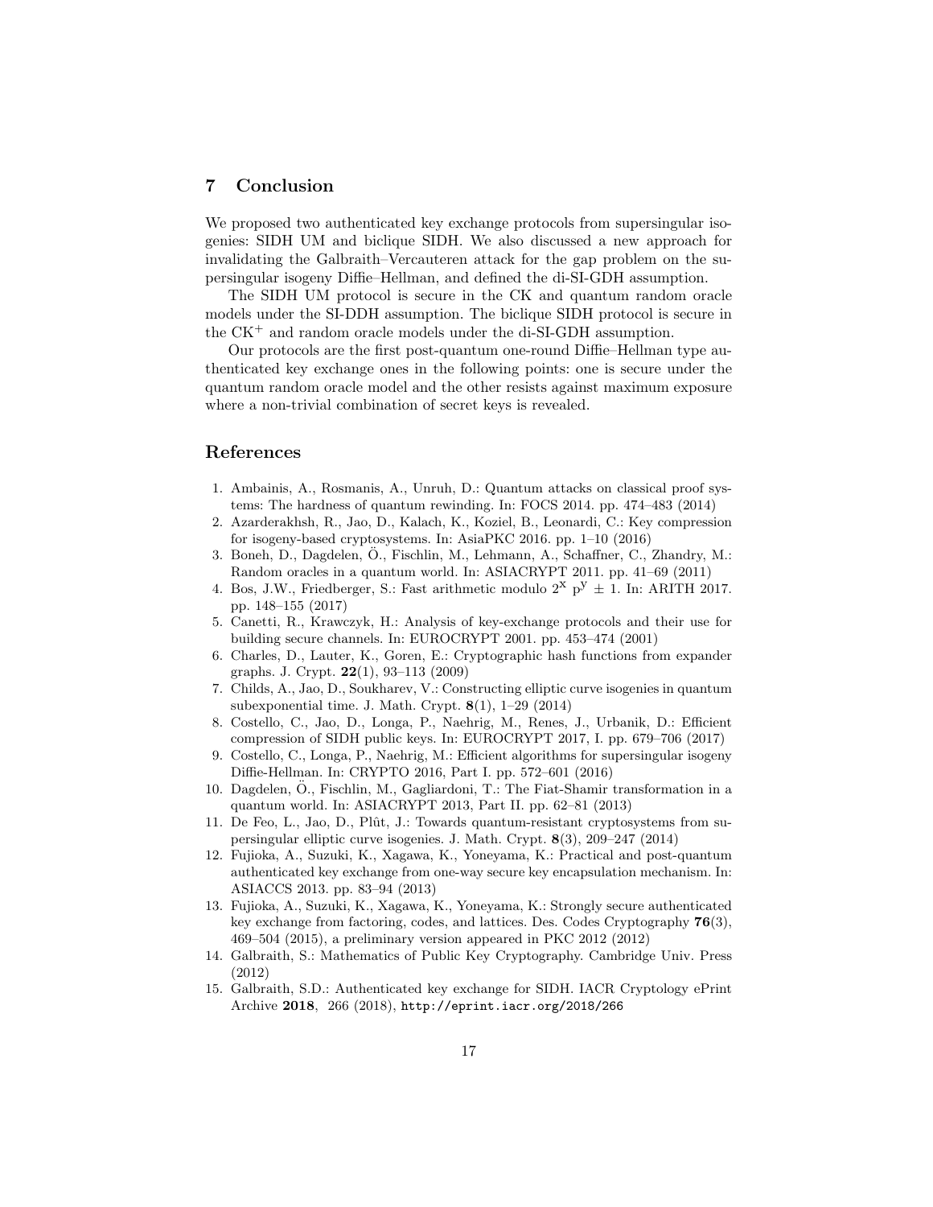## 7 Conclusion

We proposed two authenticated key exchange protocols from supersingular isogenies: SIDH UM and biclique SIDH. We also discussed a new approach for invalidating the Galbraith–Vercauteren attack for the gap problem on the supersingular isogeny Diffie–Hellman, and defined the di-SI-GDH assumption.

The SIDH UM protocol is secure in the CK and quantum random oracle models under the SI-DDH assumption. The biclique SIDH protocol is secure in the $\mathrm{CK}^+$ and random oracle models under the di-SI-GDH assumption.

Our protocols are the first post-quantum one-round Diffie–Hellman type authenticated key exchange ones in the following points: one is secure under the quantum random oracle model and the other resists against maximum exposure where a non-trivial combination of secret keys is revealed.

## References

1. Ambainis, A., Rosmanis, A., Unruh, D.: Quantum attacks on classical proof systems: The hardness of quantum rewinding. In: FOCS 2014. pp. 474–483 (2014)
2. Azarderakhsh, R., Jao, D., Kalach, K., Koziel, B., Leonardi, C.: Key compression for isogeny-based cryptosystems. In: AsiaPKC 2016. pp. 1–10 (2016)
3. Boneh, D., Dagdelen, Ö., Fischlin, M., Lehmann, A., Schaffner, C., Zhandry, M.: Random oracles in a quantum world. In: ASIACRYPT 2011. pp. 41–69 (2011)
4. Bos, J.W., Friedberger, S.: Fast arithmetic modulo $2^{\mathrm{x}}\ \mathrm{p}^{\mathrm{y}} \pm 1$. In: ARITH 2017. pp. 148–155 (2017)
5. Canetti, R., Krawczyk, H.: Analysis of key-exchange protocols and their use for building secure channels. In: EUROCRYPT 2001. pp. 453–474 (2001)
6. Charles, D., Lauter, K., Goren, E.: Cryptographic hash functions from expander graphs. J. Crypt. **22**(1), 93–113 (2009)
7. Childs, A., Jao, D., Soukharev, V.: Constructing elliptic curve isogenies in quantum subexponential time. J. Math. Crypt. **8**(1), 1–29 (2014)
8. Costello, C., Jao, D., Longa, P., Naehrig, M., Renes, J., Urbanik, D.: Efficient compression of SIDH public keys. In: EUROCRYPT 2017, I. pp. 679–706 (2017)
9. Costello, C., Longa, P., Naehrig, M.: Efficient algorithms for supersingular isogeny Diffie-Hellman. In: CRYPTO 2016, Part I. pp. 572–601 (2016)
10. Dagdelen, Ö., Fischlin, M., Gagliardoni, T.: The Fiat-Shamir transformation in a quantum world. In: ASIACRYPT 2013, Part II. pp. 62–81 (2013)
11. De Feo, L., Jao, D., Plût, J.: Towards quantum-resistant cryptosystems from supersingular elliptic curve isogenies. J. Math. Crypt. **8**(3), 209–247 (2014)
12. Fujioka, A., Suzuki, K., Xagawa, K., Yoneyama, K.: Practical and post-quantum authenticated key exchange from one-way secure key encapsulation mechanism. In: ASIACCS 2013. pp. 83–94 (2013)
13. Fujioka, A., Suzuki, K., Xagawa, K., Yoneyama, K.: Strongly secure authenticated key exchange from factoring, codes, and lattices. Des. Codes Cryptography **76**(3), 469–504 (2015), a preliminary version appeared in PKC 2012 (2012)
14. Galbraith, S.: Mathematics of Public Key Cryptography. Cambridge Univ. Press (2012)
15. Galbraith, S.D.: Authenticated key exchange for SIDH. IACR Cryptology ePrint Archive **2018**, 266 (2018), http://eprint.iacr.org/2018/266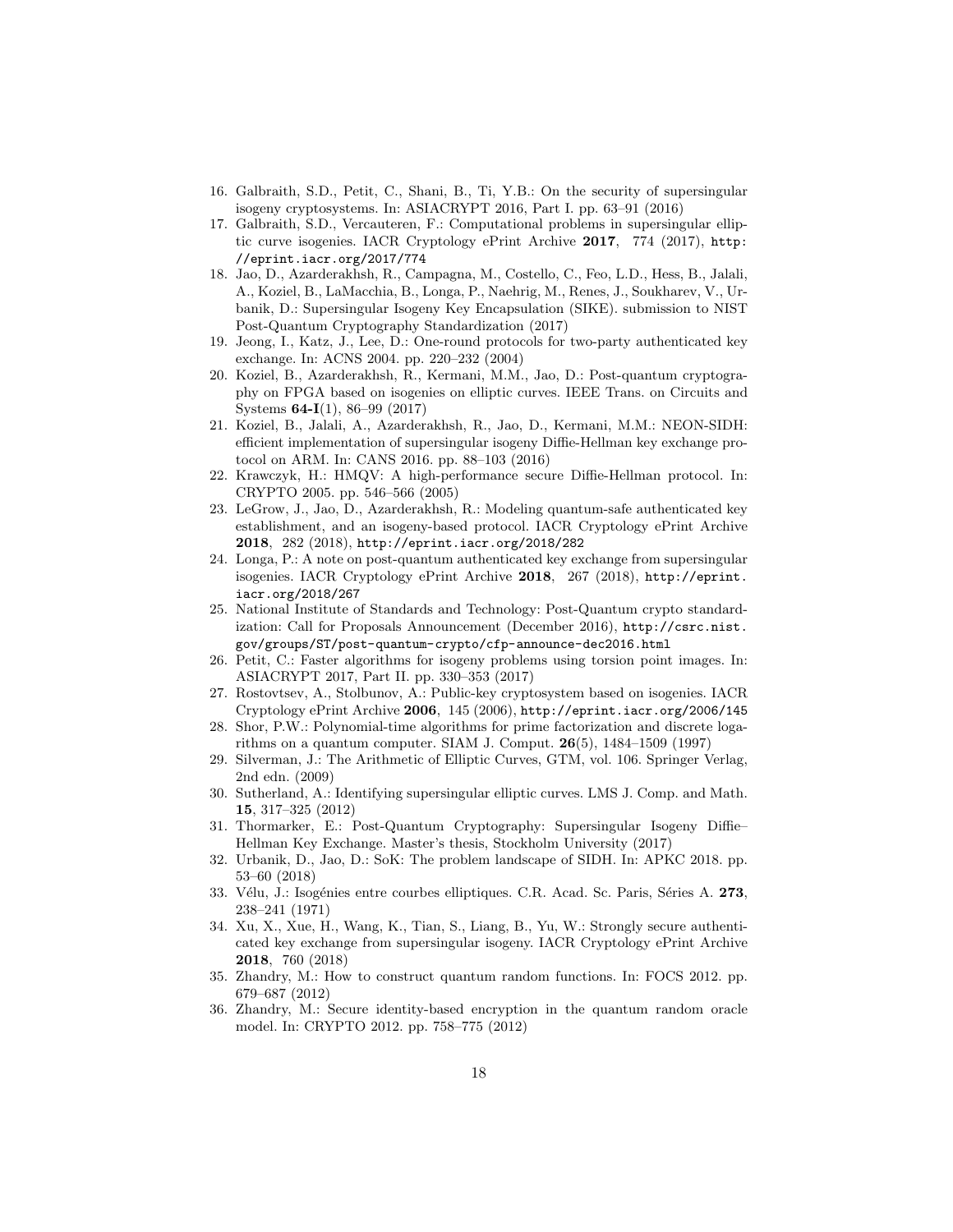16. Galbraith, S.D., Petit, C., Shani, B., Ti, Y.B.: On the security of supersingular isogeny cryptosystems. In: ASIACRYPT 2016, Part I. pp. 63–91 (2016)
17. Galbraith, S.D., Vercauteren, F.: Computational problems in supersingular elliptic curve isogenies. IACR Cryptology ePrint Archive **2017**, 774 (2017), `http://eprint.iacr.org/2017/774`
18. Jao, D., Azarderakhsh, R., Campagna, M., Costello, C., Feo, L.D., Hess, B., Jalali, A., Koziel, B., LaMacchia, B., Longa, P., Naehrig, M., Renes, J., Soukharev, V., Urbanik, D.: Supersingular Isogeny Key Encapsulation (SIKE). submission to NIST Post-Quantum Cryptography Standardization (2017)
19. Jeong, I., Katz, J., Lee, D.: One-round protocols for two-party authenticated key exchange. In: ACNS 2004. pp. 220–232 (2004)
20. Koziel, B., Azarderakhsh, R., Kermani, M.M., Jao, D.: Post-quantum cryptography on FPGA based on isogenies on elliptic curves. IEEE Trans. on Circuits and Systems **64-I**(1), 86–99 (2017)
21. Koziel, B., Jalali, A., Azarderakhsh, R., Jao, D., Kermani, M.M.: NEON-SIDH: efficient implementation of supersingular isogeny Diffie-Hellman key exchange protocol on ARM. In: CANS 2016. pp. 88–103 (2016)
22. Krawczyk, H.: HMQV: A high-performance secure Diffie-Hellman protocol. In: CRYPTO 2005. pp. 546–566 (2005)
23. LeGrow, J., Jao, D., Azarderakhsh, R.: Modeling quantum-safe authenticated key establishment, and an isogeny-based protocol. IACR Cryptology ePrint Archive **2018**, 282 (2018), `http://eprint.iacr.org/2018/282`
24. Longa, P.: A note on post-quantum authenticated key exchange from supersingular isogenies. IACR Cryptology ePrint Archive **2018**, 267 (2018), `http://eprint.iacr.org/2018/267`
25. National Institute of Standards and Technology: Post-Quantum crypto standardization: Call for Proposals Announcement (December 2016), `http://csrc.nist.gov/groups/ST/post-quantum-crypto/cfp-announce-dec2016.html`
26. Petit, C.: Faster algorithms for isogeny problems using torsion point images. In: ASIACRYPT 2017, Part II. pp. 330–353 (2017)
27. Rostovtsev, A., Stolbunov, A.: Public-key cryptosystem based on isogenies. IACR Cryptology ePrint Archive **2006**, 145 (2006), `http://eprint.iacr.org/2006/145`
28. Shor, P.W.: Polynomial-time algorithms for prime factorization and discrete logarithms on a quantum computer. SIAM J. Comput. **26**(5), 1484–1509 (1997)
29. Silverman, J.: The Arithmetic of Elliptic Curves, GTM, vol. 106. Springer Verlag, 2nd edn. (2009)
30. Sutherland, A.: Identifying supersingular elliptic curves. LMS J. Comp. and Math. **15**, 317–325 (2012)
31. Thormarker, E.: Post-Quantum Cryptography: Supersingular Isogeny Diffie–Hellman Key Exchange. Master's thesis, Stockholm University (2017)
32. Urbanik, D., Jao, D.: SoK: The problem landscape of SIDH. In: APKC 2018. pp. 53–60 (2018)
33. Vélu, J.: Isogénies entre courbes elliptiques. C.R. Acad. Sc. Paris, Séries A. **273**, 238–241 (1971)
34. Xu, X., Xue, H., Wang, K., Tian, S., Liang, B., Yu, W.: Strongly secure authenticated key exchange from supersingular isogeny. IACR Cryptology ePrint Archive **2018**, 760 (2018)
35. Zhandry, M.: How to construct quantum random functions. In: FOCS 2012. pp. 679–687 (2012)
36. Zhandry, M.: Secure identity-based encryption in the quantum random oracle model. In: CRYPTO 2012. pp. 758–775 (2012)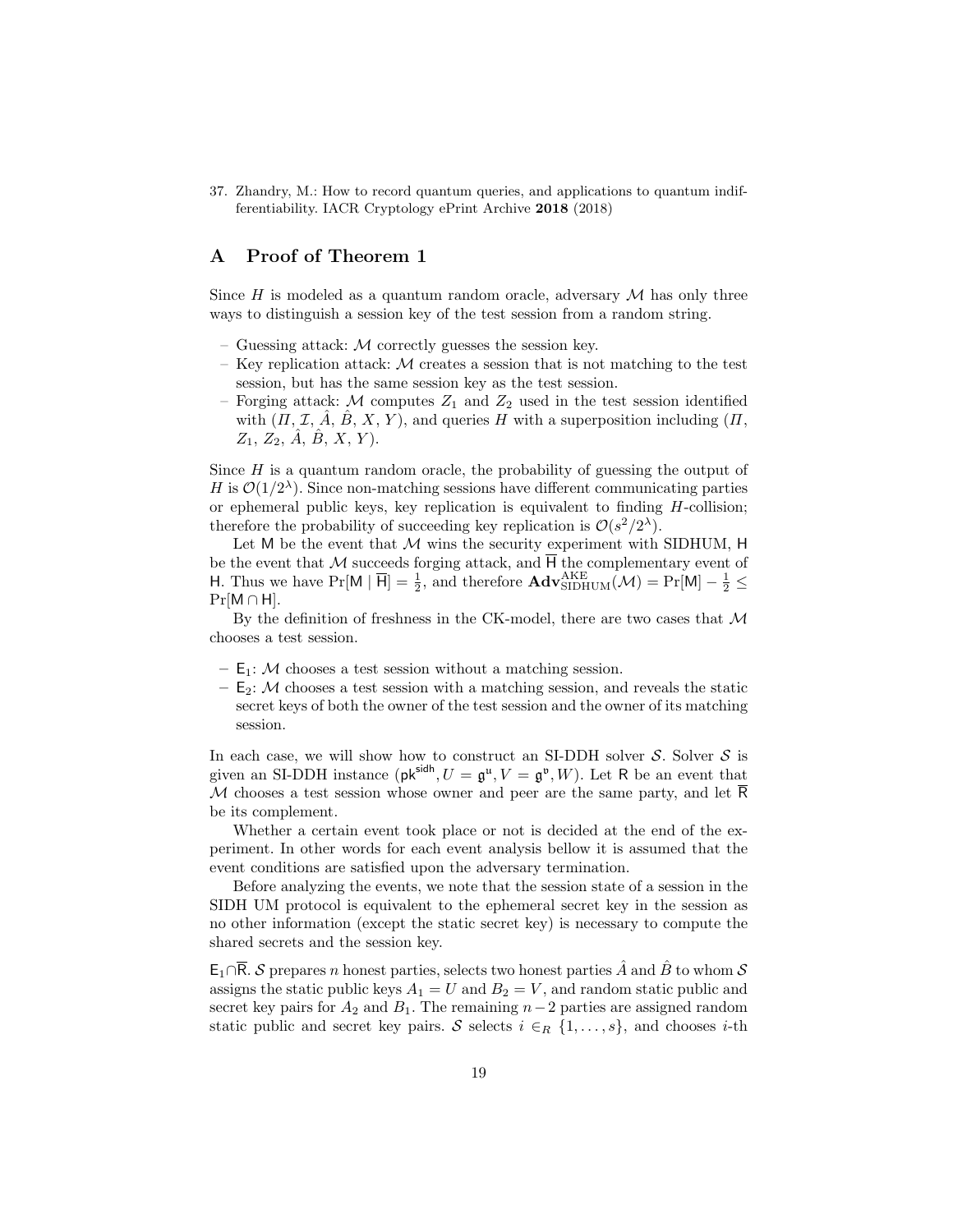37. Zhandry, M.: How to record quantum queries, and applications to quantum indifferentiability. IACR Cryptology ePrint Archive **2018** (2018)

## A Proof of Theorem 1

Since $H$ is modeled as a quantum random oracle, adversary $\mathcal{M}$ has only three ways to distinguish a session key of the test session from a random string.

- Guessing attack: $\mathcal{M}$ correctly guesses the session key.
- Key replication attack: $\mathcal{M}$ creates a session that is not matching to the test session, but has the same session key as the test session.
- Forging attack: $\mathcal{M}$ computes $Z_1$ and $Z_2$ used in the test session identified with $(\Pi, \mathcal{I}, \hat{A}, \hat{B}, X, Y)$, and queries $H$ with a superposition including $(\Pi, Z_1, Z_2, \hat{A}, \hat{B}, X, Y)$.

Since $H$ is a quantum random oracle, the probability of guessing the output of $H$ is $\mathcal{O}(1/2^\lambda)$. Since non-matching sessions have different communicating parties or ephemeral public keys, key replication is equivalent to finding $H$-collision; therefore the probability of succeeding key replication is $\mathcal{O}(s^2/2^\lambda)$.

Let $\mathsf{M}$ be the event that $\mathcal{M}$ wins the security experiment with SIDHUM, $\mathsf{H}$ be the event that $\mathcal{M}$ succeeds forging attack, and $\overline{\mathsf{H}}$ the complementary event of $\mathsf{H}$. Thus we have $\Pr[\mathsf{M} \mid \overline{\mathsf{H}}] = \frac{1}{2}$, and therefore $\mathbf{Adv}^{\text{AKE}}_{\text{SIDHUM}}(\mathcal{M}) = \Pr[\mathsf{M}] - \frac{1}{2} \leq \Pr[\mathsf{M} \cap \mathsf{H}]$.

By the definition of freshness in the CK-model, there are two cases that $\mathcal{M}$ chooses a test session.

- $\mathsf{E}_1$: $\mathcal{M}$ chooses a test session without a matching session.
- $\mathsf{E}_2$: $\mathcal{M}$ chooses a test session with a matching session, and reveals the static secret keys of both the owner of the test session and the owner of its matching session.

In each case, we will show how to construct an SI-DDH solver $\mathcal{S}$. Solver $\mathcal{S}$ is given an SI-DDH instance $(\mathsf{pk}^{\mathsf{sidh}}, U = \mathfrak{g}^{\mathfrak{u}}, V = \mathfrak{g}^{\mathfrak{v}}, W)$. Let $\mathsf{R}$ be an event that $\mathcal{M}$ chooses a test session whose owner and peer are the same party, and let $\overline{\mathsf{R}}$ be its complement.

Whether a certain event took place or not is decided at the end of the experiment. In other words for each event analysis bellow it is assumed that the event conditions are satisfied upon the adversary termination.

Before analyzing the events, we note that the session state of a session in the SIDH UM protocol is equivalent to the ephemeral secret key in the session as no other information (except the static secret key) is necessary to compute the shared secrets and the session key.

$\mathsf{E}_1 \cap \overline{\mathsf{R}}$. $\mathcal{S}$ prepares $n$ honest parties, selects two honest parties $\hat{A}$ and $\hat{B}$ to whom $\mathcal{S}$ assigns the static public keys $A_1 = U$ and $B_2 = V$, and random static public and secret key pairs for $A_2$ and $B_1$. The remaining $n-2$ parties are assigned random static public and secret key pairs. $\mathcal{S}$ selects $i \in_R \{1, \ldots, s\}$, and chooses $i$-th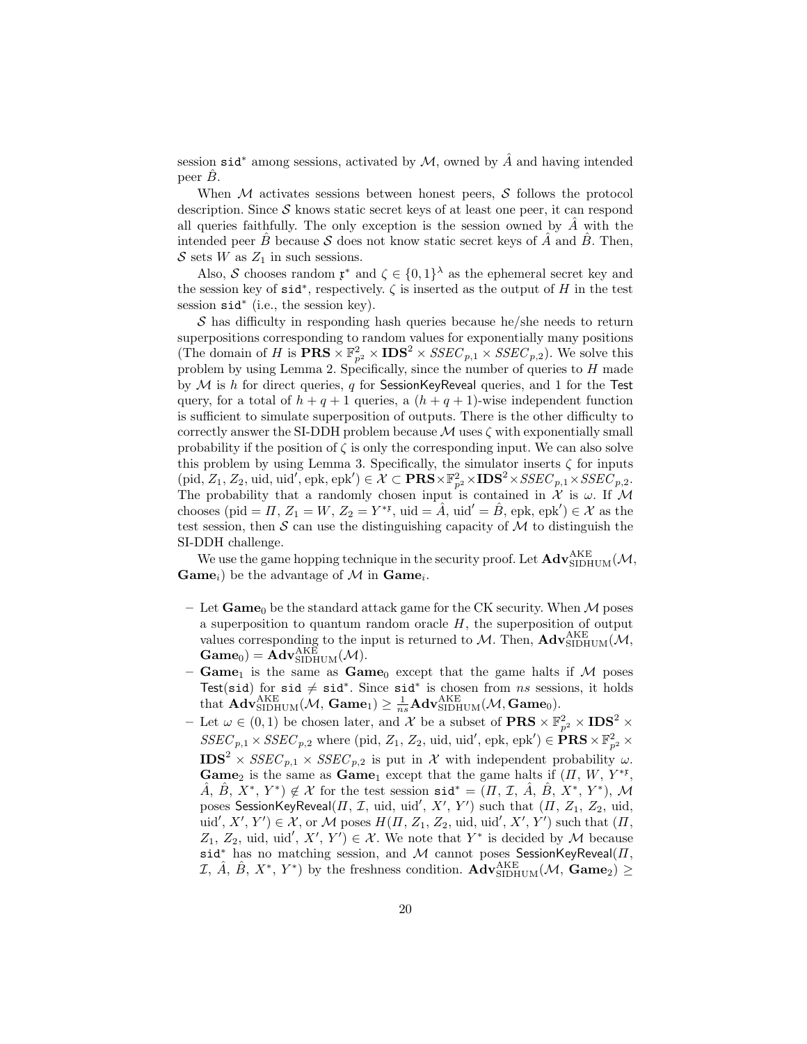session $\mathtt{sid}^*$ among sessions, activated by $\mathcal{M}$, owned by $\hat{A}$ and having intended peer $\hat{B}$.

When $\mathcal{M}$ activates sessions between honest peers, $\mathcal{S}$ follows the protocol description. Since $\mathcal{S}$ knows static secret keys of at least one peer, it can respond all queries faithfully. The only exception is the session owned by $\hat{A}$ with the intended peer $\hat{B}$ because $\mathcal{S}$ does not know static secret keys of $\hat{A}$ and $\hat{B}$. Then, $\mathcal{S}$ sets $W$ as $Z_1$ in such sessions.

Also, $\mathcal{S}$ chooses random $\mathfrak{r}^*$ and $\zeta \in \{0,1\}^\lambda$ as the ephemeral secret key and the session key of $\mathtt{sid}^*$, respectively. $\zeta$ is inserted as the output of $H$ in the test session $\mathtt{sid}^*$ (i.e., the session key).

$\mathcal{S}$ has difficulty in responding hash queries because he/she needs to return superpositions corresponding to random values for exponentially many positions (The domain of $H$ is $\mathbf{PRS} \times \mathbb{F}_{p^2}^2 \times \mathbf{IDS}^2 \times SSEC_{p,1} \times SSEC_{p,2}$). We solve this problem by using Lemma 2. Specifically, since the number of queries to $H$ made by $\mathcal{M}$ is $h$ for direct queries, $q$ for SessionKeyReveal queries, and 1 for the Test query, for a total of $h+q+1$ queries, a $(h+q+1)$-wise independent function is sufficient to simulate superposition of outputs. There is the other difficulty to correctly answer the SI-DDH problem because $\mathcal{M}$ uses $\zeta$ with exponentially small probability if the position of $\zeta$ is only the corresponding input. We can also solve this problem by using Lemma 3. Specifically, the simulator inserts $\zeta$ for inputs $(\text{pid}, Z_1, Z_2, \text{uid}, \text{uid}', \text{epk}, \text{epk}') \in \mathcal{X} \subset \mathbf{PRS} \times \mathbb{F}_{p^2}^2 \times \mathbf{IDS}^2 \times SSEC_{p,1} \times SSEC_{p,2}$. The probability that a randomly chosen input is contained in $\mathcal{X}$ is $\omega$. If $\mathcal{M}$ chooses $(\text{pid} = \Pi,\, Z_1 = W,\, Z_2 = Y^{*\mathfrak{r}},\, \text{uid} = \hat{A},\, \text{uid}' = \hat{B},\, \text{epk}, \text{epk}') \in \mathcal{X}$ as the test session, then $\mathcal{S}$ can use the distinguishing capacity of $\mathcal{M}$ to distinguish the SI-DDH challenge.

We use the game hopping technique in the security proof. Let $\mathbf{Adv}^{\text{AKE}}_{\text{SIDHUM}}(\mathcal{M}, \mathbf{Game}_i)$ be the advantage of $\mathcal{M}$ in $\mathbf{Game}_i$.

- Let $\mathbf{Game}_0$ be the standard attack game for the CK security. When $\mathcal{M}$ poses a superposition to quantum random oracle $H$, the superposition of output values corresponding to the input is returned to $\mathcal{M}$. Then, $\mathbf{Adv}^{\text{AKE}}_{\text{SIDHUM}}(\mathcal{M}, \mathbf{Game}_0) = \mathbf{Adv}^{\text{AKE}}_{\text{SIDHUM}}(\mathcal{M})$.
- $\mathbf{Game}_1$ is the same as $\mathbf{Game}_0$ except that the game halts if $\mathcal{M}$ poses $\mathsf{Test}(\mathtt{sid})$ for $\mathtt{sid} \neq \mathtt{sid}^*$. Since $\mathtt{sid}^*$ is chosen from $ns$ sessions, it holds that $\mathbf{Adv}^{\text{AKE}}_{\text{SIDHUM}}(\mathcal{M}, \mathbf{Game}_1) \geq \frac{1}{ns}\mathbf{Adv}^{\text{AKE}}_{\text{SIDHUM}}(\mathcal{M}, \mathbf{Game}_0)$.
- Let $\omega \in (0,1)$ be chosen later, and $\mathcal{X}$ be a subset of $\mathbf{PRS} \times \mathbb{F}_{p^2}^2 \times \mathbf{IDS}^2 \times SSEC_{p,1} \times SSEC_{p,2}$ where $(\text{pid}, Z_1, Z_2, \text{uid}, \text{uid}', \text{epk}, \text{epk}') \in \mathbf{PRS} \times \mathbb{F}_{p^2}^2 \times \mathbf{IDS}^2 \times SSEC_{p,1} \times SSEC_{p,2}$ is put in $\mathcal{X}$ with independent probability $\omega$. $\mathbf{Game}_2$ is the same as $\mathbf{Game}_1$ except that the game halts if $(\Pi, W, Y^{*\mathfrak{r}}, \hat{A}, \hat{B}, X^*, Y^*) \notin \mathcal{X}$ for the test session $\mathtt{sid}^* = (\Pi, \mathcal{I}, \hat{A}, \hat{B}, X^*, Y^*)$, $\mathcal{M}$ poses $\mathsf{SessionKeyReveal}(\Pi, \mathcal{I}, \text{uid}, \text{uid}', X', Y')$ such that $(\Pi, Z_1, Z_2, \text{uid}, \text{uid}', X', Y') \in \mathcal{X}$, or $\mathcal{M}$ poses $H(\Pi, Z_1, Z_2, \text{uid}, \text{uid}', X', Y')$ such that $(\Pi, Z_1, Z_2, \text{uid}, \text{uid}', X', Y') \in \mathcal{X}$. We note that $Y^*$ is decided by $\mathcal{M}$ because $\mathtt{sid}^*$ has no matching session, and $\mathcal{M}$ cannot poses $\mathsf{SessionKeyReveal}(\Pi, \mathcal{I}, \hat{A}, \hat{B}, X^*, Y^*)$ by the freshness condition. $\mathbf{Adv}^{\text{AKE}}_{\text{SIDHUM}}(\mathcal{M}, \mathbf{Game}_2) \geq$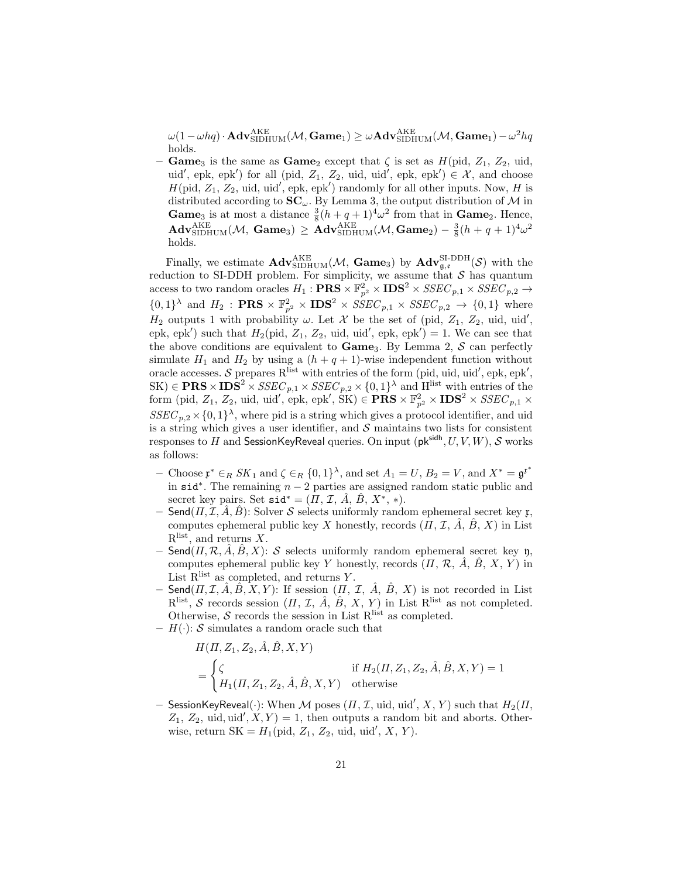$\omega(1-\omega hq) \cdot \mathbf{Adv}^{\text{AKE}}_{\text{SIDHUM}}(\mathcal{M}, \mathbf{Game}_1) \geq \omega \mathbf{Adv}^{\text{AKE}}_{\text{SIDHUM}}(\mathcal{M}, \mathbf{Game}_1) - \omega^2 hq$ holds.

- $\mathbf{Game}_3$ is the same as $\mathbf{Game}_2$ except that $\zeta$ is set as $H(\text{pid}, Z_1, Z_2, \text{uid}, \text{uid}', \text{epk}, \text{epk}')$ for all $(\text{pid}, Z_1, Z_2, \text{uid}, \text{uid}', \text{epk}, \text{epk}') \in \mathcal{X}$, and choose $H(\text{pid}, Z_1, Z_2, \text{uid}, \text{uid}', \text{epk}, \text{epk}')$ randomly for all other inputs. Now, $H$ is distributed according to $\mathbf{SC}_\omega$. By Lemma 3, the output distribution of $\mathcal{M}$ in $\mathbf{Game}_3$ is at most a distance $\frac{3}{8}(h+q+1)^4\omega^2$ from that in $\mathbf{Game}_2$. Hence, $\mathbf{Adv}^{\text{AKE}}_{\text{SIDHUM}}(\mathcal{M}, \mathbf{Game}_3) \geq \mathbf{Adv}^{\text{AKE}}_{\text{SIDHUM}}(\mathcal{M}, \mathbf{Game}_2) - \frac{3}{8}(h+q+1)^4\omega^2$ holds.

Finally, we estimate $\mathbf{Adv}^{\text{AKE}}_{\text{SIDHUM}}(\mathcal{M}, \mathbf{Game}_3)$ by $\mathbf{Adv}^{\text{SI-DDH}}_{\mathfrak{g},\mathfrak{e}}(\mathcal{S})$ with the reduction to SI-DDH problem. For simplicity, we assume that $\mathcal{S}$ has quantum access to two random oracles $H_1 : \mathbf{PRS} \times \mathbb{F}^2_{p^2} \times \mathbf{IDS}^2 \times SSEC_{p,1} \times SSEC_{p,2} \to \{0,1\}^\lambda$ and $H_2 : \mathbf{PRS} \times \mathbb{F}^2_{p^2} \times \mathbf{IDS}^2 \times SSEC_{p,1} \times SSEC_{p,2} \to \{0,1\}$ where $H_2$ outputs 1 with probability $\omega$. Let $\mathcal{X}$ be the set of $(\text{pid}, Z_1, Z_2, \text{uid}, \text{uid}', \text{epk}, \text{epk}')$ such that $H_2(\text{pid}, Z_1, Z_2, \text{uid}, \text{uid}', \text{epk}, \text{epk}') = 1$. We can see that the above conditions are equivalent to $\mathbf{Game}_3$. By Lemma 2, $\mathcal{S}$ can perfectly simulate $H_1$ and $H_2$ by using a $(h+q+1)$-wise independent function without oracle accesses. $\mathcal{S}$ prepares $\text{R}^{\text{list}}$ with entries of the form $(\text{pid}, \text{uid}, \text{uid}', \text{epk}, \text{epk}', \text{SK}) \in \mathbf{PRS} \times \mathbf{IDS}^2 \times SSEC_{p,1} \times SSEC_{p,2} \times \{0,1\}^\lambda$ and $\text{H}^{\text{list}}$ with entries of the form $(\text{pid}, Z_1, Z_2, \text{uid}, \text{uid}', \text{epk}, \text{epk}', \text{SK}) \in \mathbf{PRS} \times \mathbb{F}^2_{p^2} \times \mathbf{IDS}^2 \times SSEC_{p,1} \times SSEC_{p,2} \times \{0,1\}^\lambda$, where pid is a string which gives a protocol identifier, and uid is a string which gives a user identifier, and $\mathcal{S}$ maintains two lists for consistent responses to $H$ and SessionKeyReveal queries. On input $(\mathsf{pk}^{\mathsf{sidh}}, U, V, W)$, $\mathcal{S}$ works as follows:

- Choose $\mathfrak{r}^* \in_R SK_1$ and $\zeta \in_R \{0,1\}^\lambda$, and set $A_1 = U$, $B_2 = V$, and $X^* = \mathfrak{g}^{\mathfrak{r}^*}$ in $\texttt{sid}^*$. The remaining $n-2$ parties are assigned random static public and secret key pairs. Set $\texttt{sid}^* = (\Pi, \mathcal{I}, \hat{A}, \hat{B}, X^*, *)$.
- $\mathsf{Send}(\Pi, \mathcal{I}, \hat{A}, \hat{B})$: Solver $\mathcal{S}$ selects uniformly random ephemeral secret key $\mathfrak{r}$, computes ephemeral public key $X$ honestly, records $(\Pi, \mathcal{I}, \hat{A}, \hat{B}, X)$ in List $\text{R}^{\text{list}}$, and returns $X$.
- $\mathsf{Send}(\Pi, \mathcal{R}, \hat{A}, \hat{B}, X)$: $\mathcal{S}$ selects uniformly random ephemeral secret key $\mathfrak{y}$, computes ephemeral public key $Y$ honestly, records $(\Pi, \mathcal{R}, \hat{A}, \hat{B}, X, Y)$ in List $\text{R}^{\text{list}}$ as completed, and returns $Y$.
- $\mathsf{Send}(\Pi, \mathcal{I}, \hat{A}, \hat{B}, X, Y)$: If session $(\Pi, \mathcal{I}, \hat{A}, \hat{B}, X)$ is not recorded in List $\text{R}^{\text{list}}$, $\mathcal{S}$ records session $(\Pi, \mathcal{I}, \hat{A}, \hat{B}, X, Y)$ in List $\text{R}^{\text{list}}$ as not completed. Otherwise, $\mathcal{S}$ records the session in List $\text{R}^{\text{list}}$ as completed.
- $H(\cdot)$: $\mathcal{S}$ simulates a random oracle such that

$$
\begin{aligned}
&H(\Pi, Z_1, Z_2, \hat{A}, \hat{B}, X, Y) \\
&= \begin{cases} \zeta & \text{if } H_2(\Pi, Z_1, Z_2, \hat{A}, \hat{B}, X, Y) = 1 \\ H_1(\Pi, Z_1, Z_2, \hat{A}, \hat{B}, X, Y) & \text{otherwise} \end{cases}
\end{aligned}
$$

- $\mathsf{SessionKeyReveal}(\cdot)$: When $\mathcal{M}$ poses $(\Pi, \mathcal{I}, \text{uid}, \text{uid}', X, Y)$ such that $H_2(\Pi, Z_1, Z_2, \text{uid}, \text{uid}', X, Y) = 1$, then outputs a random bit and aborts. Otherwise, return $\text{SK} = H_1(\text{pid}, Z_1, Z_2, \text{uid}, \text{uid}', X, Y)$.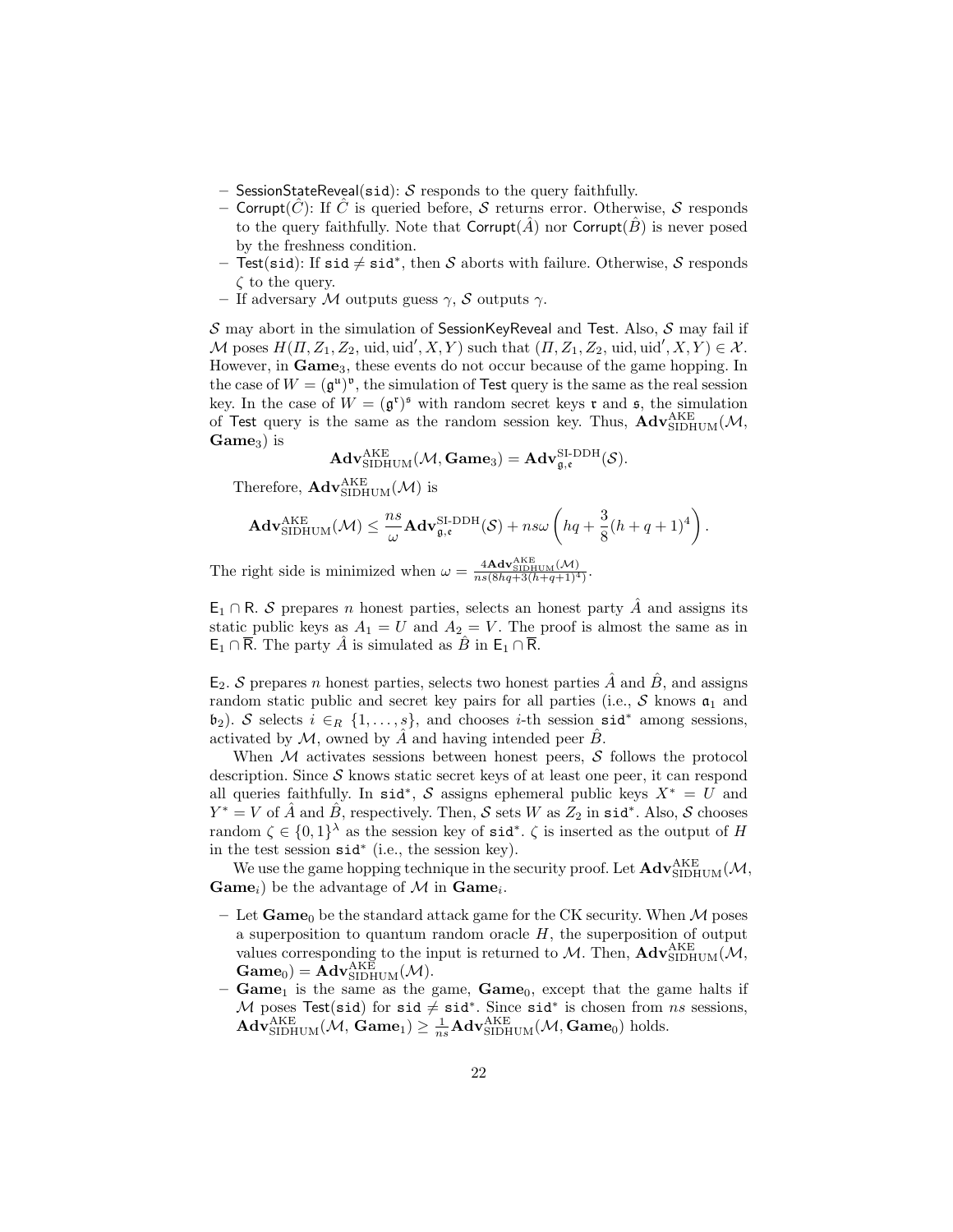– SessionStateReveal(sid): $\mathcal{S}$ responds to the query faithfully.
– Corrupt($\hat{C}$): If $\hat{C}$ is queried before, $\mathcal{S}$ returns error. Otherwise, $\mathcal{S}$ responds to the query faithfully. Note that Corrupt($\hat{A}$) nor Corrupt($\hat{B}$) is never posed by the freshness condition.
– Test(sid): If $\mathtt{sid} \neq \mathtt{sid}^*$, then $\mathcal{S}$ aborts with failure. Otherwise, $\mathcal{S}$ responds $\zeta$ to the query.
– If adversary $\mathcal{M}$ outputs guess $\gamma$, $\mathcal{S}$ outputs $\gamma$.

$\mathcal{S}$ may abort in the simulation of SessionKeyReveal and Test. Also, $\mathcal{S}$ may fail if $\mathcal{M}$ poses $H(\Pi, Z_1, Z_2, \text{uid}, \text{uid}', X, Y)$ such that $(\Pi, Z_1, Z_2, \text{uid}, \text{uid}', X, Y) \in \mathcal{X}$. However, in **Game**$_3$, these events do not occur because of the game hopping. In the case of $W = (\mathfrak{g}^{\mathfrak{u}})^{\mathfrak{v}}$, the simulation of Test query is the same as the real session key. In the case of $W = (\mathfrak{g}^{\mathfrak{r}})^{\mathfrak{s}}$ with random secret keys $\mathfrak{r}$ and $\mathfrak{s}$, the simulation of Test query is the same as the random session key. Thus, $\mathbf{Adv}^{\text{AKE}}_{\text{SIDHUM}}(\mathcal{M}, \mathbf{Game}_3)$ is

$$\mathbf{Adv}^{\text{AKE}}_{\text{SIDHUM}}(\mathcal{M}, \mathbf{Game}_3) = \mathbf{Adv}^{\text{SI-DDH}}_{\mathfrak{g},\mathfrak{e}}(\mathcal{S}).$$

Therefore, $\mathbf{Adv}^{\text{AKE}}_{\text{SIDHUM}}(\mathcal{M})$ is

$$\mathbf{Adv}^{\text{AKE}}_{\text{SIDHUM}}(\mathcal{M}) \leq \frac{ns}{\omega}\mathbf{Adv}^{\text{SI-DDH}}_{\mathfrak{g},\mathfrak{e}}(\mathcal{S}) + ns\omega\left(hq + \frac{3}{8}(h+q+1)^4\right).$$

The right side is minimized when $\omega = \frac{4\mathbf{Adv}^{\text{AKE}}_{\text{SIDHUM}}(\mathcal{M})}{ns(8hq+3(h+q+1)^4)}$.

$\mathsf{E}_1 \cap \mathsf{R}$. $\mathcal{S}$ prepares $n$ honest parties, selects an honest party $\hat{A}$ and assigns its static public keys as $A_1 = U$ and $A_2 = V$. The proof is almost the same as in $\mathsf{E}_1 \cap \overline{\mathsf{R}}$. The party $\hat{A}$ is simulated as $\hat{B}$ in $\mathsf{E}_1 \cap \overline{\mathsf{R}}$.

$\mathsf{E}_2$. $\mathcal{S}$ prepares $n$ honest parties, selects two honest parties $\hat{A}$ and $\hat{B}$, and assigns random static public and secret key pairs for all parties (i.e., $\mathcal{S}$ knows $\mathfrak{a}_1$ and $\mathfrak{b}_2$). $\mathcal{S}$ selects $i \in_R \{1, \ldots, s\}$, and chooses $i$-th session $\mathtt{sid}^*$ among sessions, activated by $\mathcal{M}$, owned by $\hat{A}$ and having intended peer $\hat{B}$.

When $\mathcal{M}$ activates sessions between honest peers, $\mathcal{S}$ follows the protocol description. Since $\mathcal{S}$ knows static secret keys of at least one peer, it can respond all queries faithfully. In $\mathtt{sid}^*$, $\mathcal{S}$ assigns ephemeral public keys $X^* = U$ and $Y^* = V$ of $\hat{A}$ and $\hat{B}$, respectively. Then, $\mathcal{S}$ sets $W$ as $Z_2$ in $\mathtt{sid}^*$. Also, $\mathcal{S}$ chooses random $\zeta \in \{0,1\}^\lambda$ as the session key of $\mathtt{sid}^*$. $\zeta$ is inserted as the output of $H$ in the test session $\mathtt{sid}^*$ (i.e., the session key).

We use the game hopping technique in the security proof. Let $\mathbf{Adv}^{\text{AKE}}_{\text{SIDHUM}}(\mathcal{M}, \mathbf{Game}_i)$ be the advantage of $\mathcal{M}$ in $\mathbf{Game}_i$.

– Let **Game**$_0$ be the standard attack game for the CK security. When $\mathcal{M}$ poses a superposition to quantum random oracle $H$, the superposition of output values corresponding to the input is returned to $\mathcal{M}$. Then, $\mathbf{Adv}^{\text{AKE}}_{\text{SIDHUM}}(\mathcal{M}, \mathbf{Game}_0) = \mathbf{Adv}^{\text{AKE}}_{\text{SIDHUM}}(\mathcal{M})$.
– **Game**$_1$ is the same as the game, **Game**$_0$, except that the game halts if $\mathcal{M}$ poses Test(sid) for $\mathtt{sid} \neq \mathtt{sid}^*$. Since $\mathtt{sid}^*$ is chosen from $ns$ sessions, $\mathbf{Adv}^{\text{AKE}}_{\text{SIDHUM}}(\mathcal{M}, \mathbf{Game}_1) \geq \frac{1}{ns}\mathbf{Adv}^{\text{AKE}}_{\text{SIDHUM}}(\mathcal{M}, \mathbf{Game}_0)$ holds.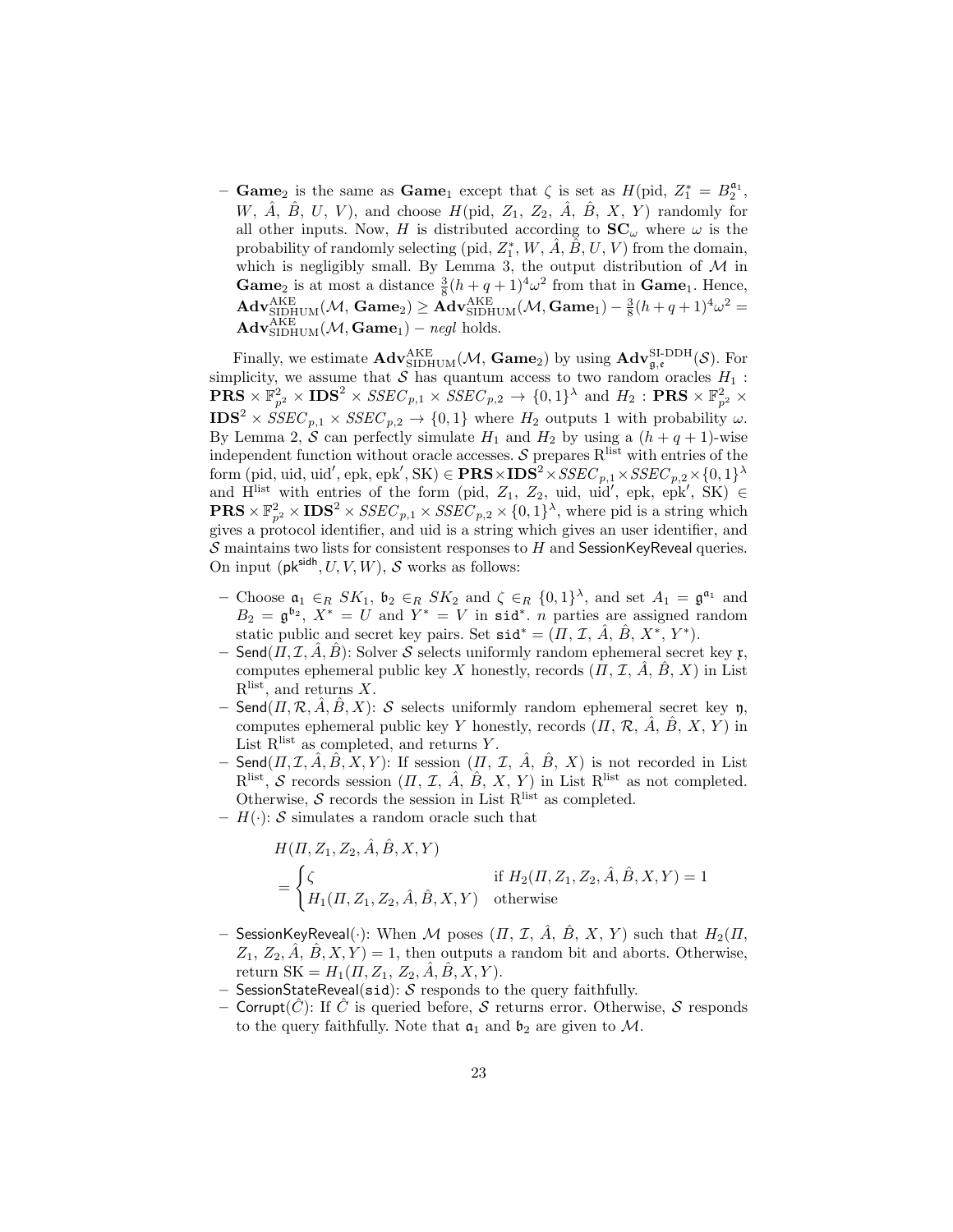- **Game**$_2$ is the same as **Game**$_1$ except that $\zeta$ is set as $H(\text{pid}, Z_1^* = B_2^{\mathfrak{a}_1}, W, \hat{A}, \hat{B}, U, V)$, and choose $H(\text{pid}, Z_1, Z_2, \hat{A}, \hat{B}, X, Y)$ randomly for all other inputs. Now, $H$ is distributed according to $\mathbf{SC}_\omega$ where $\omega$ is the probability of randomly selecting $(\text{pid}, Z_1^*, W, \hat{A}, \hat{B}, U, V)$ from the domain, which is negligibly small. By Lemma 3, the output distribution of $\mathcal{M}$ in **Game**$_2$ is at most a distance $\frac{3}{8}(h+q+1)^4\omega^2$ from that in **Game**$_1$. Hence, $\mathbf{Adv}^{\text{AKE}}_{\text{SIDHUM}}(\mathcal{M}, \mathbf{Game}_2) \geq \mathbf{Adv}^{\text{AKE}}_{\text{SIDHUM}}(\mathcal{M}, \mathbf{Game}_1) - \frac{3}{8}(h+q+1)^4\omega^2 = \mathbf{Adv}^{\text{AKE}}_{\text{SIDHUM}}(\mathcal{M}, \mathbf{Game}_1) - negl$ holds.

Finally, we estimate $\mathbf{Adv}^{\text{AKE}}_{\text{SIDHUM}}(\mathcal{M}, \mathbf{Game}_2)$ by using $\mathbf{Adv}^{\text{SI-DDH}}_{\mathfrak{g},\mathfrak{e}}(\mathcal{S})$. For simplicity, we assume that $\mathcal{S}$ has quantum access to two random oracles $H_1 : \mathbf{PRS} \times \mathbb{F}_{p^2}^2 \times \mathbf{IDS}^2 \times SSEC_{p,1} \times SSEC_{p,2} \to \{0,1\}^\lambda$ and $H_2 : \mathbf{PRS} \times \mathbb{F}_{p^2}^2 \times \mathbf{IDS}^2 \times SSEC_{p,1} \times SSEC_{p,2} \to \{0,1\}$ where $H_2$ outputs 1 with probability $\omega$. By Lemma 2, $\mathcal{S}$ can perfectly simulate $H_1$ and $H_2$ by using a $(h+q+1)$-wise independent function without oracle accesses. $\mathcal{S}$ prepares $\text{R}^{\text{list}}$ with entries of the form $(\text{pid}, \text{uid}, \text{uid}', \text{epk}, \text{epk}', \text{SK}) \in \mathbf{PRS} \times \mathbf{IDS}^2 \times SSEC_{p,1} \times SSEC_{p,2} \times \{0,1\}^\lambda$ and $\text{H}^{\text{list}}$ with entries of the form $(\text{pid}, Z_1, Z_2, \text{uid}, \text{uid}', \text{epk}, \text{epk}', \text{SK}) \in \mathbf{PRS} \times \mathbb{F}_{p^2}^2 \times \mathbf{IDS}^2 \times SSEC_{p,1} \times SSEC_{p,2} \times \{0,1\}^\lambda$, where pid is a string which gives a protocol identifier, and uid is a string which gives an user identifier, and $\mathcal{S}$ maintains two lists for consistent responses to $H$ and SessionKeyReveal queries. On input $(\mathsf{pk}^{\mathsf{sidh}}, U, V, W)$, $\mathcal{S}$ works as follows:

- Choose $\mathfrak{a}_1 \in_R SK_1$, $\mathfrak{b}_2 \in_R SK_2$ and $\zeta \in_R \{0,1\}^\lambda$, and set $A_1 = \mathfrak{g}^{\mathfrak{a}_1}$ and $B_2 = \mathfrak{g}^{\mathfrak{b}_2}$, $X^* = U$ and $Y^* = V$ in $\mathtt{sid}^*$. $n$ parties are assigned random static public and secret key pairs. Set $\mathtt{sid}^* = (\Pi, \mathcal{I}, \hat{A}, \hat{B}, X^*, Y^*)$.
- $\mathsf{Send}(\Pi, \mathcal{I}, \hat{A}, \hat{B})$: Solver $\mathcal{S}$ selects uniformly random ephemeral secret key $\mathfrak{x}$, computes ephemeral public key $X$ honestly, records $(\Pi, \mathcal{I}, \hat{A}, \hat{B}, X)$ in List $\text{R}^{\text{list}}$, and returns $X$.
- $\mathsf{Send}(\Pi, \mathcal{R}, \hat{A}, \hat{B}, X)$: $\mathcal{S}$ selects uniformly random ephemeral secret key $\mathfrak{y}$, computes ephemeral public key $Y$ honestly, records $(\Pi, \mathcal{R}, \hat{A}, \hat{B}, X, Y)$ in List $\text{R}^{\text{list}}$ as completed, and returns $Y$.
- $\mathsf{Send}(\Pi, \mathcal{I}, \hat{A}, \hat{B}, X, Y)$: If session $(\Pi, \mathcal{I}, \hat{A}, \hat{B}, X)$ is not recorded in List $\text{R}^{\text{list}}$, $\mathcal{S}$ records session $(\Pi, \mathcal{I}, \hat{A}, \hat{B}, X, Y)$ in List $\text{R}^{\text{list}}$ as not completed. Otherwise, $\mathcal{S}$ records the session in List $\text{R}^{\text{list}}$ as completed.
- $H(\cdot)$: $\mathcal{S}$ simulates a random oracle such that

$$
\begin{aligned}
&H(\Pi, Z_1, Z_2, \hat{A}, \hat{B}, X, Y) \\
&= \begin{cases} \zeta & \text{if } H_2(\Pi, Z_1, Z_2, \hat{A}, \hat{B}, X, Y) = 1 \\ H_1(\Pi, Z_1, Z_2, \hat{A}, \hat{B}, X, Y) & \text{otherwise} \end{cases}
\end{aligned}
$$

- $\mathsf{SessionKeyReveal}(\cdot)$: When $\mathcal{M}$ poses $(\Pi, \mathcal{I}, \hat{A}, \hat{B}, X, Y)$ such that $H_2(\Pi, Z_1, Z_2, \hat{A}, \hat{B}, X, Y) = 1$, then outputs a random bit and aborts. Otherwise, return $\text{SK} = H_1(\Pi, Z_1, Z_2, \hat{A}, \hat{B}, X, Y)$.
- $\mathsf{SessionStateReveal}(\mathtt{sid})$: $\mathcal{S}$ responds to the query faithfully.
- $\mathsf{Corrupt}(\hat{C})$: If $\hat{C}$ is queried before, $\mathcal{S}$ returns error. Otherwise, $\mathcal{S}$ responds to the query faithfully. Note that $\mathfrak{a}_1$ and $\mathfrak{b}_2$ are given to $\mathcal{M}$.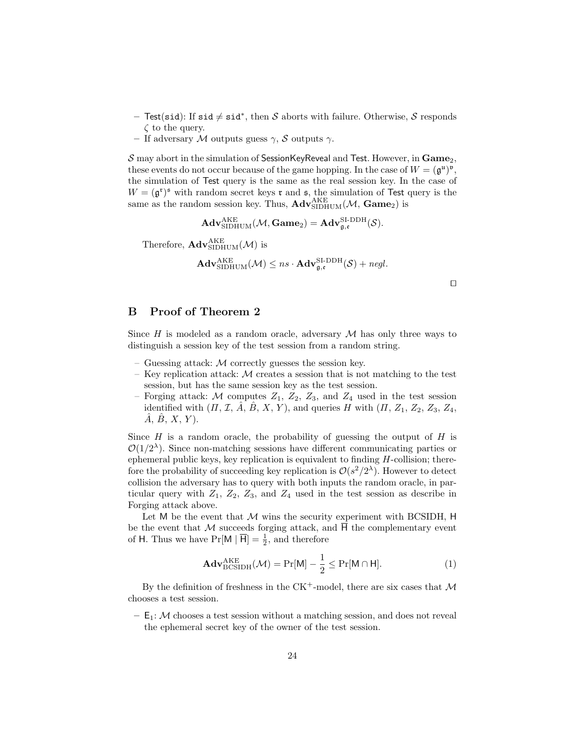- $\mathsf{Test}(\mathtt{sid})$: If $\mathtt{sid} \neq \mathtt{sid}^*$, then $\mathcal{S}$ aborts with failure. Otherwise, $\mathcal{S}$ responds $\zeta$ to the query.
- If adversary $\mathcal{M}$ outputs guess $\gamma$, $\mathcal{S}$ outputs $\gamma$.

$\mathcal{S}$ may abort in the simulation of $\mathsf{SessionKeyReveal}$ and $\mathsf{Test}$. However, in $\mathbf{Game}_2$, these events do not occur because of the game hopping. In the case of $W = (\mathfrak{g}^{\mathfrak{u}})^{\mathfrak{v}}$, the simulation of $\mathsf{Test}$ query is the same as the real session key. In the case of $W = (\mathfrak{g}^{\mathfrak{r}})^{\mathfrak{s}}$ with random secret keys $\mathfrak{r}$ and $\mathfrak{s}$, the simulation of $\mathsf{Test}$ query is the same as the random session key. Thus, $\mathbf{Adv}^{\mathrm{AKE}}_{\mathrm{SIDHUM}}(\mathcal{M}, \mathbf{Game}_2)$ is

$$\mathbf{Adv}^{\mathrm{AKE}}_{\mathrm{SIDHUM}}(\mathcal{M}, \mathbf{Game}_2) = \mathbf{Adv}^{\mathrm{SI\text{-}DDH}}_{\mathfrak{g},\mathfrak{e}}(\mathcal{S}).$$

Therefore, $\mathbf{Adv}^{\mathrm{AKE}}_{\mathrm{SIDHUM}}(\mathcal{M})$ is

$$\mathbf{Adv}^{\mathrm{AKE}}_{\mathrm{SIDHUM}}(\mathcal{M}) \leq ns \cdot \mathbf{Adv}^{\mathrm{SI\text{-}DDH}}_{\mathfrak{g},\mathfrak{e}}(\mathcal{S}) + negl.$$

□

## B Proof of Theorem 2

Since $H$ is modeled as a random oracle, adversary $\mathcal{M}$ has only three ways to distinguish a session key of the test session from a random string.

- Guessing attack: $\mathcal{M}$ correctly guesses the session key.
- Key replication attack: $\mathcal{M}$ creates a session that is not matching to the test session, but has the same session key as the test session.
- Forging attack: $\mathcal{M}$ computes $Z_1$, $Z_2$, $Z_3$, and $Z_4$ used in the test session identified with $(\Pi, \mathcal{I}, \hat{A}, \hat{B}, X, Y)$, and queries $H$ with $(\Pi, Z_1, Z_2, Z_3, Z_4, \hat{A}, \hat{B}, X, Y)$.

Since $H$ is a random oracle, the probability of guessing the output of $H$ is $\mathcal{O}(1/2^{\lambda})$. Since non-matching sessions have different communicating parties or ephemeral public keys, key replication is equivalent to finding $H$-collision; therefore the probability of succeeding key replication is $\mathcal{O}(s^2/2^{\lambda})$. However to detect collision the adversary has to query with both inputs the random oracle, in particular query with $Z_1$, $Z_2$, $Z_3$, and $Z_4$ used in the test session as describe in Forging attack above.

Let $\mathsf{M}$ be the event that $\mathcal{M}$ wins the security experiment with BCSIDH, $\mathsf{H}$ be the event that $\mathcal{M}$ succeeds forging attack, and $\overline{\mathsf{H}}$ the complementary event of $\mathsf{H}$. Thus we have $\Pr[\mathsf{M} \mid \overline{\mathsf{H}}] = \frac{1}{2}$, and therefore

$$\mathbf{Adv}^{\mathrm{AKE}}_{\mathrm{BCSIDH}}(\mathcal{M}) = \Pr[\mathsf{M}] - \frac{1}{2} \leq \Pr[\mathsf{M} \cap \mathsf{H}]. \tag{1}$$

By the definition of freshness in the CK$^+$-model, there are six cases that $\mathcal{M}$ chooses a test session.

- $\mathsf{E}_1$: $\mathcal{M}$ chooses a test session without a matching session, and does not reveal the ephemeral secret key of the owner of the test session.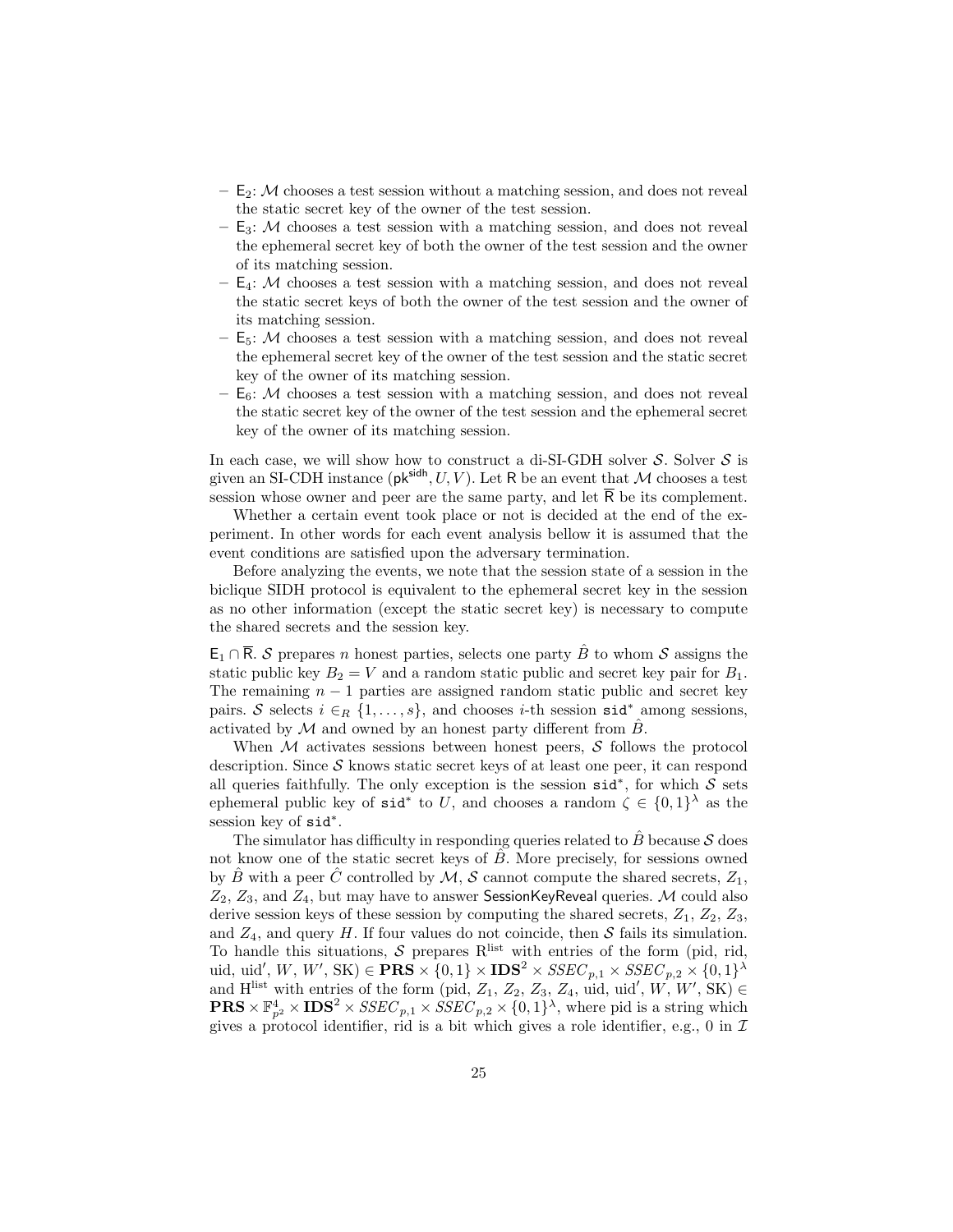- $\mathsf{E}_2$: $\mathcal{M}$ chooses a test session without a matching session, and does not reveal the static secret key of the owner of the test session.
- $\mathsf{E}_3$: $\mathcal{M}$ chooses a test session with a matching session, and does not reveal the ephemeral secret key of both the owner of the test session and the owner of its matching session.
- $\mathsf{E}_4$: $\mathcal{M}$ chooses a test session with a matching session, and does not reveal the static secret keys of both the owner of the test session and the owner of its matching session.
- $\mathsf{E}_5$: $\mathcal{M}$ chooses a test session with a matching session, and does not reveal the ephemeral secret key of the owner of the test session and the static secret key of the owner of its matching session.
- $\mathsf{E}_6$: $\mathcal{M}$ chooses a test session with a matching session, and does not reveal the static secret key of the owner of the test session and the ephemeral secret key of the owner of its matching session.

In each case, we will show how to construct a di-SI-GDH solver $\mathcal{S}$. Solver $\mathcal{S}$ is given an SI-CDH instance $(\mathsf{pk}^{\mathsf{sidh}}, U, V)$. Let $\mathsf{R}$ be an event that $\mathcal{M}$ chooses a test session whose owner and peer are the same party, and let $\overline{\mathsf{R}}$ be its complement.

Whether a certain event took place or not is decided at the end of the experiment. In other words for each event analysis bellow it is assumed that the event conditions are satisfied upon the adversary termination.

Before analyzing the events, we note that the session state of a session in the biclique SIDH protocol is equivalent to the ephemeral secret key in the session as no other information (except the static secret key) is necessary to compute the shared secrets and the session key.

$\mathsf{E}_1 \cap \overline{\mathsf{R}}$. $\mathcal{S}$ prepares $n$ honest parties, selects one party $\hat{B}$ to whom $\mathcal{S}$ assigns the static public key $B_2 = V$ and a random static public and secret key pair for $B_1$. The remaining $n-1$ parties are assigned random static public and secret key pairs. $\mathcal{S}$ selects $i \in_R \{1, \ldots, s\}$, and chooses $i$-th session $\mathtt{sid}^*$ among sessions, activated by $\mathcal{M}$ and owned by an honest party different from $\hat{B}$.

When $\mathcal{M}$ activates sessions between honest peers, $\mathcal{S}$ follows the protocol description. Since $\mathcal{S}$ knows static secret keys of at least one peer, it can respond all queries faithfully. The only exception is the session $\mathtt{sid}^*$, for which $\mathcal{S}$ sets ephemeral public key of $\mathtt{sid}^*$ to $U$, and chooses a random $\zeta \in \{0,1\}^\lambda$ as the session key of $\mathtt{sid}^*$.

The simulator has difficulty in responding queries related to $\hat{B}$ because $\mathcal{S}$ does not know one of the static secret keys of $\hat{B}$. More precisely, for sessions owned by $\hat{B}$ with a peer $\hat{C}$ controlled by $\mathcal{M}$, $\mathcal{S}$ cannot compute the shared secrets, $Z_1$, $Z_2$, $Z_3$, and $Z_4$, but may have to answer $\mathsf{SessionKeyReveal}$ queries. $\mathcal{M}$ could also derive session keys of these session by computing the shared secrets, $Z_1$, $Z_2$, $Z_3$, and $Z_4$, and query $H$. If four values do not coincide, then $\mathcal{S}$ fails its simulation. To handle this situations, $\mathcal{S}$ prepares $\mathrm{R}^{\mathrm{list}}$ with entries of the form (pid, rid, uid, uid$'$, $W$, $W'$, SK) $\in \mathbf{PRS} \times \{0,1\} \times \mathbf{IDS}^2 \times SSEC_{p,1} \times SSEC_{p,2} \times \{0,1\}^\lambda$ and $\mathrm{H}^{\mathrm{list}}$ with entries of the form (pid, $Z_1$, $Z_2$, $Z_3$, $Z_4$, uid, uid$'$, $W$, $W'$, SK) $\in \mathbf{PRS} \times \mathbb{F}_{p^2}^4 \times \mathbf{IDS}^2 \times SSEC_{p,1} \times SSEC_{p,2} \times \{0,1\}^\lambda$, where pid is a string which gives a protocol identifier, rid is a bit which gives a role identifier, e.g., 0 in $\mathcal{I}$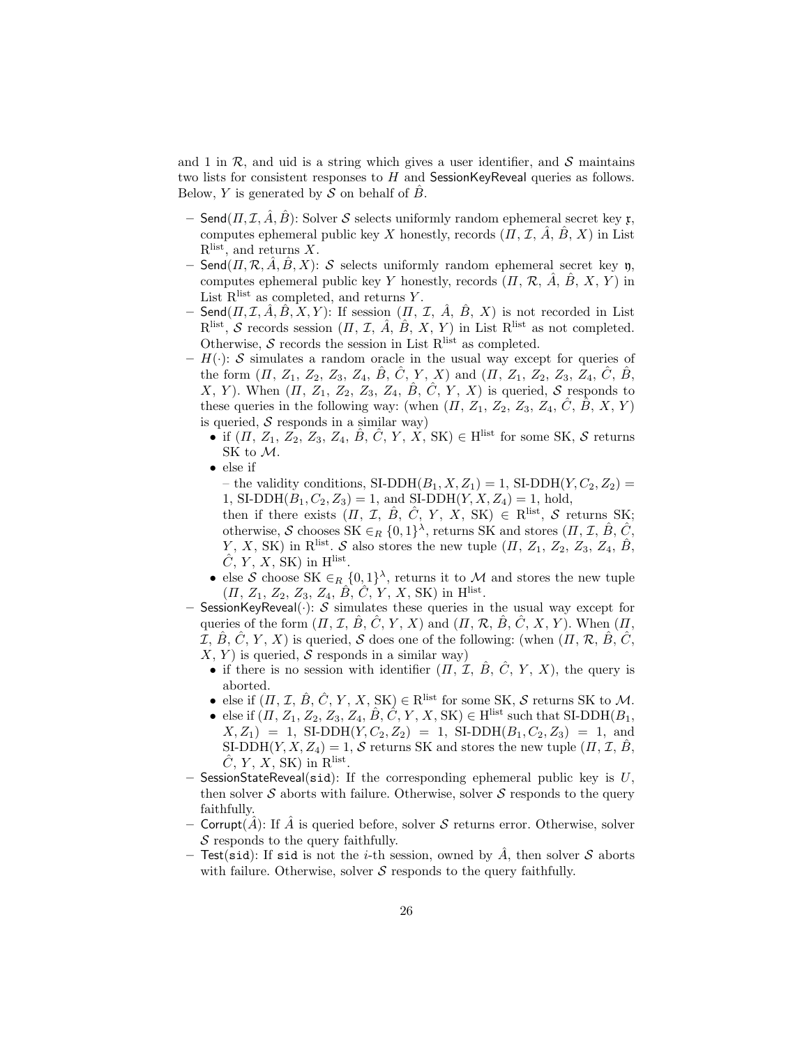and 1 in $\mathcal{R}$, and uid is a string which gives a user identifier, and $\mathcal{S}$ maintains two lists for consistent responses to $H$ and SessionKeyReveal queries as follows. Below, $Y$ is generated by $\mathcal{S}$ on behalf of $\hat{B}$.

- $\mathsf{Send}(\Pi, \mathcal{I}, \hat{A}, \hat{B})$: Solver $\mathcal{S}$ selects uniformly random ephemeral secret key $\mathfrak{x}$, computes ephemeral public key $X$ honestly, records $(\Pi, \mathcal{I}, \hat{A}, \hat{B}, X)$ in List $\mathrm{R}^{\mathrm{list}}$, and returns $X$.
- $\mathsf{Send}(\Pi, \mathcal{R}, \hat{A}, \hat{B}, X)$: $\mathcal{S}$ selects uniformly random ephemeral secret key $\mathfrak{y}$, computes ephemeral public key $Y$ honestly, records $(\Pi, \mathcal{R}, \hat{A}, \hat{B}, X, Y)$ in List $\mathrm{R}^{\mathrm{list}}$ as completed, and returns $Y$.
- $\mathsf{Send}(\Pi, \mathcal{I}, \hat{A}, \hat{B}, X, Y)$: If session $(\Pi, \mathcal{I}, \hat{A}, \hat{B}, X)$ is not recorded in List $\mathrm{R}^{\mathrm{list}}$, $\mathcal{S}$ records session $(\Pi, \mathcal{I}, \hat{A}, \hat{B}, X, Y)$ in List $\mathrm{R}^{\mathrm{list}}$ as not completed. Otherwise, $\mathcal{S}$ records the session in List $\mathrm{R}^{\mathrm{list}}$ as completed.
- $H(\cdot)$: $\mathcal{S}$ simulates a random oracle in the usual way except for queries of the form $(\Pi, Z_1, Z_2, Z_3, Z_4, \hat{B}, \hat{C}, Y, X)$ and $(\Pi, Z_1, Z_2, Z_3, Z_4, \hat{C}, \hat{B}, X, Y)$. When $(\Pi, Z_1, Z_2, Z_3, Z_4, \hat{B}, \hat{C}, Y, X)$ is queried, $\mathcal{S}$ responds to these queries in the following way: (when $(\Pi, Z_1, Z_2, Z_3, Z_4, \hat{C}, \hat{B}, X, Y)$ is queried, $\mathcal{S}$ responds in a similar way)
  - if $(\Pi, Z_1, Z_2, Z_3, Z_4, \hat{B}, \hat{C}, Y, X, \mathrm{SK}) \in \mathrm{H}^{\mathrm{list}}$ for some SK, $\mathcal{S}$ returns SK to $\mathcal{M}$.
  - else if
    - the validity conditions, $\text{SI-DDH}(B_1, X, Z_1) = 1$, $\text{SI-DDH}(Y, C_2, Z_2) = 1$, $\text{SI-DDH}(B_1, C_2, Z_3) = 1$, and $\text{SI-DDH}(Y, X, Z_4) = 1$, hold,

    then if there exists $(\Pi, \mathcal{I}, \hat{B}, \hat{C}, Y, X, \mathrm{SK}) \in \mathrm{R}^{\mathrm{list}}$, $\mathcal{S}$ returns SK; otherwise, $\mathcal{S}$ chooses $\mathrm{SK} \in_R \{0,1\}^{\lambda}$, returns SK and stores $(\Pi, \mathcal{I}, \hat{B}, \hat{C}, Y, X, \mathrm{SK})$ in $\mathrm{R}^{\mathrm{list}}$. $\mathcal{S}$ also stores the new tuple $(\Pi, Z_1, Z_2, Z_3, Z_4, \hat{B}, \hat{C}, Y, X, \mathrm{SK})$ in $\mathrm{H}^{\mathrm{list}}$.
  - else $\mathcal{S}$ choose $\mathrm{SK} \in_R \{0,1\}^{\lambda}$, returns it to $\mathcal{M}$ and stores the new tuple $(\Pi, Z_1, Z_2, Z_3, Z_4, \hat{B}, \hat{C}, Y, X, \mathrm{SK})$ in $\mathrm{H}^{\mathrm{list}}$.
- $\mathsf{SessionKeyReveal}(\cdot)$: $\mathcal{S}$ simulates these queries in the usual way except for queries of the form $(\Pi, \mathcal{I}, \hat{B}, \hat{C}, Y, X)$ and $(\Pi, \mathcal{R}, \hat{B}, \hat{C}, X, Y)$. When $(\Pi, \mathcal{I}, \hat{B}, \hat{C}, Y, X)$ is queried, $\mathcal{S}$ does one of the following: (when $(\Pi, \mathcal{R}, \hat{B}, \hat{C}, X, Y)$ is queried, $\mathcal{S}$ responds in a similar way)
  - if there is no session with identifier $(\Pi, \mathcal{I}, \hat{B}, \hat{C}, Y, X)$, the query is aborted.
  - else if $(\Pi, \mathcal{I}, \hat{B}, \hat{C}, Y, X, \mathrm{SK}) \in \mathrm{R}^{\mathrm{list}}$ for some SK, $\mathcal{S}$ returns SK to $\mathcal{M}$.
  - else if $(\Pi, Z_1, Z_2, Z_3, Z_4, \hat{B}, \hat{C}, Y, X, \mathrm{SK}) \in \mathrm{H}^{\mathrm{list}}$ such that $\text{SI-DDH}(B_1, X, Z_1) = 1$, $\text{SI-DDH}(Y, C_2, Z_2) = 1$, $\text{SI-DDH}(B_1, C_2, Z_3) = 1$, and $\text{SI-DDH}(Y, X, Z_4) = 1$, $\mathcal{S}$ returns SK and stores the new tuple $(\Pi, \mathcal{I}, \hat{B}, \hat{C}, Y, X, \mathrm{SK})$ in $\mathrm{R}^{\mathrm{list}}$.
- $\mathsf{SessionStateReveal}(\mathtt{sid})$: If the corresponding ephemeral public key is $U$, then solver $\mathcal{S}$ aborts with failure. Otherwise, solver $\mathcal{S}$ responds to the query faithfully.
- $\mathsf{Corrupt}(\hat{A})$: If $\hat{A}$ is queried before, solver $\mathcal{S}$ returns error. Otherwise, solver $\mathcal{S}$ responds to the query faithfully.
- $\mathsf{Test}(\mathtt{sid})$: If $\mathtt{sid}$ is not the $i$-th session, owned by $\hat{A}$, then solver $\mathcal{S}$ aborts with failure. Otherwise, solver $\mathcal{S}$ responds to the query faithfully.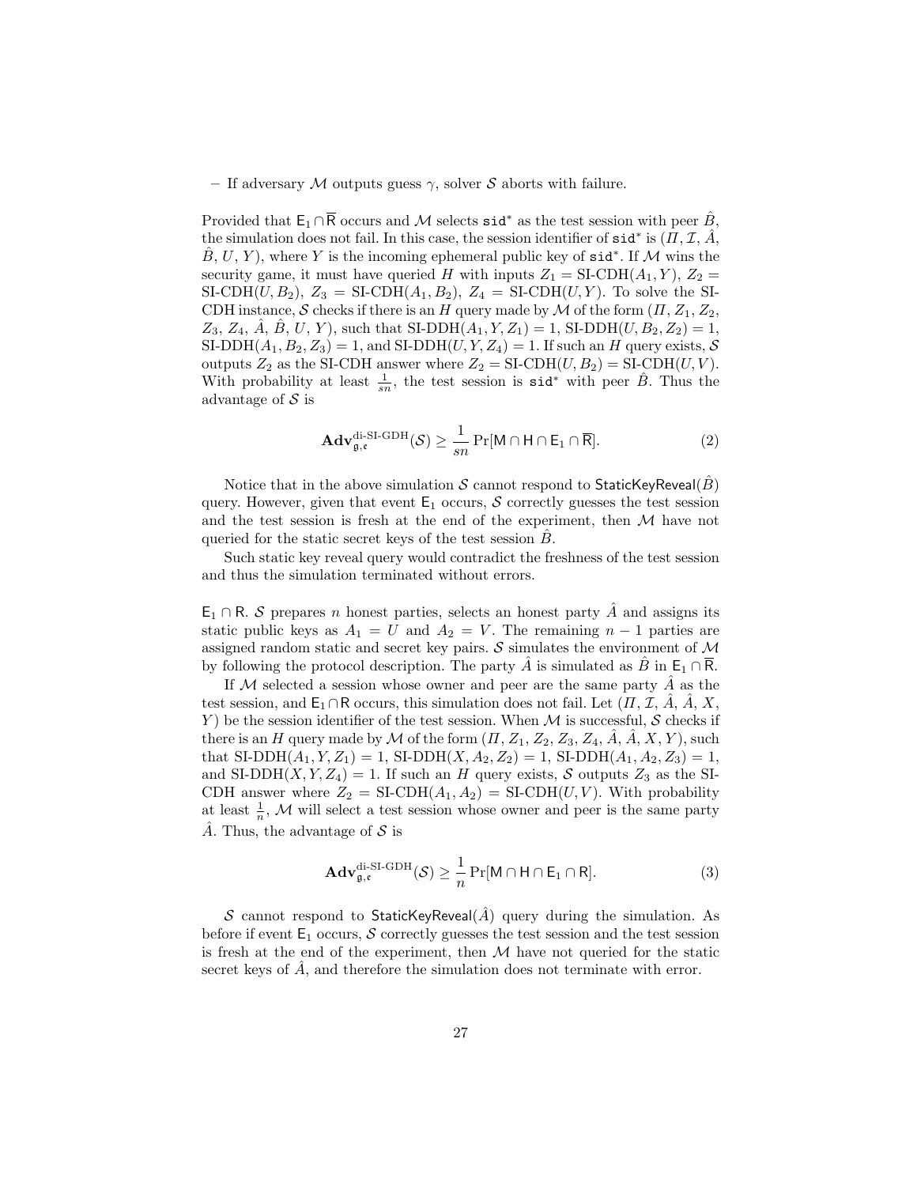– If adversary $\mathcal{M}$ outputs guess $\gamma$, solver $\mathcal{S}$ aborts with failure.

Provided that $\mathsf{E}_1 \cap \overline{\mathsf{R}}$ occurs and $\mathcal{M}$ selects $\mathtt{sid}^*$ as the test session with peer $\hat{B}$, the simulation does not fail. In this case, the session identifier of $\mathtt{sid}^*$ is $(\Pi, \mathcal{I}, \hat{A}, \hat{B}, U, Y)$, where $Y$ is the incoming ephemeral public key of $\mathtt{sid}^*$. If $\mathcal{M}$ wins the security game, it must have queried $H$ with inputs $Z_1 = \text{SI-CDH}(A_1, Y)$, $Z_2 = \text{SI-CDH}(U, B_2)$, $Z_3 = \text{SI-CDH}(A_1, B_2)$, $Z_4 = \text{SI-CDH}(U, Y)$. To solve the SI-CDH instance, $\mathcal{S}$ checks if there is an $H$ query made by $\mathcal{M}$ of the form $(\Pi, Z_1, Z_2, Z_3, Z_4, \hat{A}, \hat{B}, U, Y)$, such that $\text{SI-DDH}(A_1, Y, Z_1) = 1$, $\text{SI-DDH}(U, B_2, Z_2) = 1$, $\text{SI-DDH}(A_1, B_2, Z_3) = 1$, and $\text{SI-DDH}(U, Y, Z_4) = 1$. If such an $H$ query exists, $\mathcal{S}$ outputs $Z_2$ as the SI-CDH answer where $Z_2 = \text{SI-CDH}(U, B_2) = \text{SI-CDH}(U, V)$. With probability at least $\frac{1}{sn}$, the test session is $\mathtt{sid}^*$ with peer $\hat{B}$. Thus the advantage of $\mathcal{S}$ is

$$\mathbf{Adv}^{\text{di-SI-GDH}}_{\mathfrak{g},\mathfrak{e}}(\mathcal{S}) \geq \frac{1}{sn} \Pr[\mathsf{M} \cap \mathsf{H} \cap \mathsf{E}_1 \cap \overline{\mathsf{R}}]. \tag{2}$$

Notice that in the above simulation $\mathcal{S}$ cannot respond to $\mathsf{StaticKeyReveal}(\hat{B})$ query. However, given that event $\mathsf{E}_1$ occurs, $\mathcal{S}$ correctly guesses the test session and the test session is fresh at the end of the experiment, then $\mathcal{M}$ have not queried for the static secret keys of the test session $\hat{B}$.

Such static key reveal query would contradict the freshness of the test session and thus the simulation terminated without errors.

$\mathsf{E}_1 \cap \mathsf{R}$. $\mathcal{S}$ prepares $n$ honest parties, selects an honest party $\hat{A}$ and assigns its static public keys as $A_1 = U$ and $A_2 = V$. The remaining $n-1$ parties are assigned random static and secret key pairs. $\mathcal{S}$ simulates the environment of $\mathcal{M}$ by following the protocol description. The party $\hat{A}$ is simulated as $\hat{B}$ in $\mathsf{E}_1 \cap \overline{\mathsf{R}}$.

If $\mathcal{M}$ selected a session whose owner and peer are the same party $\hat{A}$ as the test session, and $\mathsf{E}_1 \cap \mathsf{R}$ occurs, this simulation does not fail. Let $(\Pi, \mathcal{I}, \hat{A}, \hat{A}, X, Y)$ be the session identifier of the test session. When $\mathcal{M}$ is successful, $\mathcal{S}$ checks if there is an $H$ query made by $\mathcal{M}$ of the form $(\Pi, Z_1, Z_2, Z_3, Z_4, \hat{A}, \hat{A}, X, Y)$, such that $\text{SI-DDH}(\hat{A}_1, Y, Z_1) = 1$, $\text{SI-DDH}(X, A_2, Z_2) = 1$, $\text{SI-DDH}(A_1, A_2, Z_3) = 1$, and $\text{SI-DDH}(X, Y, Z_4) = 1$. If such an $H$ query exists, $\mathcal{S}$ outputs $Z_3$ as the SI-CDH answer where $Z_2 = \text{SI-CDH}(A_1, A_2) = \text{SI-CDH}(U, V)$. With probability at least $\frac{1}{n}$, $\mathcal{M}$ will select a test session whose owner and peer is the same party $\hat{A}$. Thus, the advantage of $\mathcal{S}$ is

$$\mathbf{Adv}^{\text{di-SI-GDH}}_{\mathfrak{g},\mathfrak{e}}(\mathcal{S}) \geq \frac{1}{n} \Pr[\mathsf{M} \cap \mathsf{H} \cap \mathsf{E}_1 \cap \mathsf{R}]. \tag{3}$$

$\mathcal{S}$ cannot respond to $\mathsf{StaticKeyReveal}(\hat{A})$ query during the simulation. As before if event $\mathsf{E}_1$ occurs, $\mathcal{S}$ correctly guesses the test session and the test session is fresh at the end of the experiment, then $\mathcal{M}$ have not queried for the static secret keys of $\hat{A}$, and therefore the simulation does not terminate with error.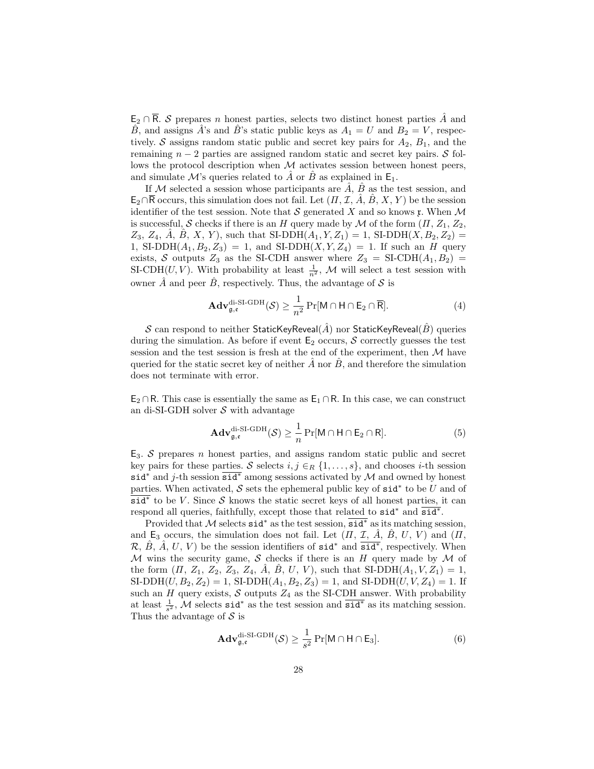$\mathsf{E}_2 \cap \overline{\mathsf{R}}$. $\mathcal{S}$ prepares $n$ honest parties, selects two distinct honest parties $\hat{A}$ and $\hat{B}$, and assigns $\hat{A}$'s and $\hat{B}$'s static public keys as $A_1 = U$ and $B_2 = V$, respectively. $\mathcal{S}$ assigns random static public and secret key pairs for $A_2$, $B_1$, and the remaining $n-2$ parties are assigned random static and secret key pairs. $\mathcal{S}$ follows the protocol description when $\mathcal{M}$ activates session between honest peers, and simulate $\mathcal{M}$'s queries related to $\hat{A}$ or $\hat{B}$ as explained in $\mathsf{E}_1$.

If $\mathcal{M}$ selected a session whose participants are $\hat{A}$, $\hat{B}$ as the test session, and $\mathsf{E}_2 \cap \overline{\mathsf{R}}$ occurs, this simulation does not fail. Let $(\Pi, \mathcal{I}, \hat{A}, \hat{B}, X, Y)$ be the session identifier of the test session. Note that $\mathcal{S}$ generated $X$ and so knows $\mathfrak{x}$. When $\mathcal{M}$ is successful, $\mathcal{S}$ checks if there is an $H$ query made by $\mathcal{M}$ of the form $(\Pi, Z_1, Z_2, Z_3, Z_4, \hat{A}, \hat{B}, X, Y)$, such that $\text{SI-DDH}(A_1, Y, Z_1) = 1$, $\text{SI-DDH}(X, B_2, Z_2) = 1$, $\text{SI-DDH}(A_1, B_2, Z_3) = 1$, and $\text{SI-DDH}(X, Y, Z_4) = 1$. If such an $H$ query exists, $\mathcal{S}$ outputs $Z_3$ as the SI-CDH answer where $Z_3 = \text{SI-CDH}(A_1, B_2) = \text{SI-CDH}(U, V)$. With probability at least $\frac{1}{n^2}$, $\mathcal{M}$ will select a test session with owner $\hat{A}$ and peer $\hat{B}$, respectively. Thus, the advantage of $\mathcal{S}$ is

$$\mathbf{Adv}^{\text{di-SI-GDH}}_{\mathfrak{g},\mathfrak{e}}(\mathcal{S}) \geq \frac{1}{n^2} \Pr[\mathsf{M} \cap \mathsf{H} \cap \mathsf{E}_2 \cap \overline{\mathsf{R}}]. \tag{4}$$

$\mathcal{S}$ can respond to neither $\mathsf{StaticKeyReveal}(\hat{A})$ nor $\mathsf{StaticKeyReveal}(\hat{B})$ queries during the simulation. As before if event $\mathsf{E}_2$ occurs, $\mathcal{S}$ correctly guesses the test session and the test session is fresh at the end of the experiment, then $\mathcal{M}$ have queried for the static secret key of neither $\hat{A}$ nor $\hat{B}$, and therefore the simulation does not terminate with error.

$\mathsf{E}_2 \cap \mathsf{R}$. This case is essentially the same as $\mathsf{E}_1 \cap \mathsf{R}$. In this case, we can construct an di-SI-GDH solver $\mathcal{S}$ with advantage

$$\mathbf{Adv}^{\text{di-SI-GDH}}_{\mathfrak{g},\mathfrak{e}}(\mathcal{S}) \geq \frac{1}{n} \Pr[\mathsf{M} \cap \mathsf{H} \cap \mathsf{E}_2 \cap \mathsf{R}]. \tag{5}$$

$\mathsf{E}_3$. $\mathcal{S}$ prepares $n$ honest parties, and assigns random static public and secret key pairs for these parties. $\mathcal{S}$ selects $i, j \in_R \{1, \ldots, s\}$, and chooses $i$-th session $\mathtt{sid}^*$ and $j$-th session $\overline{\mathtt{sid}^*}$ among sessions activated by $\mathcal{M}$ and owned by honest parties. When activated, $\mathcal{S}$ sets the ephemeral public key of $\mathtt{sid}^*$ to be $U$ and of $\overline{\mathtt{sid}^*}$ to be $V$. Since $\mathcal{S}$ knows the static secret keys of all honest parties, it can respond all queries, faithfully, except those that related to $\mathtt{sid}^*$ and $\overline{\mathtt{sid}^*}$.

Provided that $\mathcal{M}$ selects $\mathtt{sid}^*$ as the test session, $\overline{\mathtt{sid}^*}$ as its matching session, and $\mathsf{E}_3$ occurs, the simulation does not fail. Let $(\Pi, \mathcal{I}, \hat{A}, \hat{B}, U, V)$ and $(\Pi, \mathcal{R}, \hat{B}, \hat{A}, U, V)$ be the session identifiers of $\mathtt{sid}^*$ and $\overline{\mathtt{sid}^*}$, respectively. When $\mathcal{M}$ wins the security game, $\mathcal{S}$ checks if there is an $H$ query made by $\mathcal{M}$ of the form $(\Pi, Z_1, Z_2, Z_3, Z_4, \hat{A}, \hat{B}, U, V)$, such that $\text{SI-DDH}(A_1, V, Z_1) = 1$, $\text{SI-DDH}(U, B_2, Z_2) = 1$, $\text{SI-DDH}(A_1, B_2, Z_3) = 1$, and $\text{SI-DDH}(U, V, Z_4) = 1$. If such an $H$ query exists, $\mathcal{S}$ outputs $Z_4$ as the SI-CDH answer. With probability at least $\frac{1}{s^2}$, $\mathcal{M}$ selects $\mathtt{sid}^*$ as the test session and $\overline{\mathtt{sid}^*}$ as its matching session. Thus the advantage of $\mathcal{S}$ is

$$\mathbf{Adv}^{\text{di-SI-GDH}}_{\mathfrak{g},\mathfrak{e}}(\mathcal{S}) \geq \frac{1}{s^2} \Pr[\mathsf{M} \cap \mathsf{H} \cap \mathsf{E}_3]. \tag{6}$$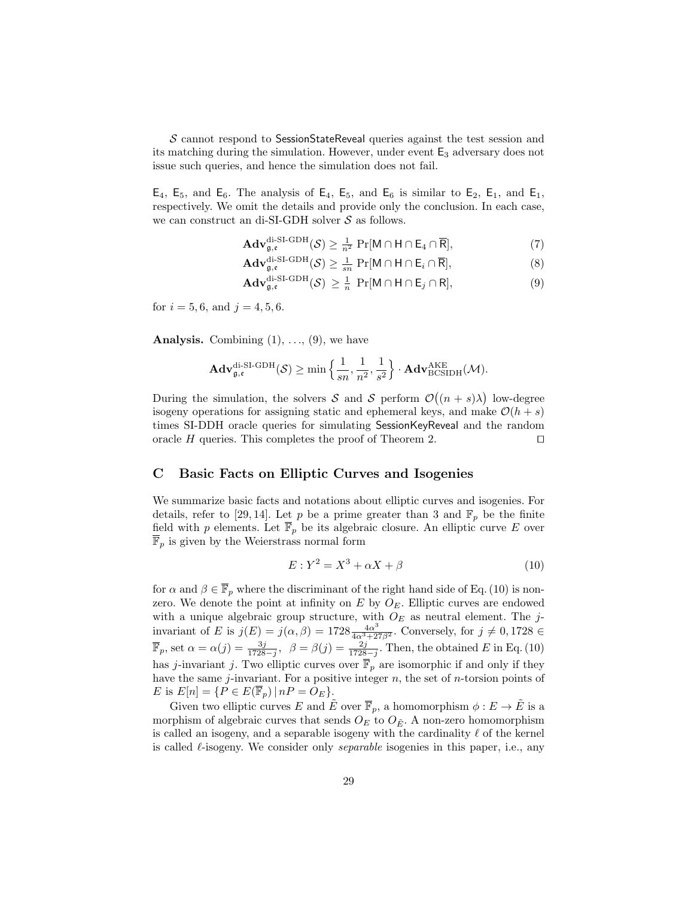$\mathcal{S}$ cannot respond to SessionStateReveal queries against the test session and its matching during the simulation. However, under event $\mathsf{E}_3$ adversary does not issue such queries, and hence the simulation does not fail.

$\mathsf{E}_4$, $\mathsf{E}_5$, and $\mathsf{E}_6$. The analysis of $\mathsf{E}_4$, $\mathsf{E}_5$, and $\mathsf{E}_6$ is similar to $\mathsf{E}_2$, $\mathsf{E}_1$, and $\mathsf{E}_1$, respectively. We omit the details and provide only the conclusion. In each case, we can construct an di-SI-GDH solver $\mathcal{S}$ as follows.

$$\mathbf{Adv}^{\text{di-SI-GDH}}_{\mathfrak{g},\mathfrak{e}}(\mathcal{S}) \geq \tfrac{1}{n^2} \Pr[\mathsf{M} \cap \mathsf{H} \cap \mathsf{E}_4 \cap \overline{\mathsf{R}}], \tag{7}$$

$$\mathbf{Adv}^{\text{di-SI-GDH}}_{\mathfrak{g},\mathfrak{e}}(\mathcal{S}) \geq \tfrac{1}{sn} \Pr[\mathsf{M} \cap \mathsf{H} \cap \mathsf{E}_i \cap \overline{\mathsf{R}}], \tag{8}$$

$$\mathbf{Adv}^{\text{di-SI-GDH}}_{\mathfrak{g},\mathfrak{e}}(\mathcal{S}) \geq \tfrac{1}{n} \Pr[\mathsf{M} \cap \mathsf{H} \cap \mathsf{E}_j \cap \mathsf{R}], \tag{9}$$

for $i = 5, 6$, and $j = 4, 5, 6$.

**Analysis.** Combining (1), …, (9), we have

$$\mathbf{Adv}^{\text{di-SI-GDH}}_{\mathfrak{g},\mathfrak{e}}(\mathcal{S}) \geq \min\left\{\frac{1}{sn}, \frac{1}{n^2}, \frac{1}{s^2}\right\} \cdot \mathbf{Adv}^{\text{AKE}}_{\text{BCSIDH}}(\mathcal{M}).$$

During the simulation, the solvers $\mathcal{S}$ and $\mathcal{S}$ perform $\mathcal{O}\big((n+s)\lambda\big)$ low-degree isogeny operations for assigning static and ephemeral keys, and make $\mathcal{O}(h+s)$ times SI-DDH oracle queries for simulating SessionKeyReveal and the random oracle $H$ queries. This completes the proof of Theorem 2. □

## C Basic Facts on Elliptic Curves and Isogenies

We summarize basic facts and notations about elliptic curves and isogenies. For details, refer to [29, 14]. Let $p$ be a prime greater than 3 and $\mathbb{F}_p$ be the finite field with $p$ elements. Let $\overline{\mathbb{F}}_p$ be its algebraic closure. An elliptic curve $E$ over $\overline{\mathbb{F}}_p$ is given by the Weierstrass normal form

$$E : Y^2 = X^3 + \alpha X + \beta \tag{10}$$

for $\alpha$ and $\beta \in \overline{\mathbb{F}}_p$ where the discriminant of the right hand side of Eq. (10) is non-zero. We denote the point at infinity on $E$ by $O_E$. Elliptic curves are endowed with a unique algebraic group structure, with $O_E$ as neutral element. The $j$-invariant of $E$ is $j(E) = j(\alpha, \beta) = 1728\frac{4\alpha^3}{4\alpha^3+27\beta^2}$. Conversely, for $j \neq 0, 1728 \in \overline{\mathbb{F}}_p$, set $\alpha = \alpha(j) = \frac{3j}{1728-j}$, $\beta = \beta(j) = \frac{2j}{1728-j}$. Then, the obtained $E$ in Eq. (10) has $j$-invariant $j$. Two elliptic curves over $\overline{\mathbb{F}}_p$ are isomorphic if and only if they have the same $j$-invariant. For a positive integer $n$, the set of $n$-torsion points of $E$ is $E[n] = \{P \in E(\overline{\mathbb{F}}_p) \,|\, nP = O_E\}$.

Given two elliptic curves $E$ and $\tilde{E}$ over $\overline{\mathbb{F}}_p$, a homomorphism $\phi : E \to \tilde{E}$ is a morphism of algebraic curves that sends $O_E$ to $O_{\tilde{E}}$. A non-zero homomorphism is called an isogeny, and a separable isogeny with the cardinality $\ell$ of the kernel is called $\ell$-isogeny. We consider only *separable* isogenies in this paper, i.e., any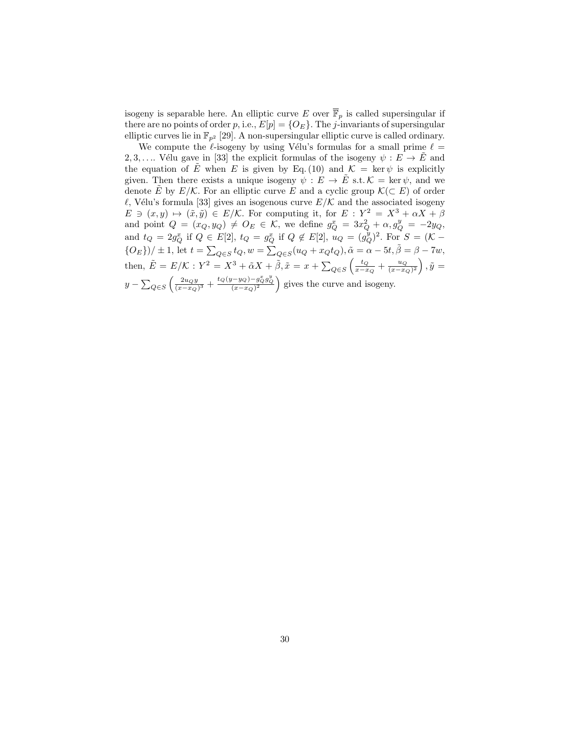isogeny is separable here. An elliptic curve $E$ over $\overline{\mathbb{F}}_p$ is called supersingular if there are no points of order $p$, i.e., $E[p] = \{O_E\}$. The $j$-invariants of supersingular elliptic curves lie in $\mathbb{F}_{p^2}$ [29]. A non-supersingular elliptic curve is called ordinary.

We compute the $\ell$-isogeny by using Vélu's formulas for a small prime $\ell = 2, 3, \ldots$. Vélu gave in [33] the explicit formulas of the isogeny $\psi : E \to \tilde{E}$ and the equation of $\tilde{E}$ when $E$ is given by Eq. (10) and $\mathcal{K} = \ker \psi$ is explicitly given. Then there exists a unique isogeny $\psi : E \to \tilde{E}$ s.t. $\mathcal{K} = \ker \psi$, and we denote $\tilde{E}$ by $E/\mathcal{K}$. For an elliptic curve $E$ and a cyclic group $\mathcal{K} (\subset E)$ of order $\ell$, Vélu's formula [33] gives an isogenous curve $E/\mathcal{K}$ and the associated isogeny $E \ni (x, y) \mapsto (\tilde{x}, \tilde{y}) \in E/\mathcal{K}$. For computing it, for $E : Y^2 = X^3 + \alpha X + \beta$ and point $Q = (x_Q, y_Q) \neq O_E \in \mathcal{K}$, we define $g_Q^x = 3x_Q^2 + \alpha, g_Q^y = -2y_Q$, and $t_Q = 2g_Q^x$ if $Q \in E[2]$, $t_Q = g_Q^x$ if $Q \notin E[2]$, $u_Q = (g_Q^y)^2$. For $S = (\mathcal{K} - \{O_E\})/\pm 1$, let $t = \sum_{Q \in S} t_Q, w = \sum_{Q \in S}(u_Q + x_Q t_Q), \tilde{\alpha} = \alpha - 5t, \tilde{\beta} = \beta - 7w$, then, $\tilde{E} = E/\mathcal{K} : Y^2 = X^3 + \tilde{\alpha}X + \tilde{\beta}, \tilde{x} = x + \sum_{Q \in S}\left(\frac{t_Q}{x - x_Q} + \frac{u_Q}{(x - x_Q)^2}\right), \tilde{y} = y - \sum_{Q \in S}\left(\frac{2u_Q y}{(x - x_Q)^3} + \frac{t_Q(y - y_Q) - g_Q^x g_Q^y}{(x - x_Q)^2}\right)$ gives the curve and isogeny.